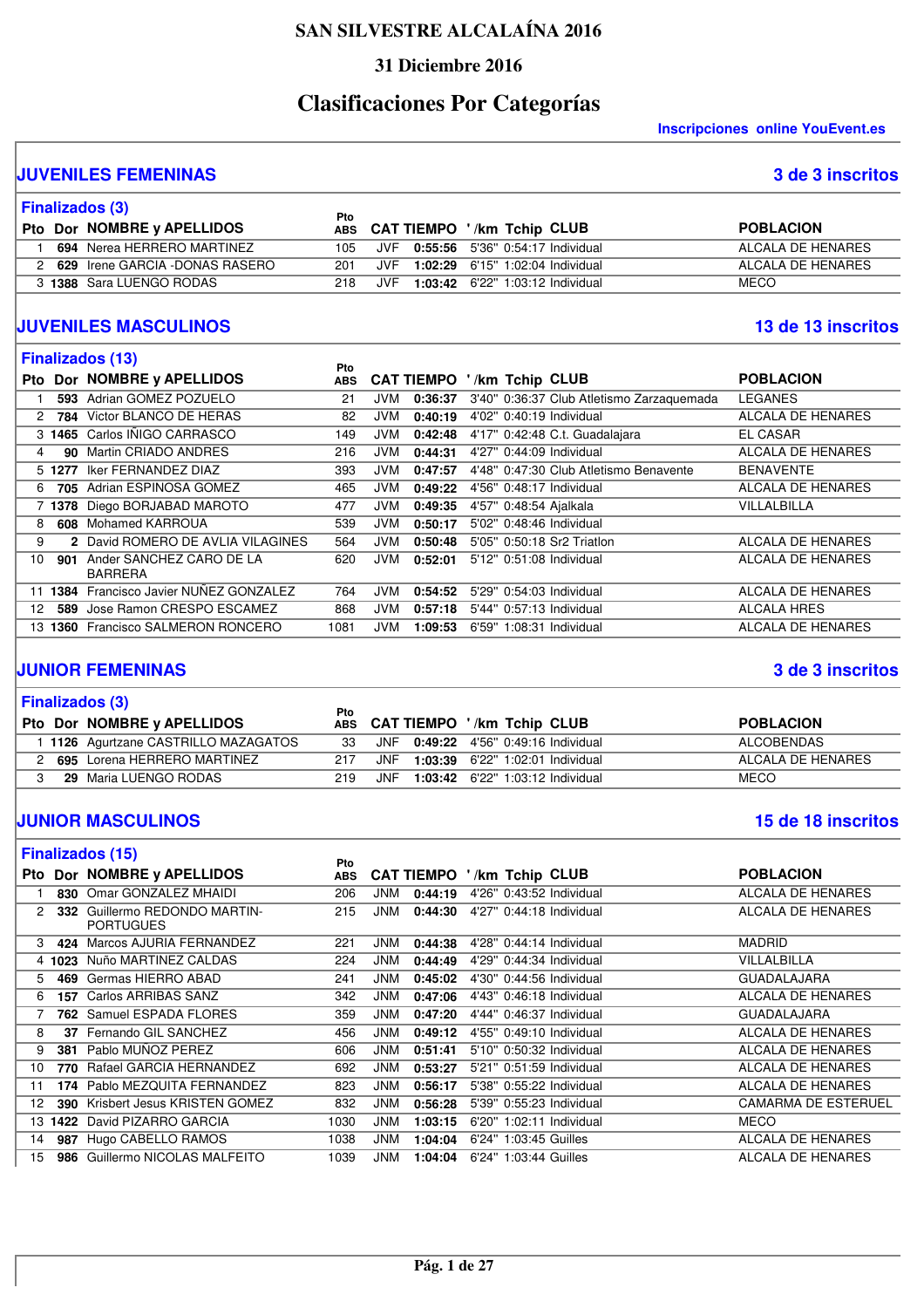# SAN SILVESTRE ALCALAÍNA 2016

## 31 Diciembre 2016

## Clasificaciones Por Categorías

Inscripciones online YouEvent.es

### JUVENILES FEMENINAS — 3 de 3 inscritos

**Finalizados (3)**

| Pto | Dor | NOMBRE y APELLIDOS | Pto ABS | CAT | TIEMPO | '/km | Tchip | CLUB | POBLACION |
|---|---|---|---|---|---|---|---|---|---|
| 1 | 694 | Nerea HERRERO MARTINEZ | 105 | JVF | 0:55:56 | 5'36" | 0:54:17 | Individual | ALCALA DE HENARES |
| 2 | 629 | Irene GARCIA -DONAS RASERO | 201 | JVF | 1:02:29 | 6'15" | 1:02:04 | Individual | ALCALA DE HENARES |
| 3 | 1388 | Sara LUENGO RODAS | 218 | JVF | 1:03:42 | 6'22" | 1:03:12 | Individual | MECO |

### JUVENILES MASCULINOS — 13 de 13 inscritos

**Finalizados (13)**

| Pto | Dor | NOMBRE y APELLIDOS | Pto ABS | CAT | TIEMPO | '/km | Tchip | CLUB | POBLACION |
|---|---|---|---|---|---|---|---|---|---|
| 1 | 593 | Adrian GOMEZ POZUELO | 21 | JVM | 0:36:37 | 3'40" | 0:36:37 | Club Atletismo Zarzaquemada | LEGANES |
| 2 | 784 | Victor BLANCO DE HERAS | 82 | JVM | 0:40:19 | 4'02" | 0:40:19 | Individual | ALCALA DE HENARES |
| 3 | 1465 | Carlos IÑIGO CARRASCO | 149 | JVM | 0:42:48 | 4'17" | 0:42:48 | C.t. Guadalajara | EL CASAR |
| 4 | 90 | Martin CRIADO ANDRES | 216 | JVM | 0:44:31 | 4'27" | 0:44:09 | Individual | ALCALA DE HENARES |
| 5 | 1277 | Iker FERNANDEZ DIAZ | 393 | JVM | 0:47:57 | 4'48" | 0:47:30 | Club Atletismo Benavente | BENAVENTE |
| 6 | 705 | Adrian ESPINOSA GOMEZ | 465 | JVM | 0:49:22 | 4'56" | 0:48:17 | Individual | ALCALA DE HENARES |
| 7 | 1378 | Diego BORJABAD MAROTO | 477 | JVM | 0:49:35 | 4'57" | 0:48:54 | Ajalkala | VILLALBILLA |
| 8 | 608 | Mohamed KARROUA | 539 | JVM | 0:50:17 | 5'02" | 0:48:46 | Individual | |
| 9 | 2 | David ROMERO DE AVLIA VILAGINES | 564 | JVM | 0:50:48 | 5'05" | 0:50:18 | Sr2 Triatlon | ALCALA DE HENARES |
| 10 | 901 | Ander SANCHEZ CARO DE LA BARRERA | 620 | JVM | 0:52:01 | 5'12" | 0:51:08 | Individual | ALCALA DE HENARES |
| 11 | 1384 | Francisco Javier NUÑEZ GONZALEZ | 764 | JVM | 0:54:52 | 5'29" | 0:54:03 | Individual | ALCALA DE HENARES |
| 12 | 589 | Jose Ramon CRESPO ESCAMEZ | 868 | JVM | 0:57:18 | 5'44" | 0:57:13 | Individual | ALCALA HRES |
| 13 | 1360 | Francisco SALMERON RONCERO | 1081 | JVM | 1:09:53 | 6'59" | 1:08:31 | Individual | ALCALA DE HENARES |

### JUNIOR FEMENINAS — 3 de 3 inscritos

**Finalizados (3)**

| Pto | Dor | NOMBRE y APELLIDOS | Pto ABS | CAT | TIEMPO | '/km | Tchip | CLUB | POBLACION |
|---|---|---|---|---|---|---|---|---|---|
| 1 | 1126 | Agurtzane CASTRILLO MAZAGATOS | 33 | JNF | 0:49:22 | 4'56" | 0:49:16 | Individual | ALCOBENDAS |
| 2 | 695 | Lorena HERRERO MARTINEZ | 217 | JNF | 1:03:39 | 6'22" | 1:02:01 | Individual | ALCALA DE HENARES |
| 3 | 29 | Maria LUENGO RODAS | 219 | JNF | 1:03:42 | 6'22" | 1:03:12 | Individual | MECO |

### JUNIOR MASCULINOS — 15 de 18 inscritos

**Finalizados (15)**

| Pto | Dor | NOMBRE y APELLIDOS | Pto ABS | CAT | TIEMPO | '/km | Tchip | CLUB | POBLACION |
|---|---|---|---|---|---|---|---|---|---|
| 1 | 830 | Omar GONZALEZ MHAIDI | 206 | JNM | 0:44:19 | 4'26" | 0:43:52 | Individual | ALCALA DE HENARES |
| 2 | 332 | Guillermo REDONDO MARTIN-PORTUGUES | 215 | JNM | 0:44:30 | 4'27" | 0:44:18 | Individual | ALCALA DE HENARES |
| 3 | 424 | Marcos AJURIA FERNANDEZ | 221 | JNM | 0:44:38 | 4'28" | 0:44:14 | Individual | MADRID |
| 4 | 1023 | Nuño MARTINEZ CALDAS | 224 | JNM | 0:44:49 | 4'29" | 0:44:34 | Individual | VILLALBILLA |
| 5 | 469 | Germas HIERRO ABAD | 241 | JNM | 0:45:02 | 4'30" | 0:44:56 | Individual | GUADALAJARA |
| 6 | 157 | Carlos ARRIBAS SANZ | 342 | JNM | 0:47:06 | 4'43" | 0:46:18 | Individual | ALCALA DE HENARES |
| 7 | 762 | Samuel ESPADA FLORES | 359 | JNM | 0:47:20 | 4'44" | 0:46:37 | Individual | GUADALAJARA |
| 8 | 37 | Fernando GIL SANCHEZ | 456 | JNM | 0:49:12 | 4'55" | 0:49:10 | Individual | ALCALA DE HENARES |
| 9 | 381 | Pablo MUÑOZ PEREZ | 606 | JNM | 0:51:41 | 5'10" | 0:50:32 | Individual | ALCALA DE HENARES |
| 10 | 770 | Rafael GARCIA HERNANDEZ | 692 | JNM | 0:53:27 | 5'21" | 0:51:59 | Individual | ALCALA DE HENARES |
| 11 | 174 | Pablo MEZQUITA FERNANDEZ | 823 | JNM | 0:56:17 | 5'38" | 0:55:22 | Individual | ALCALA DE HENARES |
| 12 | 390 | Krisbert Jesus KRISTEN GOMEZ | 832 | JNM | 0:56:28 | 5'39" | 0:55:23 | Individual | CAMARMA DE ESTERUEL |
| 13 | 1422 | David PIZARRO GARCIA | 1030 | JNM | 1:03:15 | 6'20" | 1:02:11 | Individual | MECO |
| 14 | 987 | Hugo CABELLO RAMOS | 1038 | JNM | 1:04:04 | 6'24" | 1:03:45 | Guilles | ALCALA DE HENARES |
| 15 | 986 | Guillermo NICOLAS MALFEITO | 1039 | JNM | 1:04:04 | 6'24" | 1:03:44 | Guilles | ALCALA DE HENARES |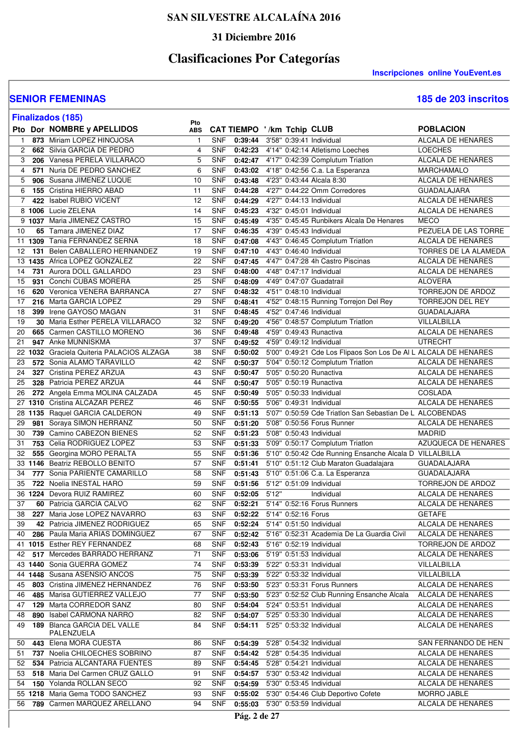# SAN SILVESTRE ALCALAÍNA 2016

### 31 Diciembre 2016

## Clasificaciones Por Categorías

**Inscripciones online YouEvent.es**

## SENIOR FEMENINAS

**185 de 203 inscritos**

**Finalizados (185)**

| Pto | Dor | NOMBRE y APELLIDOS | Pto ABS | CAT | TIEMPO | '/km | Tchip | CLUB | POBLACION |
|---|---|---|---|---|---|---|---|---|---|
| 1 | **873** | Miriam LOPEZ HINOJOSA | 1 | SNF | **0:39:44** | 3'58" | 0:39:41 | Individual | ALCALA DE HENARES |
| 2 | **662** | Silvia GARCIA DE PEDRO | 4 | SNF | **0:42:23** | 4'14" | 0:42:14 | Atletismo Loeches | LOECHES |
| 3 | **206** | Vanesa PERELA VILLARACO | 5 | SNF | **0:42:47** | 4'17" | 0:42:39 | Complutum Triatlon | ALCALA DE HENARES |
| 4 | **571** | Nuria DE PEDRO SANCHEZ | 6 | SNF | **0:43:02** | 4'18" | 0:42:56 | C.a. La Esperanza | MARCHAMALO |
| 5 | **906** | Susana JIMENEZ LUQUE | 10 | SNF | **0:43:48** | 4'23" | 0:43:44 | Alcala 8:30 | ALCALA DE HENARES |
| 6 | **155** | Cristina HIERRO ABAD | 11 | SNF | **0:44:28** | 4'27" | 0:44:22 | Omm Corredores | GUADALAJARA |
| 7 | **422** | Isabel RUBIO VICENT | 12 | SNF | **0:44:29** | 4'27" | 0:44:13 | Individual | ALCALA DE HENARES |
| 8 | **1006** | Lucie ZELENA | 14 | SNF | **0:45:23** | 4'32" | 0:45:01 | Individual | ALCALA DE HENARES |
| 9 | **1037** | Maria JIMENEZ CASTRO | 15 | SNF | **0:45:49** | 4'35" | 0:45:45 | Runbikers Alcala De Henares | MECO |
| 10 | **65** | Tamara JIMENEZ DIAZ | 17 | SNF | **0:46:35** | 4'39" | 0:45:43 | Individual | PEZUELA DE LAS TORRE |
| 11 | **1309** | Tania FERNANDEZ SERNA | 18 | SNF | **0:47:08** | 4'43" | 0:46:45 | Complutum Triatlon | ALCALA DE HENARES |
| 12 | **131** | Belen CABALLERO HERNANDEZ | 19 | SNF | **0:47:10** | 4'43" | 0:46:40 | Individual | TORRES DE LA ALAMEDA |
| 13 | **1435** | Africa LOPEZ GONZALEZ | 22 | SNF | **0:47:45** | 4'47" | 0:47:28 | 4h Castro Piscinas | ALCALA DE HENARES |
| 14 | **731** | Aurora DOLL GALLARDO | 23 | SNF | **0:48:00** | 4'48" | 0:47:17 | Individual | ALCALA DE HENARES |
| 15 | **931** | Conchi CUBAS MORERA | 25 | SNF | **0:48:09** | 4'49" | 0:47:07 | Guadatrail | ALOVERA |
| 16 | **620** | Veronica VENERA BARRANCA | 27 | SNF | **0:48:32** | 4'51" | 0:48:10 | Individual | TORREJON DE ARDOZ |
| 17 | **216** | Marta GARCIA LOPEZ | 29 | SNF | **0:48:41** | 4'52" | 0:48:15 | Running Torrejon Del Rey | TORREJON DEL REY |
| 18 | **399** | Irene GAYOSO MAGAN | 31 | SNF | **0:48:45** | 4'52" | 0:47:46 | Individual | GUADALAJARA |
| 19 | **30** | Maria Esther PERELA VILLARACO | 32 | SNF | **0:49:20** | 4'56" | 0:48:57 | Complutum Triatlon | VILLALBILLA |
| 20 | **665** | Carmen CASTILLO MORENO | 36 | SNF | **0:49:48** | 4'59" | 0:49:43 | Runactiva | ALCALA DE HENARES |
| 21 | **947** | Anke MUNNISKMA | 37 | SNF | **0:49:52** | 4'59" | 0:49:12 | Individual | UTRECHT |
| 22 | **1032** | Graciela Quiteria PALACIOS ALZAGA | 38 | SNF | **0:50:02** | 5'00" | 0:49:21 | Cde Los Flipaos Son Los De Al L | ALCALA DE HENARES |
| 23 | **572** | Sonia ALAMO TARAVILLO | 42 | SNF | **0:50:37** | 5'04" | 0:50:12 | Complutum Triatlon | ALCALA DE HENARES |
| 24 | **327** | Cristina PEREZ ARZUA | 43 | SNF | **0:50:47** | 5'05" | 0:50:20 | Runactiva | ALCALA DE HENARES |
| 25 | **328** | Patricia PEREZ ARZUA | 44 | SNF | **0:50:47** | 5'05" | 0:50:19 | Runactiva | ALCALA DE HENARES |
| 26 | **272** | Angela Emma MOLINA CALZADA | 45 | SNF | **0:50:49** | 5'05" | 0:50:33 | Individual | COSLADA |
| 27 | **1310** | Cristina ALCAZAR PEREZ | 46 | SNF | **0:50:55** | 5'06" | 0:49:31 | Individual | ALCALA DE HENARES |
| 28 | **1135** | Raquel GARCIA CALDERON | 49 | SNF | **0:51:13** | 5'07" | 0:50:59 | Cde Triatlon San Sebastian De L | ALCOBENDAS |
| 29 | **981** | Soraya SIMON HERRANZ | 50 | SNF | **0:51:20** | 5'08" | 0:50:56 | Forus Runner | ALCALA DE HENARES |
| 30 | **739** | Camino CABEZON BIENES | 52 | SNF | **0:51:23** | 5'08" | 0:50:43 | Individual | MADRID |
| 31 | **753** | Celia RODRIGUEZ LOPEZ | 53 | SNF | **0:51:33** | 5'09" | 0:50:17 | Complutum Triatlon | AZUQUECA DE HENARES |
| 32 | **555** | Georgina MORO PERALTA | 55 | SNF | **0:51:36** | 5'10" | 0:50:42 | Cde Running Ensanche Alcala D | VILLALBILLA |
| 33 | **1146** | Beatriz REBOLLO BENITO | 57 | SNF | **0:51:41** | 5'10" | 0:51:12 | Club Maraton Guadalajara | GUADALAJARA |
| 34 | **777** | Sonia PARIENTE CAMARILLO | 58 | SNF | **0:51:43** | 5'10" | 0:51:06 | C.a. La Esperanza | GUADALAJARA |
| 35 | **722** | Noelia INESTAL HARO | 59 | SNF | **0:51:56** | 5'12" | 0:51:09 | Individual | TORREJON DE ARDOZ |
| 36 | **1224** | Devora RUIZ RAMIREZ | 60 | SNF | **0:52:05** | 5'12" | | Individual | ALCALA DE HENARES |
| 37 | **60** | Patricia GARCIA CALVO | 62 | SNF | **0:52:21** | 5'14" | 0:52:16 | Forus Runners | ALCALA DE HENARES |
| 38 | **227** | Maria Jose LOPEZ NAVARRO | 63 | SNF | **0:52:22** | 5'14" | 0:52:16 | Forus | GETAFE |
| 39 | **42** | Patricia JIMENEZ RODRIGUEZ | 65 | SNF | **0:52:24** | 5'14" | 0:51:50 | Individual | ALCALA DE HENARES |
| 40 | **286** | Paula Maria ARIAS DOMINGUEZ | 67 | SNF | **0:52:42** | 5'16" | 0:52:31 | Academia De La Guardia Civil | ALCALA DE HENARES |
| 41 | **1015** | Esther REY FERNANDEZ | 68 | SNF | **0:52:43** | 5'16" | 0:52:19 | Individual | TORREJON DE ARDOZ |
| 42 | **517** | Mercedes BARRADO HERRANZ | 71 | SNF | **0:53:06** | 5'19" | 0:51:53 | Individual | ALCALA DE HENARES |
| 43 | **1440** | Sonia GUERRA GOMEZ | 74 | SNF | **0:53:39** | 5'22" | 0:53:31 | Individual | VILLALBILLA |
| 44 | **1448** | Susana ASENSIO ANCOS | 75 | SNF | **0:53:39** | 5'22" | 0:53:32 | Individual | VILLALBILLA |
| 45 | **803** | Cristina JIMENEZ HERNANDEZ | 76 | SNF | **0:53:50** | 5'23" | 0:53:31 | Forus Runners | ALCALA DE HENARES |
| 46 | **485** | Marisa GUTIERREZ VALLEJO | 77 | SNF | **0:53:50** | 5'23" | 0:52:52 | Club Running Ensanche Alcala | ALCALA DE HENARES |
| 47 | **129** | Marta CORREDOR SANZ | 80 | SNF | **0:54:04** | 5'24" | 0:53:51 | Individual | ALCALA DE HENARES |
| 48 | **890** | Isabel CARMONA NARRO | 82 | SNF | **0:54:07** | 5'25" | 0:53:30 | Individual | ALCALA DE HENARES |
| 49 | **189** | Blanca GARCIA DEL VALLE PALENZUELA | 84 | SNF | **0:54:11** | 5'25" | 0:53:32 | Individual | ALCALA DE HENARES |
| 50 | **443** | Elena MORA CUESTA | 86 | SNF | **0:54:39** | 5'28" | 0:54:32 | Individual | SAN FERNANDO DE HEN |
| 51 | **737** | Noelia CHILOECHES SOBRINO | 87 | SNF | **0:54:42** | 5'28" | 0:54:35 | Individual | ALCALA DE HENARES |
| 52 | **534** | Patricia ALCANTARA FUENTES | 89 | SNF | **0:54:45** | 5'28" | 0:54:21 | Individual | ALCALA DE HENARES |
| 53 | **518** | Maria Del Carmen CRUZ GALLO | 91 | SNF | **0:54:57** | 5'30" | 0:53:42 | Individual | ALCALA DE HENARES |
| 54 | **150** | Yolanda ROLLAN SECO | 92 | SNF | **0:54:59** | 5'30" | 0:53:45 | Individual | ALCALA DE HENARES |
| 55 | **1218** | Maria Gema TODO SANCHEZ | 93 | SNF | **0:55:02** | 5'30" | 0:54:46 | Club Deportivo Cofete | MORRO JABLE |
| 56 | **789** | Carmen MARQUEZ ARELLANO | 94 | SNF | **0:55:03** | 5'30" | 0:53:59 | Individual | ALCALA DE HENARES |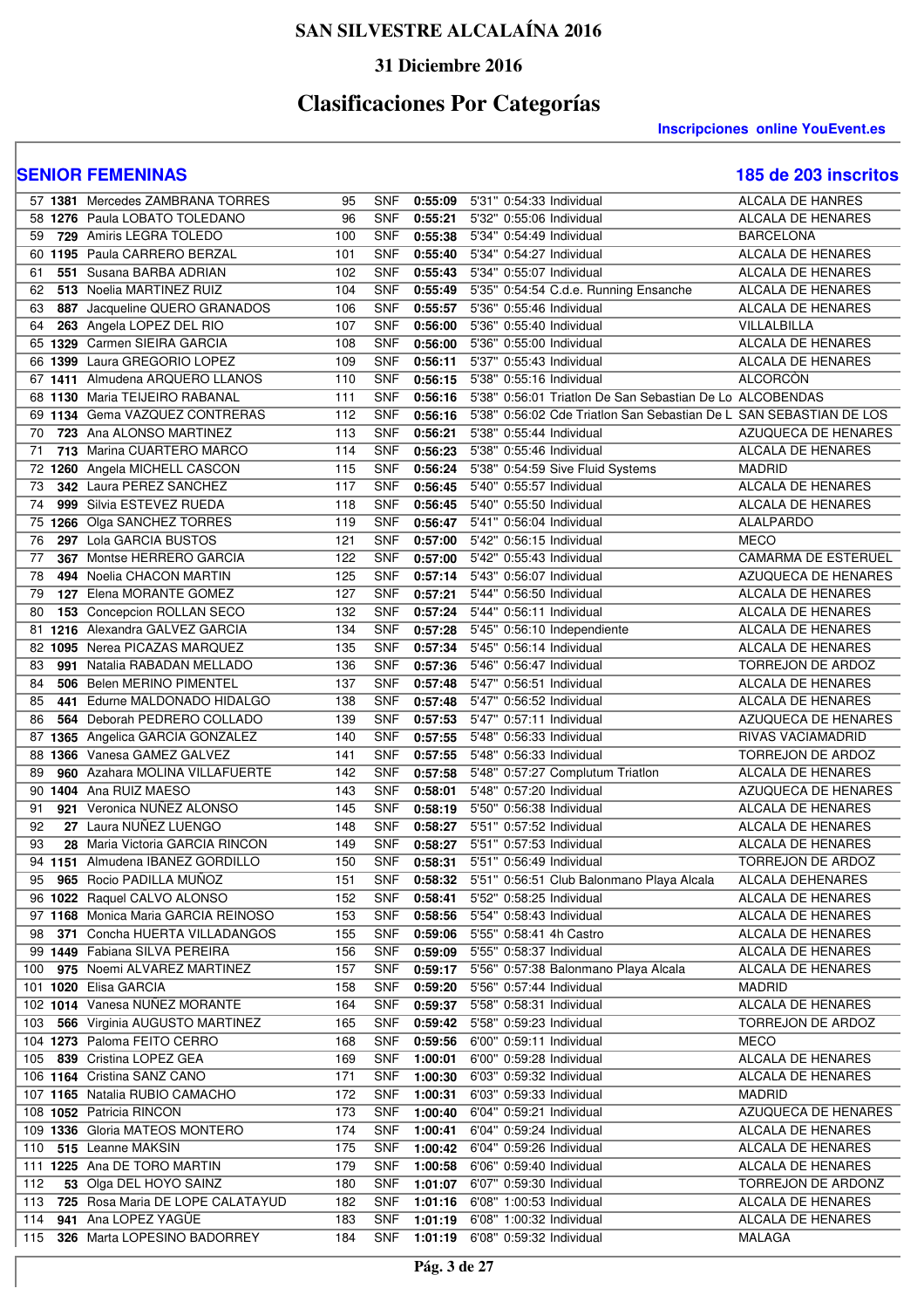# SAN SILVESTRE ALCALAÍNA 2016

### 31 Diciembre 2016

## Clasificaciones Por Categorías

**Inscripciones online YouEvent.es**

## SENIOR FEMENINAS

**185 de 203 inscritos**

| Pos | Dorsal | Nombre | Gen | Cat | Tiempo | Ritmo | T. Neto | Club | Localidad |
|---|---|---|---|---|---|---|---|---|---|
| 57 | **1381** | Mercedes ZAMBRANA TORRES | 95 | SNF | **0:55:09** | 5'31" | 0:54:33 | Individual | ALCALA DE HANRES |
| 58 | **1276** | Paula LOBATO TOLEDANO | 96 | SNF | **0:55:21** | 5'32" | 0:55:06 | Individual | ALCALA DE HENARES |
| 59 | **729** | Amiris LEGRA TOLEDO | 100 | SNF | **0:55:38** | 5'34" | 0:54:49 | Individual | BARCELONA |
| 60 | **1195** | Paula CARRERO BERZAL | 101 | SNF | **0:55:40** | 5'34" | 0:54:27 | Individual | ALCALA DE HENARES |
| 61 | **551** | Susana BARBA ADRIAN | 102 | SNF | **0:55:43** | 5'34" | 0:55:07 | Individual | ALCALA DE HENARES |
| 62 | **513** | Noelia MARTINEZ RUIZ | 104 | SNF | **0:55:49** | 5'35" | 0:54:54 | C.d.e. Running Ensanche | ALCALA DE HENARES |
| 63 | **887** | Jacqueline QUERO GRANADOS | 106 | SNF | **0:55:57** | 5'36" | 0:55:46 | Individual | ALCALA DE HENARES |
| 64 | **263** | Angela LOPEZ DEL RIO | 107 | SNF | **0:56:00** | 5'36" | 0:55:40 | Individual | VILLALBILLA |
| 65 | **1329** | Carmen SIEIRA GARCIA | 108 | SNF | **0:56:00** | 5'36" | 0:55:00 | Individual | ALCALA DE HENARES |
| 66 | **1399** | Laura GREGORIO LOPEZ | 109 | SNF | **0:56:11** | 5'37" | 0:55:43 | Individual | ALCALA DE HENARES |
| 67 | **1411** | Almudena ARQUERO LLANOS | 110 | SNF | **0:56:15** | 5'38" | 0:55:16 | Individual | ALCORCÓN |
| 68 | **1130** | Maria TEIJEIRO RABANAL | 111 | SNF | **0:56:16** | 5'38" | 0:56:01 | Triatlon De San Sebastian De Lo | ALCOBENDAS |
| 69 | **1134** | Gema VAZQUEZ CONTRERAS | 112 | SNF | **0:56:16** | 5'38" | 0:56:02 | Cde Triatlon San Sebastian De L | SAN SEBASTIAN DE LOS |
| 70 | **723** | Ana ALONSO MARTINEZ | 113 | SNF | **0:56:21** | 5'38" | 0:55:44 | Individual | AZUQUECA DE HENARES |
| 71 | **713** | Marina CUARTERO MARCO | 114 | SNF | **0:56:23** | 5'38" | 0:55:46 | Individual | ALCALA DE HENARES |
| 72 | **1260** | Angela MICHELL CASCON | 115 | SNF | **0:56:24** | 5'38" | 0:54:59 | Sive Fluid Systems | MADRID |
| 73 | **342** | Laura PEREZ SANCHEZ | 117 | SNF | **0:56:45** | 5'40" | 0:55:57 | Individual | ALCALA DE HENARES |
| 74 | **999** | Silvia ESTEVEZ RUEDA | 118 | SNF | **0:56:45** | 5'40" | 0:55:50 | Individual | ALCALA DE HENARES |
| 75 | **1266** | Olga SANCHEZ TORRES | 119 | SNF | **0:56:47** | 5'41" | 0:56:04 | Individual | ALALPARDO |
| 76 | **297** | Lola GARCIA BUSTOS | 121 | SNF | **0:57:00** | 5'42" | 0:56:15 | Individual | MECO |
| 77 | **367** | Montse HERRERO GARCIA | 122 | SNF | **0:57:00** | 5'42" | 0:55:43 | Individual | CAMARMA DE ESTERUEL |
| 78 | **494** | Noelia CHACON MARTIN | 125 | SNF | **0:57:14** | 5'43" | 0:56:07 | Individual | AZUQUECA DE HENARES |
| 79 | **127** | Elena MORANTE GOMEZ | 127 | SNF | **0:57:21** | 5'44" | 0:56:50 | Individual | ALCALA DE HENARES |
| 80 | **153** | Concepcion ROLLAN SECO | 132 | SNF | **0:57:24** | 5'44" | 0:56:11 | Individual | ALCALA DE HENARES |
| 81 | **1216** | Alexandra GALVEZ GARCIA | 134 | SNF | **0:57:28** | 5'45" | 0:56:10 | Independiente | ALCALA DE HENARES |
| 82 | **1095** | Nerea PICAZAS MARQUEZ | 135 | SNF | **0:57:34** | 5'45" | 0:56:14 | Individual | ALCALA DE HENARES |
| 83 | **991** | Natalia RABADAN MELLADO | 136 | SNF | **0:57:36** | 5'46" | 0:56:47 | Individual | TORREJON DE ARDOZ |
| 84 | **506** | Belen MERINO PIMENTEL | 137 | SNF | **0:57:48** | 5'47" | 0:56:51 | Individual | ALCALA DE HENARES |
| 85 | **441** | Edurne MALDONADO HIDALGO | 138 | SNF | **0:57:48** | 5'47" | 0:56:52 | Individual | ALCALA DE HENARES |
| 86 | **564** | Deborah PEDRERO COLLADO | 139 | SNF | **0:57:53** | 5'47" | 0:57:11 | Individual | AZUQUECA DE HENARES |
| 87 | **1365** | Angelica GARCIA GONZALEZ | 140 | SNF | **0:57:55** | 5'48" | 0:56:33 | Individual | RIVAS VACIAMADRID |
| 88 | **1366** | Vanesa GAMEZ GALVEZ | 141 | SNF | **0:57:55** | 5'48" | 0:56:33 | Individual | TORREJON DE ARDOZ |
| 89 | **960** | Azahara MOLINA VILLAFUERTE | 142 | SNF | **0:57:58** | 5'48" | 0:57:27 | Complutum Triatlon | ALCALA DE HENARES |
| 90 | **1404** | Ana RUIZ MAESO | 143 | SNF | **0:58:01** | 5'48" | 0:57:20 | Individual | AZUQUECA DE HENARES |
| 91 | **921** | Veronica NUÑEZ ALONSO | 145 | SNF | **0:58:19** | 5'50" | 0:56:38 | Individual | ALCALA DE HENARES |
| 92 | **27** | Laura NUÑEZ LUENGO | 148 | SNF | **0:58:27** | 5'51" | 0:57:52 | Individual | ALCALA DE HENARES |
| 93 | **28** | Maria Victoria GARCIA RINCON | 149 | SNF | **0:58:27** | 5'51" | 0:57:53 | Individual | ALCALA DE HENARES |
| 94 | **1151** | Almudena IBAÑEZ GORDILLO | 150 | SNF | **0:58:31** | 5'51" | 0:56:49 | Individual | TORREJON DE ARDOZ |
| 95 | **965** | Rocio PADILLA MUÑOZ | 151 | SNF | **0:58:32** | 5'51" | 0:56:51 | Club Balonmano Playa Alcala | ALCALA DEHENARES |
| 96 | **1022** | Raquel CALVO ALONSO | 152 | SNF | **0:58:41** | 5'52" | 0:58:25 | Individual | ALCALA DE HENARES |
| 97 | **1168** | Monica Maria GARCIA REINOSO | 153 | SNF | **0:58:56** | 5'54" | 0:58:43 | Individual | ALCALA DE HENARES |
| 98 | **371** | Concha HUERTA VILLADANGOS | 155 | SNF | **0:59:06** | 5'55" | 0:58:41 | 4h Castro | ALCALA DE HENARES |
| 99 | **1449** | Fabiana SILVA PEREIRA | 156 | SNF | **0:59:09** | 5'55" | 0:58:37 | Individual | ALCALA DE HENARES |
| 100 | **975** | Noemi ALVAREZ MARTINEZ | 157 | SNF | **0:59:17** | 5'56" | 0:57:38 | Balonmano Playa Alcala | ALCALA DE HENARES |
| 101 | **1020** | Elisa GARCIA | 158 | SNF | **0:59:20** | 5'56" | 0:57:44 | Individual | MADRID |
| 102 | **1014** | Vanesa NUÑEZ MORANTE | 164 | SNF | **0:59:37** | 5'58" | 0:58:31 | Individual | ALCALA DE HENARES |
| 103 | **566** | Virginia AUGUSTO MARTINEZ | 165 | SNF | **0:59:42** | 5'58" | 0:59:23 | Individual | TORREJON DE ARDOZ |
| 104 | **1273** | Paloma FEITO CERRO | 168 | SNF | **0:59:56** | 6'00" | 0:59:11 | Individual | MECO |
| 105 | **839** | Cristina LOPEZ GEA | 169 | SNF | **1:00:01** | 6'00" | 0:59:28 | Individual | ALCALA DE HENARES |
| 106 | **1164** | Cristina SANZ CANO | 171 | SNF | **1:00:30** | 6'03" | 0:59:32 | Individual | ALCALA DE HENARES |
| 107 | **1165** | Natalia RUBIO CAMACHO | 172 | SNF | **1:00:31** | 6'03" | 0:59:33 | Individual | MADRID |
| 108 | **1052** | Patricia RINCON | 173 | SNF | **1:00:40** | 6'04" | 0:59:21 | Individual | AZUQUECA DE HENARES |
| 109 | **1336** | Gloria MATEOS MONTERO | 174 | SNF | **1:00:41** | 6'04" | 0:59:24 | Individual | ALCALA DE HENARES |
| 110 | **515** | Leanne MAKSIN | 175 | SNF | **1:00:42** | 6'04" | 0:59:26 | Individual | ALCALA DE HENARES |
| 111 | **1225** | Ana DE TORO MARTIN | 179 | SNF | **1:00:58** | 6'06" | 0:59:40 | Individual | ALCALA DE HENARES |
| 112 | **53** | Olga DEL HOYO SAINZ | 180 | SNF | **1:01:07** | 6'07" | 0:59:30 | Individual | TORREJON DE ARDONZ |
| 113 | **725** | Rosa Maria DE LOPE CALATAYUD | 182 | SNF | **1:01:16** | 6'08" | 1:00:53 | Individual | ALCALA DE HENARES |
| 114 | **941** | Ana LOPEZ YAGÜE | 183 | SNF | **1:01:19** | 6'08" | 1:00:32 | Individual | ALCALA DE HENARES |
| 115 | **326** | Marta LOPESINO BADORREY | 184 | SNF | **1:01:19** | 6'08" | 0:59:32 | Individual | MALAGA |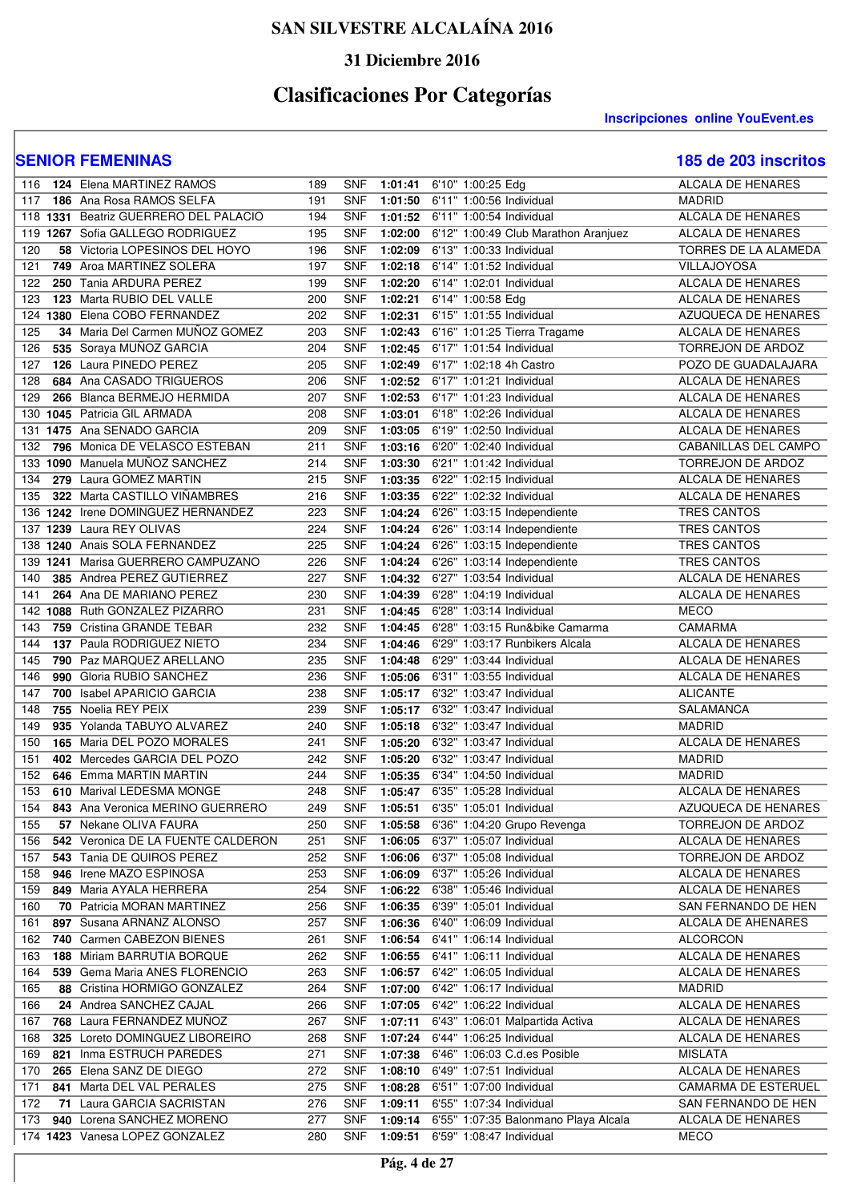# SAN SILVESTRE ALCALAÍNA 2016

### 31 Diciembre 2016

## Clasificaciones Por Categorías

**Inscripciones online YouEvent.es**

### SENIOR FEMENINAS

**185 de 203 inscritos**

| Pos | Dorsal | Nombre | Gen | Cat | Tiempo | Ritmo | T. Real | Club | Localidad |
|---|---|---|---|---|---|---|---|---|---|
| 116 | **124** | Elena MARTINEZ RAMOS | 189 | SNF | **1:01:41** | 6'10" | 1:00:25 | Edg | ALCALA DE HENARES |
| 117 | **186** | Ana Rosa RAMOS SELFA | 191 | SNF | **1:01:50** | 6'11" | 1:00:56 | Individual | MADRID |
| 118 | **1331** | Beatriz GUERRERO DEL PALACIO | 194 | SNF | **1:01:52** | 6'11" | 1:00:54 | Individual | ALCALA DE HENARES |
| 119 | **1267** | Sofia GALLEGO RODRIGUEZ | 195 | SNF | **1:02:00** | 6'12" | 1:00:49 | Club Marathon Aranjuez | ALCALA DE HENARES |
| 120 | **58** | Victoria LOPESINOS DEL HOYO | 196 | SNF | **1:02:09** | 6'13" | 1:00:33 | Individual | TORRES DE LA ALAMEDA |
| 121 | **749** | Aroa MARTINEZ SOLERA | 197 | SNF | **1:02:18** | 6'14" | 1:01:52 | Individual | VILLAJOYOSA |
| 122 | **250** | Tania ARDURA PEREZ | 199 | SNF | **1:02:20** | 6'14" | 1:02:01 | Individual | ALCALA DE HENARES |
| 123 | **123** | Marta RUBIO DEL VALLE | 200 | SNF | **1:02:21** | 6'14" | 1:00:58 | Edg | ALCALA DE HENARES |
| 124 | **1380** | Elena COBO FERNANDEZ | 202 | SNF | **1:02:31** | 6'15" | 1:01:55 | Individual | AZUQUECA DE HENARES |
| 125 | **34** | Maria Del Carmen MUÑOZ GOMEZ | 203 | SNF | **1:02:43** | 6'16" | 1:01:25 | Tierra Tragame | ALCALA DE HENARES |
| 126 | **535** | Soraya MUÑOZ GARCIA | 204 | SNF | **1:02:45** | 6'17" | 1:01:54 | Individual | TORREJON DE ARDOZ |
| 127 | **126** | Laura PINEDO PEREZ | 205 | SNF | **1:02:49** | 6'17" | 1:02:18 | 4h Castro | POZO DE GUADALAJARA |
| 128 | **684** | Ana CASADO TRIGUEROS | 206 | SNF | **1:02:52** | 6'17" | 1:01:21 | Individual | ALCALA DE HENARES |
| 129 | **266** | Blanca BERMEJO HERMIDA | 207 | SNF | **1:02:53** | 6'17" | 1:01:23 | Individual | ALCALA DE HENARES |
| 130 | **1045** | Patricia GIL ARMADA | 208 | SNF | **1:03:01** | 6'18" | 1:02:26 | Individual | ALCALA DE HENARES |
| 131 | **1475** | Ana SENADO GARCIA | 209 | SNF | **1:03:05** | 6'19" | 1:02:50 | Individual | ALCALA DE HENARES |
| 132 | **796** | Monica DE VELASCO ESTEBAN | 211 | SNF | **1:03:16** | 6'20" | 1:02:40 | Individual | CABANILLAS DEL CAMPO |
| 133 | **1090** | Manuela MUÑOZ SANCHEZ | 214 | SNF | **1:03:30** | 6'21" | 1:01:42 | Individual | TORREJON DE ARDOZ |
| 134 | **279** | Laura GOMEZ MARTIN | 215 | SNF | **1:03:35** | 6'22" | 1:02:15 | Individual | ALCALA DE HENARES |
| 135 | **322** | Marta CASTILLO VIÑAMBRES | 216 | SNF | **1:03:35** | 6'22" | 1:02:32 | Individual | ALCALA DE HENARES |
| 136 | **1242** | Irene DOMINGUEZ HERNANDEZ | 223 | SNF | **1:04:24** | 6'26" | 1:03:15 | Independiente | TRES CANTOS |
| 137 | **1239** | Laura REY OLIVAS | 224 | SNF | **1:04:24** | 6'26" | 1:03:14 | Independiente | TRES CANTOS |
| 138 | **1240** | Anais SOLA FERNANDEZ | 225 | SNF | **1:04:24** | 6'26" | 1:03:15 | Independiente | TRES CANTOS |
| 139 | **1241** | Marisa GUERRERO CAMPUZANO | 226 | SNF | **1:04:24** | 6'26" | 1:03:14 | Independiente | TRES CANTOS |
| 140 | **385** | Andrea PEREZ GUTIERREZ | 227 | SNF | **1:04:32** | 6'27" | 1:03:54 | Individual | ALCALA DE HENARES |
| 141 | **264** | Ana DE MARIANO PEREZ | 230 | SNF | **1:04:39** | 6'28" | 1:04:19 | Individual | ALCALA DE HENARES |
| 142 | **1088** | Ruth GONZALEZ PIZARRO | 231 | SNF | **1:04:45** | 6'28" | 1:03:14 | Individual | MECO |
| 143 | **759** | Cristina GRANDE TEBAR | 232 | SNF | **1:04:45** | 6'28" | 1:03:15 | Run&bike Camarma | CAMARMA |
| 144 | **137** | Paula RODRIGUEZ NIETO | 234 | SNF | **1:04:46** | 6'29" | 1:03:17 | Runbikers Alcala | ALCALA DE HENARES |
| 145 | **790** | Paz MARQUEZ ARELLANO | 235 | SNF | **1:04:48** | 6'29" | 1:03:44 | Individual | ALCALA DE HENARES |
| 146 | **990** | Gloria RUBIO SANCHEZ | 236 | SNF | **1:05:06** | 6'31" | 1:03:55 | Individual | ALCALA DE HENARES |
| 147 | **700** | Isabel APARICIO GARCIA | 238 | SNF | **1:05:17** | 6'32" | 1:03:47 | Individual | ALICANTE |
| 148 | **755** | Noelia REY PEIX | 239 | SNF | **1:05:17** | 6'32" | 1:03:47 | Individual | SALAMANCA |
| 149 | **935** | Yolanda TABUYO ALVAREZ | 240 | SNF | **1:05:18** | 6'32" | 1:03:47 | Individual | MADRID |
| 150 | **165** | Maria DEL POZO MORALES | 241 | SNF | **1:05:20** | 6'32" | 1:03:47 | Individual | ALCALA DE HENARES |
| 151 | **402** | Mercedes GARCIA DEL POZO | 242 | SNF | **1:05:20** | 6'32" | 1:03:47 | Individual | MADRID |
| 152 | **646** | Emma MARTIN MARTIN | 244 | SNF | **1:05:35** | 6'34" | 1:04:50 | Individual | MADRID |
| 153 | **610** | Marival LEDESMA MONGE | 248 | SNF | **1:05:47** | 6'35" | 1:05:28 | Individual | ALCALA DE HENARES |
| 154 | **843** | Ana Veronica MERINO GUERRERO | 249 | SNF | **1:05:51** | 6'35" | 1:05:01 | Individual | AZUQUECA DE HENARES |
| 155 | **57** | Nekane OLIVA FAURA | 250 | SNF | **1:05:58** | 6'36" | 1:04:20 | Grupo Revenga | TORREJON DE ARDOZ |
| 156 | **542** | Veronica DE LA FUENTE CALDERON | 251 | SNF | **1:06:05** | 6'37" | 1:05:07 | Individual | ALCALA DE HENARES |
| 157 | **543** | Tania DE QUIROS PEREZ | 252 | SNF | **1:06:06** | 6'37" | 1:05:08 | Individual | TORREJON DE ARDOZ |
| 158 | **946** | Irene MAZO ESPINOSA | 253 | SNF | **1:06:09** | 6'37" | 1:05:26 | Individual | ALCALA DE HENARES |
| 159 | **849** | Maria AYALA HERRERA | 254 | SNF | **1:06:22** | 6'38" | 1:05:46 | Individual | ALCALA DE HENARES |
| 160 | **70** | Patricia MORAN MARTINEZ | 256 | SNF | **1:06:35** | 6'39" | 1:05:01 | Individual | SAN FERNANDO DE HEN |
| 161 | **897** | Susana ARNANZ ALONSO | 257 | SNF | **1:06:36** | 6'40" | 1:06:09 | Individual | ALCALA DE AHENARES |
| 162 | **740** | Carmen CABEZON BIENES | 261 | SNF | **1:06:54** | 6'41" | 1:06:14 | Individual | ALCORCON |
| 163 | **188** | Miriam BARRUTIA BORQUE | 262 | SNF | **1:06:55** | 6'41" | 1:06:11 | Individual | ALCALA DE HENARES |
| 164 | **539** | Gema Maria ANES FLORENCIO | 263 | SNF | **1:06:57** | 6'42" | 1:06:05 | Individual | ALCALA DE HENARES |
| 165 | **88** | Cristina HORMIGO GONZALEZ | 264 | SNF | **1:07:00** | 6'42" | 1:06:17 | Individual | MADRID |
| 166 | **24** | Andrea SANCHEZ CAJAL | 266 | SNF | **1:07:05** | 6'42" | 1:06:22 | Individual | ALCALA DE HENARES |
| 167 | **768** | Laura FERNANDEZ MUÑOZ | 267 | SNF | **1:07:11** | 6'43" | 1:06:01 | Malpartida Activa | ALCALA DE HENARES |
| 168 | **325** | Loreto DOMINGUEZ LIBOREIRO | 268 | SNF | **1:07:24** | 6'44" | 1:06:25 | Individual | ALCALA DE HENARES |
| 169 | **821** | Inma ESTRUCH PAREDES | 271 | SNF | **1:07:38** | 6'46" | 1:06:03 | C.d.es Posible | MISLATA |
| 170 | **265** | Elena SANZ DE DIEGO | 272 | SNF | **1:08:10** | 6'49" | 1:07:51 | Individual | ALCALA DE HENARES |
| 171 | **841** | Marta DEL VAL PERALES | 275 | SNF | **1:08:28** | 6'51" | 1:07:00 | Individual | CAMARMA DE ESTERUEL |
| 172 | **71** | Laura GARCIA SACRISTAN | 276 | SNF | **1:09:11** | 6'55" | 1:07:34 | Individual | SAN FERNANDO DE HEN |
| 173 | **940** | Lorena SANCHEZ MORENO | 277 | SNF | **1:09:14** | 6'55" | 1:07:35 | Balonmano Playa Alcala | ALCALA DE HENARES |
| 174 | **1423** | Vanesa LOPEZ GONZALEZ | 280 | SNF | **1:09:51** | 6'59" | 1:08:47 | Individual | MECO |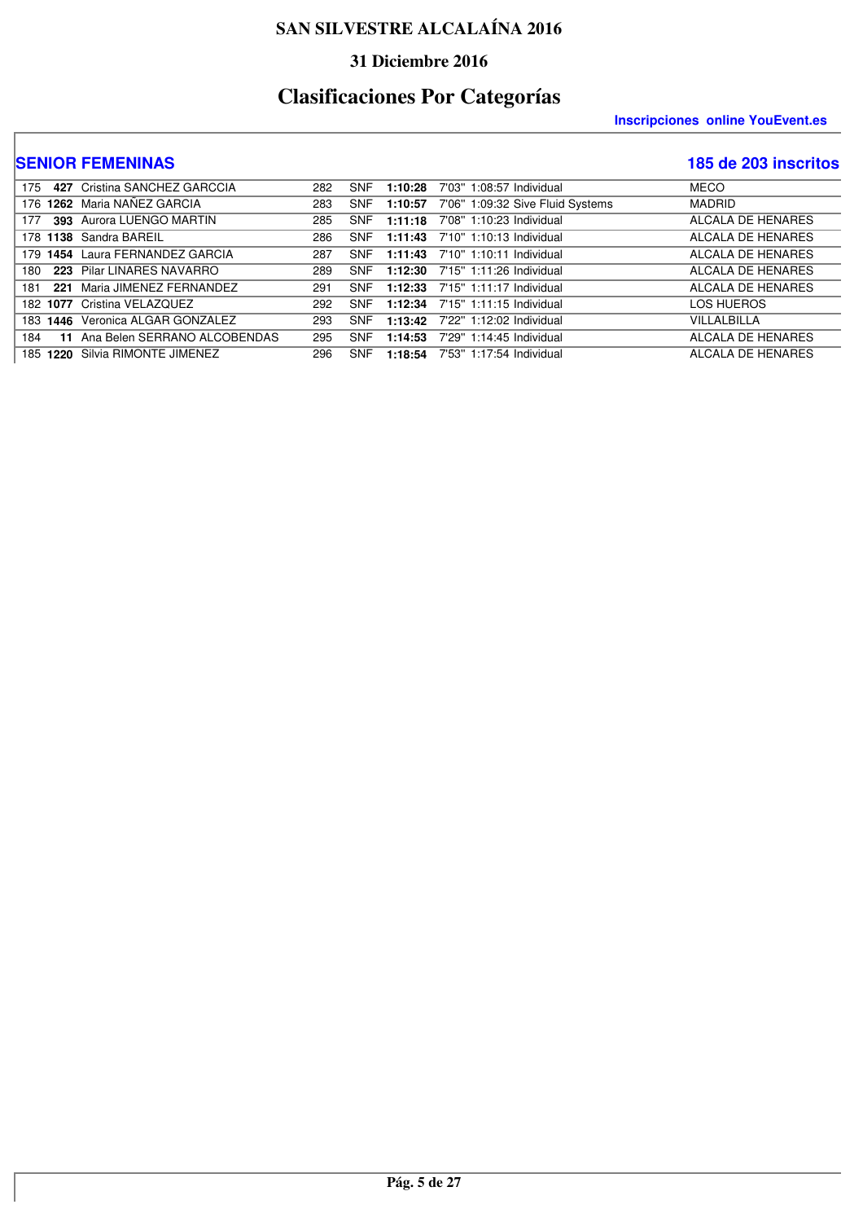# SAN SILVESTRE ALCALAÍNA 2016

### 31 Diciembre 2016

## Clasificaciones Por Categorías

**Inscripciones online YouEvent.es**

## SENIOR FEMENINAS

**185 de 203 inscritos**

| Pos | Dorsal | Nombre | Pos. Gral | Cat | Tiempo | Ritmo | T. Real | Club | Localidad |
|---|---|---|---|---|---|---|---|---|---|
| 175 | **427** | Cristina SANCHEZ GARCCIA | 282 | SNF | **1:10:28** | 7'03" | 1:08:57 | Individual | MECO |
| 176 | **1262** | Maria NAÑEZ GARCIA | 283 | SNF | **1:10:57** | 7'06" | 1:09:32 | Sive Fluid Systems | MADRID |
| 177 | **393** | Aurora LUENGO MARTIN | 285 | SNF | **1:11:18** | 7'08" | 1:10:23 | Individual | ALCALA DE HENARES |
| 178 | **1138** | Sandra BAREIL | 286 | SNF | **1:11:43** | 7'10" | 1:10:13 | Individual | ALCALA DE HENARES |
| 179 | **1454** | Laura FERNANDEZ GARCIA | 287 | SNF | **1:11:43** | 7'10" | 1:10:11 | Individual | ALCALA DE HENARES |
| 180 | **223** | Pilar LINARES NAVARRO | 289 | SNF | **1:12:30** | 7'15" | 1:11:26 | Individual | ALCALA DE HENARES |
| 181 | **221** | Maria JIMENEZ FERNANDEZ | 291 | SNF | **1:12:33** | 7'15" | 1:11:17 | Individual | ALCALA DE HENARES |
| 182 | **1077** | Cristina VELAZQUEZ | 292 | SNF | **1:12:34** | 7'15" | 1:11:15 | Individual | LOS HUEROS |
| 183 | **1446** | Veronica ALGAR GONZALEZ | 293 | SNF | **1:13:42** | 7'22" | 1:12:02 | Individual | VILLALBILLA |
| 184 | **11** | Ana Belen SERRANO ALCOBENDAS | 295 | SNF | **1:14:53** | 7'29" | 1:14:45 | Individual | ALCALA DE HENARES |
| 185 | **1220** | Silvia RIMONTE JIMENEZ | 296 | SNF | **1:18:54** | 7'53" | 1:17:54 | Individual | ALCALA DE HENARES |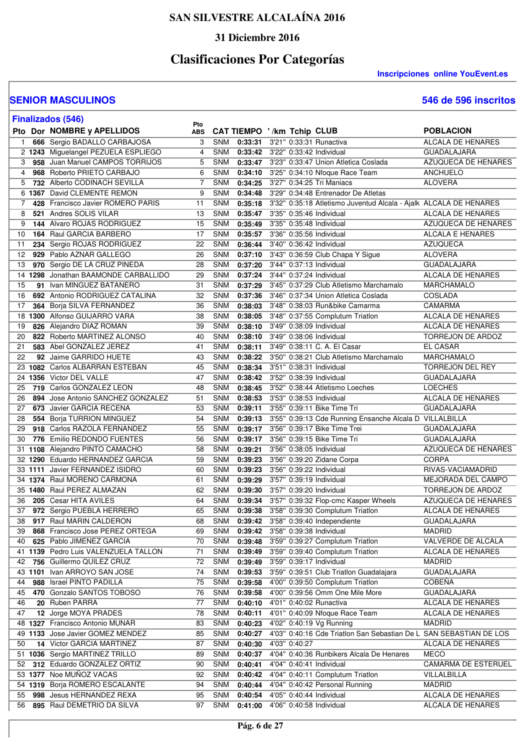# SAN SILVESTRE ALCALAÍNA 2016

## 31 Diciembre 2016

# Clasificaciones Por Categorías

**Inscripciones online YouEvent.es**

## SENIOR MASCULINOS

**546 de 596 inscritos**

**Finalizados (546)**

| Pto | Dor | NOMBRE y APELLIDOS | Pto ABS | CAT | TIEMPO | '/km | Tchip | CLUB | POBLACION |
|---|---|---|---|---|---|---|---|---|---|
| 1 | 666 | Sergio BADALLO CARBAJOSA | 3 | SNM | 0:33:31 | 3'21" | 0:33:31 | Runactiva | ALCALA DE HENARES |
| 2 | 1243 | Miguelangel PEZUELA ESPLIEGO | 4 | SNM | 0:33:42 | 3'22" | 0:33:42 | Individual | GUADALAJARA |
| 3 | 958 | Juan Manuel CAMPOS TORRIJOS | 5 | SNM | 0:33:47 | 3'23" | 0:33:47 | Union Atletica Coslada | AZUQUECA DE HENARES |
| 4 | 968 | Roberto PRIETO CARBAJO | 6 | SNM | 0:34:10 | 3'25" | 0:34:10 | Nfoque Race Team | ANCHUELO |
| 5 | 732 | Alberto CODINACH SEVILLA | 7 | SNM | 0:34:25 | 3'27" | 0:34:25 | Tri Maniacs | ALOVERA |
| 6 | 1367 | David CLEMENTE REMON | 9 | SNM | 0:34:48 | 3'29" | 0:34:48 | Entrenador De Atletas | |
| 7 | 428 | Francisco Javier ROMERO PARIS | 11 | SNM | 0:35:18 | 3'32" | 0:35:18 | Atletismo Juventud Alcala - Ajalk | ALCALA DE HENARES |
| 8 | 521 | Andres SOLIS VILAR | 13 | SNM | 0:35:47 | 3'35" | 0:35:46 | Individual | ALCALA DE HENARES |
| 9 | 144 | Alvaro ROJAS RODRIGUEZ | 15 | SNM | 0:35:49 | 3'35" | 0:35:48 | Individual | AZUQUECA DE HENARES |
| 10 | 164 | Raul GARCIA BARBERO | 17 | SNM | 0:35:57 | 3'36" | 0:35:56 | Individual | ALCALA E HENARES |
| 11 | 234 | Sergio ROJAS RODRIGUEZ | 22 | SNM | 0:36:44 | 3'40" | 0:36:42 | Individual | AZUQUECA |
| 12 | 929 | Pablo AZNAR GALLEGO | 26 | SNM | 0:37:10 | 3'43" | 0:36:59 | Club Chapa Y Sigue | ALOVERA |
| 13 | 970 | Sergio DE LA CRUZ PINEDA | 28 | SNM | 0:37:20 | 3'44" | 0:37:13 | Individual | GUADALAJARA |
| 14 | 1298 | Jonathan BAAMONDE CARBALLIDO | 29 | SNM | 0:37:24 | 3'44" | 0:37:24 | Individual | ALCALA DE HENARES |
| 15 | 91 | Ivan MINGUEZ BATANERO | 31 | SNM | 0:37:29 | 3'45" | 0:37:29 | Club Atletismo Marchamalo | MARCHAMALO |
| 16 | 692 | Antonio RODRIGUEZ CATALINA | 32 | SNM | 0:37:36 | 3'46" | 0:37:34 | Union Atletica Coslada | COSLADA |
| 17 | 364 | Borja SILVA FERNANDEZ | 36 | SNM | 0:38:03 | 3'48" | 0:38:03 | Run&bike Camarma | CAMARMA |
| 18 | 1300 | Alfonso GUIJARRO VARA | 38 | SNM | 0:38:05 | 3'48" | 0:37:55 | Complutum Triatlon | ALCALA DE HENARES |
| 19 | 826 | Alejandro DIAZ ROMAN | 39 | SNM | 0:38:10 | 3'49" | 0:38:09 | Individual | ALCALA DE HENARES |
| 20 | 822 | Roberto MARTINEZ ALONSO | 40 | SNM | 0:38:10 | 3'49" | 0:38:06 | Individual | TORREJON DE ARDOZ |
| 21 | 583 | Abel GONZALEZ JEREZ | 41 | SNM | 0:38:11 | 3'49" | 0:38:11 | C. A. El Casar | EL CASAR |
| 22 | 92 | Jaime GARRIDO HUETE | 43 | SNM | 0:38:22 | 3'50" | 0:38:21 | Club Atletismo Marchamalo | MARCHAMALO |
| 23 | 1082 | Carlos ALBARRAN ESTEBAN | 45 | SNM | 0:38:34 | 3'51" | 0:38:31 | Individual | TORREJON DEL REY |
| 24 | 1356 | Victor DEL VALLE | 47 | SNM | 0:38:42 | 3'52" | 0:38:39 | Individual | GUADALAJARA |
| 25 | 719 | Carlos GONZALEZ LEON | 48 | SNM | 0:38:45 | 3'52" | 0:38:44 | Atletismo Loeches | LOECHES |
| 26 | 894 | Jose Antonio SANCHEZ GONZALEZ | 51 | SNM | 0:38:53 | 3'53" | 0:38:53 | Individual | ALCALA DE HENARES |
| 27 | 673 | Javier GARCIA RECENA | 53 | SNM | 0:39:11 | 3'55" | 0:39:11 | Bike Time Tri | GUADALAJARA |
| 28 | 554 | Borja TURRION MINGUEZ | 54 | SNM | 0:39:13 | 3'55" | 0:39:13 | Cde Running Ensanche Alcala D | VILLALBILLA |
| 29 | 918 | Carlos RAZOLA FERNANDEZ | 55 | SNM | 0:39:17 | 3'56" | 0:39:17 | Bike Time Trei | GUADALAJARA |
| 30 | 776 | Emilio REDONDO FUENTES | 56 | SNM | 0:39:17 | 3'56" | 0:39:15 | Bike Time Tri | GUADALAJARA |
| 31 | 1108 | Alejandro PINTO CAMACHO | 58 | SNM | 0:39:21 | 3'56" | 0:38:05 | Individual | AZUQUECA DE HENARES |
| 32 | 1290 | Eduardo HERNANDEZ GARCIA | 59 | SNM | 0:39:23 | 3'56" | 0:39:20 | Zidane Corpa | CORPA |
| 33 | 1111 | Javier FERNANDEZ ISIDRO | 60 | SNM | 0:39:23 | 3'56" | 0:39:22 | Individual | RIVAS-VACIAMADRID |
| 34 | 1374 | Raul MORENO CARMONA | 61 | SNM | 0:39:29 | 3'57" | 0:39:19 | Individual | MEJORADA DEL CAMPO |
| 35 | 1480 | Raul PEREZ ALMAZAN | 62 | SNM | 0:39:30 | 3'57" | 0:39:20 | Individual | TORREJON DE ARDOZ |
| 36 | 205 | Cesar HITA AVILES | 64 | SNM | 0:39:34 | 3'57" | 0:39:32 | Flop-cmc Kasper Wheels | AZUQUECA DE HENARES |
| 37 | 972 | Sergio PUEBLA HERRERO | 65 | SNM | 0:39:38 | 3'58" | 0:39:30 | Complutum Triatlon | ALCALA DE HENARES |
| 38 | 917 | Raul MARIN CALDERON | 68 | SNM | 0:39:42 | 3'58" | 0:39:40 | Independiente | GUADALAJARA |
| 39 | 868 | Francisco Jose PEREZ ORTEGA | 69 | SNM | 0:39:42 | 3'58" | 0:39:38 | Individual | MADRID |
| 40 | 625 | Pablo JIMENEZ GARCIA | 70 | SNM | 0:39:48 | 3'59" | 0:39:27 | Complutum Triatlon | VALVERDE DE ALCALA |
| 41 | 1139 | Pedro Luis VALENZUELA TALLON | 71 | SNM | 0:39:49 | 3'59" | 0:39:40 | Complutum Triatlon | ALCALA DE HENARES |
| 42 | 756 | Guillermo QUILEZ CRUZ | 72 | SNM | 0:39:49 | 3'59" | 0:39:17 | Individual | MADRID |
| 43 | 1101 | Ivan ARROYO SAN JOSE | 74 | SNM | 0:39:53 | 3'59" | 0:39:51 | Club Triatlon Guadalajara | GUADALAJARA |
| 44 | 988 | Israel PINTO PADILLA | 75 | SNM | 0:39:58 | 4'00" | 0:39:50 | Complutum Triatlon | COBEÑA |
| 45 | 470 | Gonzalo SANTOS TOBOSO | 76 | SNM | 0:39:58 | 4'00" | 0:39:56 | Omm One Mile More | GUADALAJARA |
| 46 | 20 | Ruben PARRA | 77 | SNM | 0:40:10 | 4'01" | 0:40:02 | Runactiva | ALCALA DE HENARES |
| 47 | 12 | Jorge MOYA PRADES | 78 | SNM | 0:40:11 | 4'01" | 0:40:09 | Nfoque Race Team | ALCALA DE HENARES |
| 48 | 1327 | Francisco Antonio MUNAR | 83 | SNM | 0:40:23 | 4'02" | 0:40:19 | Vg Running | MADRID |
| 49 | 1133 | Jose Javier GOMEZ MENDEZ | 85 | SNM | 0:40:27 | 4'03" | 0:40:16 | Cde Triatlon San Sebastian De L | SAN SEBASTIAN DE LOS |
| 50 | 14 | Victor GARCIA MARTINEZ | 87 | SNM | 0:40:30 | 4'03" | 0:40:27 | | ALCALA DE HENARES |
| 51 | 1036 | Sergio MARTINEZ TRILLO | 89 | SNM | 0:40:37 | 4'04" | 0:40:36 | Runbikers Alcala De Henares | MECO |
| 52 | 312 | Eduardo GONZALEZ ORTIZ | 90 | SNM | 0:40:41 | 4'04" | 0:40:41 | Individual | CAMARMA DE ESTERUEL |
| 53 | 1377 | Noe MUÑOZ VACAS | 92 | SNM | 0:40:42 | 4'04" | 0:40:11 | Complutum Triatlon | VILLALBILLA |
| 54 | 1319 | Borja ROMERO ESCALANTE | 94 | SNM | 0:40:44 | 4'04" | 0:40:42 | Personal Running | MADRID |
| 55 | 998 | Jesus HERNANDEZ REXA | 95 | SNM | 0:40:54 | 4'05" | 0:40:44 | Individual | ALCALA DE HENARES |
| 56 | 895 | Raul DEMETRIO DA SILVA | 97 | SNM | 0:41:00 | 4'06" | 0:40:58 | Individual | ALCALA DE HENARES |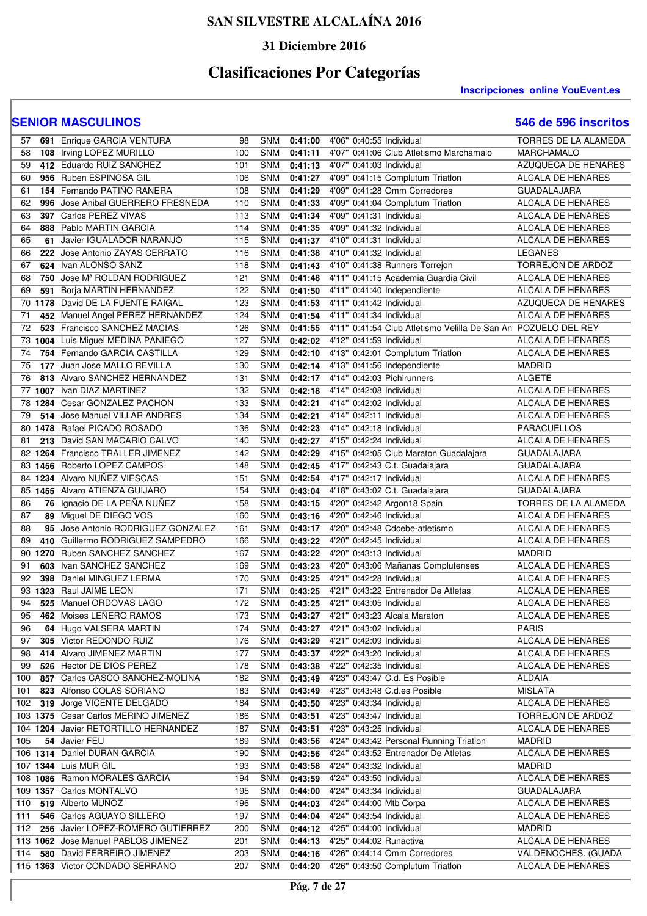# SAN SILVESTRE ALCALAÍNA 2016

## 31 Diciembre 2016

## Clasificaciones Por Categorías

**Inscripciones online YouEvent.es**

### SENIOR MASCULINOS — 546 de 596 inscritos

| Pos | Dorsal | Nombre | Gen | Cat | Tiempo | Ritmo | T. Real | Club | Localidad |
|---|---|---|---|---|---|---|---|---|---|
| 57 | 691 | Enrique GARCIA VENTURA | 98 | SNM | 0:41:00 | 4'06" | 0:40:55 | Individual | TORRES DE LA ALAMEDA |
| 58 | 108 | Irving LOPEZ MURILLO | 100 | SNM | 0:41:11 | 4'07" | 0:41:06 | Club Atletismo Marchamalo | MARCHAMALO |
| 59 | 412 | Eduardo RUIZ SANCHEZ | 101 | SNM | 0:41:13 | 4'07" | 0:41:03 | Individual | AZUQUECA DE HENARES |
| 60 | 956 | Ruben ESPINOSA GIL | 106 | SNM | 0:41:27 | 4'09" | 0:41:15 | Complutum Triatlon | ALCALA DE HENARES |
| 61 | 154 | Fernando PATIÑO RANERA | 108 | SNM | 0:41:29 | 4'09" | 0:41:28 | Omm Corredores | GUADALAJARA |
| 62 | 996 | Jose Anibal GUERRERO FRESNEDA | 110 | SNM | 0:41:33 | 4'09" | 0:41:04 | Complutum Triatlon | ALCALA DE HENARES |
| 63 | 397 | Carlos PEREZ VIVAS | 113 | SNM | 0:41:34 | 4'09" | 0:41:31 | Individual | ALCALA DE HENARES |
| 64 | 888 | Pablo MARTIN GARCIA | 114 | SNM | 0:41:35 | 4'09" | 0:41:32 | Individual | ALCALA DE HENARES |
| 65 | 61 | Javier IGUALADOR NARANJO | 115 | SNM | 0:41:37 | 4'10" | 0:41:31 | Individual | ALCALA DE HENARES |
| 66 | 222 | Jose Antonio ZAYAS CERRATO | 116 | SNM | 0:41:38 | 4'10" | 0:41:32 | Individual | LEGANES |
| 67 | 624 | Ivan ALONSO SANZ | 118 | SNM | 0:41:43 | 4'10" | 0:41:38 | Runners Torrejon | TORREJON DE ARDOZ |
| 68 | 750 | Jose Mª ROLDAN RODRIGUEZ | 121 | SNM | 0:41:48 | 4'11" | 0:41:15 | Academia Guardia Civil | ALCALA DE HENARES |
| 69 | 591 | Borja MARTIN HERNANDEZ | 122 | SNM | 0:41:50 | 4'11" | 0:41:40 | Independiente | ALCALA DE HENARES |
| 70 | 1178 | David DE LA FUENTE RAIGAL | 123 | SNM | 0:41:53 | 4'11" | 0:41:42 | Individual | AZUQUECA DE HENARES |
| 71 | 452 | Manuel Angel PEREZ HERNANDEZ | 124 | SNM | 0:41:54 | 4'11" | 0:41:34 | Individual | ALCALA DE HENARES |
| 72 | 523 | Francisco SANCHEZ MACIAS | 126 | SNM | 0:41:55 | 4'11" | 0:41:54 | Club Atletismo Velilla De San An | POZUELO DEL REY |
| 73 | 1004 | Luis Miguel MEDINA PANIEGO | 127 | SNM | 0:42:02 | 4'12" | 0:41:59 | Individual | ALCALA DE HENARES |
| 74 | 754 | Fernando GARCIA CASTILLA | 129 | SNM | 0:42:10 | 4'13" | 0:42:01 | Complutum Triatlon | ALCALA DE HENARES |
| 75 | 177 | Juan Jose MALLO REVILLA | 130 | SNM | 0:42:14 | 4'13" | 0:41:56 | Independiente | MADRID |
| 76 | 813 | Alvaro SANCHEZ HERNANDEZ | 131 | SNM | 0:42:17 | 4'14" | 0:42:03 | Pichirunners | ALGETE |
| 77 | 1007 | Ivan DIAZ MARTINEZ | 132 | SNM | 0:42:18 | 4'14" | 0:42:08 | Individual | ALCALA DE HENARES |
| 78 | 1284 | Cesar GONZALEZ PACHON | 133 | SNM | 0:42:21 | 4'14" | 0:42:02 | Individual | ALCALA DE HENARES |
| 79 | 514 | Jose Manuel VILLAR ANDRES | 134 | SNM | 0:42:21 | 4'14" | 0:42:11 | Individual | ALCALA DE HENARES |
| 80 | 1478 | Rafael PICADO ROSADO | 136 | SNM | 0:42:23 | 4'14" | 0:42:18 | Individual | PARACUELLOS |
| 81 | 213 | David SAN MACARIO CALVO | 140 | SNM | 0:42:27 | 4'15" | 0:42:24 | Individual | ALCALA DE HENARES |
| 82 | 1264 | Francisco TRALLER JIMENEZ | 142 | SNM | 0:42:29 | 4'15" | 0:42:05 | Club Maraton Guadalajara | GUADALAJARA |
| 83 | 1456 | Roberto LOPEZ CAMPOS | 148 | SNM | 0:42:45 | 4'17" | 0:42:43 | C.t. Guadalajara | GUADALAJARA |
| 84 | 1234 | Alvaro NUÑEZ VIESCAS | 151 | SNM | 0:42:54 | 4'17" | 0:42:17 | Individual | ALCALA DE HENARES |
| 85 | 1455 | Alvaro ATIENZA GUIJARO | 154 | SNM | 0:43:04 | 4'18" | 0:43:02 | C.t. Guadalajara | GUADALAJARA |
| 86 | 76 | Ignacio DE LA PEÑA NUÑEZ | 158 | SNM | 0:43:15 | 4'20" | 0:42:42 | Argon18 Spain | TORRES DE LA ALAMEDA |
| 87 | 89 | Miguel DE DIEGO VOS | 160 | SNM | 0:43:16 | 4'20" | 0:42:46 | Individual | ALCALA DE HENARES |
| 88 | 95 | Jose Antonio RODRIGUEZ GONZALEZ | 161 | SNM | 0:43:17 | 4'20" | 0:42:48 | Cdcebe-atletismo | ALCALA DE HENARES |
| 89 | 410 | Guillermo RODRIGUEZ SAMPEDRO | 166 | SNM | 0:43:22 | 4'20" | 0:42:45 | Individual | ALCALA DE HENARES |
| 90 | 1270 | Ruben SANCHEZ SANCHEZ | 167 | SNM | 0:43:22 | 4'20" | 0:43:13 | Individual | MADRID |
| 91 | 603 | Ivan SANCHEZ SANCHEZ | 169 | SNM | 0:43:23 | 4'20" | 0:43:06 | Mañanas Complutenses | ALCALA DE HENARES |
| 92 | 398 | Daniel MINGUEZ LERMA | 170 | SNM | 0:43:25 | 4'21" | 0:42:28 | Individual | ALCALA DE HENARES |
| 93 | 1323 | Raul JAIME LEON | 171 | SNM | 0:43:25 | 4'21" | 0:43:22 | Entrenador De Atletas | ALCALA DE HENARES |
| 94 | 525 | Manuel ORDOVAS LAGO | 172 | SNM | 0:43:25 | 4'21" | 0:43:05 | Individual | ALCALA DE HENARES |
| 95 | 462 | Moises LEÑERO RAMOS | 173 | SNM | 0:43:27 | 4'21" | 0:43:23 | Alcala Maraton | ALCALA DE HENARES |
| 96 | 64 | Hugo VALSERA MARTIN | 174 | SNM | 0:43:27 | 4'21" | 0:43:02 | Individual | PARIS |
| 97 | 305 | Victor REDONDO RUIZ | 176 | SNM | 0:43:29 | 4'21" | 0:42:09 | Individual | ALCALA DE HENARES |
| 98 | 414 | Alvaro JIMENEZ MARTIN | 177 | SNM | 0:43:37 | 4'22" | 0:43:20 | Individual | ALCALA DE HENARES |
| 99 | 526 | Hector DE DIOS PEREZ | 178 | SNM | 0:43:38 | 4'22" | 0:42:35 | Individual | ALCALA DE HENARES |
| 100 | 857 | Carlos CASCO SANCHEZ-MOLINA | 182 | SNM | 0:43:49 | 4'23" | 0:43:47 | C.d. Es Posible | ALDAIA |
| 101 | 823 | Alfonso COLAS SORIANO | 183 | SNM | 0:43:49 | 4'23" | 0:43:48 | C.d.es Posible | MISLATA |
| 102 | 319 | Jorge VICENTE DELGADO | 184 | SNM | 0:43:50 | 4'23" | 0:43:34 | Individual | ALCALA DE HENARES |
| 103 | 1375 | Cesar Carlos MERINO JIMENEZ | 186 | SNM | 0:43:51 | 4'23" | 0:43:47 | Individual | TORREJON DE ARDOZ |
| 104 | 1204 | Javier RETORTILLO HERNANDEZ | 187 | SNM | 0:43:51 | 4'23" | 0:43:25 | Individual | ALCALA DE HENARES |
| 105 | 54 | Javier FEU | 189 | SNM | 0:43:56 | 4'24" | 0:43:42 | Personal Running Triatlon | MADRID |
| 106 | 1314 | Daniel DURAN GARCIA | 190 | SNM | 0:43:56 | 4'24" | 0:43:52 | Entrenador De Atletas | ALCALA DE HENARES |
| 107 | 1344 | Luis MUR GIL | 193 | SNM | 0:43:58 | 4'24" | 0:43:32 | Individual | MADRID |
| 108 | 1086 | Ramon MORALES GARCIA | 194 | SNM | 0:43:59 | 4'24" | 0:43:50 | Individual | ALCALA DE HENARES |
| 109 | 1357 | Carlos MONTALVO | 195 | SNM | 0:44:00 | 4'24" | 0:43:34 | Individual | GUADALAJARA |
| 110 | 519 | Alberto MUÑOZ | 196 | SNM | 0:44:03 | 4'24" | 0:44:00 | Mtb Corpa | ALCALA DE HENARES |
| 111 | 546 | Carlos AGUAYO SILLERO | 197 | SNM | 0:44:04 | 4'24" | 0:43:54 | Individual | ALCALA DE HENARES |
| 112 | 256 | Javier LOPEZ-ROMERO GUTIERREZ | 200 | SNM | 0:44:12 | 4'25" | 0:44:00 | Individual | MADRID |
| 113 | 1062 | Jose Manuel PABLOS JIMENEZ | 201 | SNM | 0:44:13 | 4'25" | 0:44:02 | Runactiva | ALCALA DE HENARES |
| 114 | 580 | David FERREIRO JIMENEZ | 203 | SNM | 0:44:16 | 4'26" | 0:44:14 | Omm Corredores | VALDENOCHES. (GUADA |
| 115 | 1363 | Victor CONDADO SERRANO | 207 | SNM | 0:44:20 | 4'26" | 0:43:50 | Complutum Triatlon | ALCALA DE HENARES |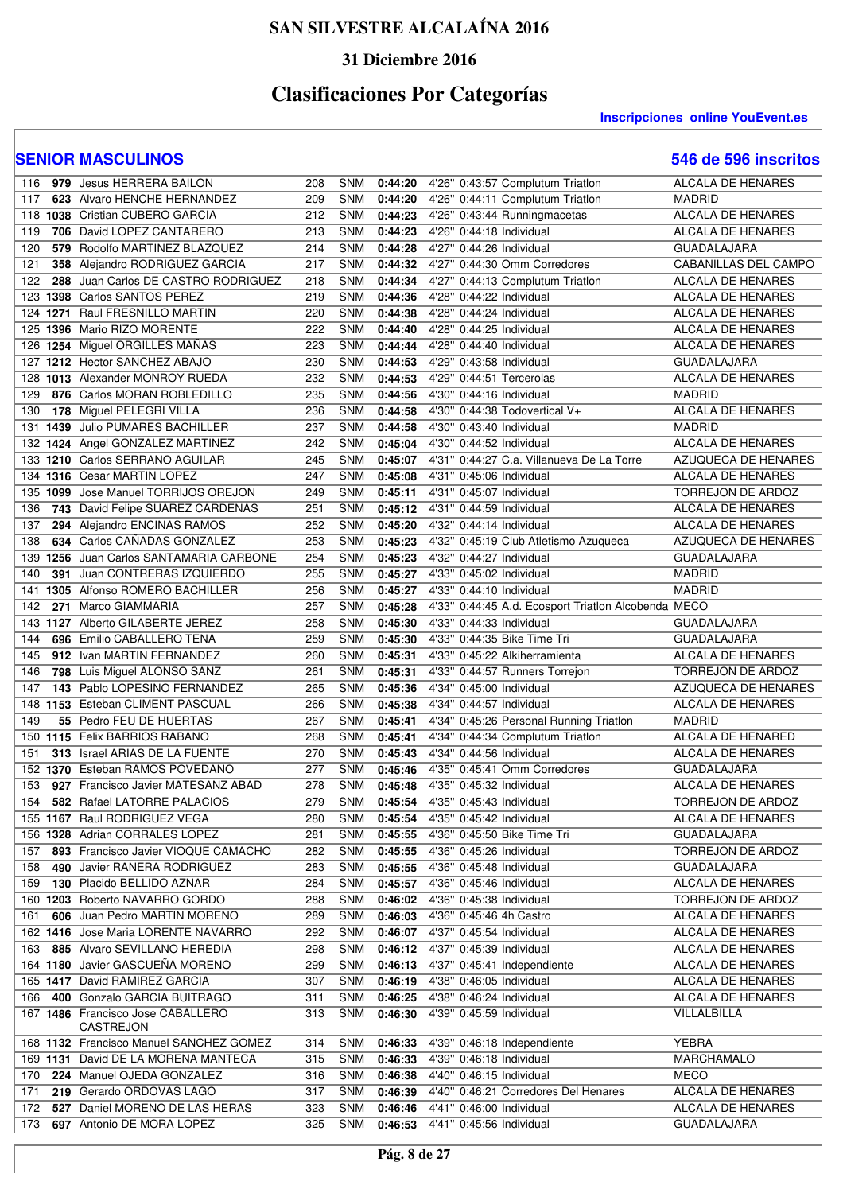# SAN SILVESTRE ALCALAÍNA 2016

## 31 Diciembre 2016

## Clasificaciones Por Categorías

**Inscripciones online YouEvent.es**

### SENIOR MASCULINOS

**546 de 596 inscritos**

| Pos | Dorsal | Nombre | Gral | Cat | Tiempo | Ritmo | T. Real | Club | Localidad |
|---|---|---|---|---|---|---|---|---|---|
| 116 | **979** | Jesus HERRERA BAILON | 208 | SNM | **0:44:20** | 4'26" | 0:43:57 | Complutum Triatlon | ALCALA DE HENARES |
| 117 | **623** | Alvaro HENCHE HERNANDEZ | 209 | SNM | **0:44:20** | 4'26" | 0:44:11 | Complutum Triatlon | MADRID |
| 118 | **1038** | Cristian CUBERO GARCIA | 212 | SNM | **0:44:23** | 4'26" | 0:43:44 | Runningmacetas | ALCALA DE HENARES |
| 119 | **706** | David LOPEZ CANTARERO | 213 | SNM | **0:44:23** | 4'26" | 0:44:18 | Individual | ALCALA DE HENARES |
| 120 | **579** | Rodolfo MARTINEZ BLAZQUEZ | 214 | SNM | **0:44:28** | 4'27" | 0:44:26 | Individual | GUADALAJARA |
| 121 | **358** | Alejandro RODRIGUEZ GARCIA | 217 | SNM | **0:44:32** | 4'27" | 0:44:30 | Omm Corredores | CABANILLAS DEL CAMPO |
| 122 | **288** | Juan Carlos DE CASTRO RODRIGUEZ | 218 | SNM | **0:44:34** | 4'27" | 0:44:13 | Complutum Triatlon | ALCALA DE HENARES |
| 123 | **1398** | Carlos SANTOS PEREZ | 219 | SNM | **0:44:36** | 4'28" | 0:44:22 | Individual | ALCALA DE HENARES |
| 124 | **1271** | Raul FRESNILLO MARTIN | 220 | SNM | **0:44:38** | 4'28" | 0:44:24 | Individual | ALCALA DE HENARES |
| 125 | **1396** | Mario RIZO MORENTE | 222 | SNM | **0:44:40** | 4'28" | 0:44:25 | Individual | ALCALA DE HENARES |
| 126 | **1254** | Miguel ORGILLES MAÑAS | 223 | SNM | **0:44:44** | 4'28" | 0:44:40 | Individual | ALCALA DE HENARES |
| 127 | **1212** | Hector SANCHEZ ABAJO | 230 | SNM | **0:44:53** | 4'29" | 0:43:58 | Individual | GUADALAJARA |
| 128 | **1013** | Alexander MONROY RUEDA | 232 | SNM | **0:44:53** | 4'29" | 0:44:51 | Tercerolas | ALCALA DE HENARES |
| 129 | **876** | Carlos MORAN ROBLEDILLO | 235 | SNM | **0:44:56** | 4'30" | 0:44:16 | Individual | MADRID |
| 130 | **178** | Miguel PELEGRI VILLA | 236 | SNM | **0:44:58** | 4'30" | 0:44:38 | Todovertical V+ | ALCALA DE HENARES |
| 131 | **1439** | Julio PUMARES BACHILLER | 237 | SNM | **0:44:58** | 4'30" | 0:43:40 | Individual | MADRID |
| 132 | **1424** | Angel GONZALEZ MARTINEZ | 242 | SNM | **0:45:04** | 4'30" | 0:44:52 | Individual | ALCALA DE HENARES |
| 133 | **1210** | Carlos SERRANO AGUILAR | 245 | SNM | **0:45:07** | 4'31" | 0:44:27 | C.a. Villanueva De La Torre | AZUQUECA DE HENARES |
| 134 | **1316** | Cesar MARTIN LOPEZ | 247 | SNM | **0:45:08** | 4'31" | 0:45:06 | Individual | ALCALA DE HENARES |
| 135 | **1099** | Jose Manuel TORRIJOS OREJON | 249 | SNM | **0:45:11** | 4'31" | 0:45:07 | Individual | TORREJON DE ARDOZ |
| 136 | **743** | David Felipe SUAREZ CARDENAS | 251 | SNM | **0:45:12** | 4'31" | 0:44:59 | Individual | ALCALA DE HENARES |
| 137 | **294** | Alejandro ENCINAS RAMOS | 252 | SNM | **0:45:20** | 4'32" | 0:44:14 | Individual | ALCALA DE HENARES |
| 138 | **634** | Carlos CAÑADAS GONZALEZ | 253 | SNM | **0:45:23** | 4'32" | 0:45:19 | Club Atletismo Azuqueca | AZUQUECA DE HENARES |
| 139 | **1256** | Juan Carlos SANTAMARIA CARBONE | 254 | SNM | **0:45:23** | 4'32" | 0:44:27 | Individual | GUADALAJARA |
| 140 | **391** | Juan CONTRERAS IZQUIERDO | 255 | SNM | **0:45:27** | 4'33" | 0:45:02 | Individual | MADRID |
| 141 | **1305** | Alfonso ROMERO BACHILLER | 256 | SNM | **0:45:27** | 4'33" | 0:44:10 | Individual | MADRID |
| 142 | **271** | Marco GIAMMARIA | 257 | SNM | **0:45:28** | 4'33" | 0:44:45 | A.d. Ecosport Triatlon Alcobenda | MECO |
| 143 | **1127** | Alberto GILABERTE JEREZ | 258 | SNM | **0:45:30** | 4'33" | 0:44:33 | Individual | GUADALAJARA |
| 144 | **696** | Emilio CABALLERO TENA | 259 | SNM | **0:45:30** | 4'33" | 0:44:35 | Bike Time Tri | GUADALAJARA |
| 145 | **912** | Ivan MARTIN FERNANDEZ | 260 | SNM | **0:45:31** | 4'33" | 0:45:22 | Alkiherramienta | ALCALA DE HENARES |
| 146 | **798** | Luis Miguel ALONSO SANZ | 261 | SNM | **0:45:31** | 4'33" | 0:44:57 | Runners Torrejon | TORREJON DE ARDOZ |
| 147 | **143** | Pablo LOPESINO FERNANDEZ | 265 | SNM | **0:45:36** | 4'34" | 0:45:00 | Individual | AZUQUECA DE HENARES |
| 148 | **1153** | Esteban CLIMENT PASCUAL | 266 | SNM | **0:45:38** | 4'34" | 0:44:57 | Individual | ALCALA DE HENARES |
| 149 | **55** | Pedro FEU DE HUERTAS | 267 | SNM | **0:45:41** | 4'34" | 0:45:26 | Personal Running Triatlon | MADRID |
| 150 | **1115** | Felix BARRIOS RABANO | 268 | SNM | **0:45:41** | 4'34" | 0:44:34 | Complutum Triatlon | ALCALA DE HENARED |
| 151 | **313** | Israel ARIAS DE LA FUENTE | 270 | SNM | **0:45:43** | 4'34" | 0:44:56 | Individual | ALCALA DE HENARES |
| 152 | **1370** | Esteban RAMOS POVEDANO | 277 | SNM | **0:45:46** | 4'35" | 0:45:41 | Omm Corredores | GUADALAJARA |
| 153 | **927** | Francisco Javier MATESANZ ABAD | 278 | SNM | **0:45:48** | 4'35" | 0:45:32 | Individual | ALCALA DE HENARES |
| 154 | **582** | Rafael LATORRE PALACIOS | 279 | SNM | **0:45:54** | 4'35" | 0:45:43 | Individual | TORREJON DE ARDOZ |
| 155 | **1167** | Raul RODRIGUEZ VEGA | 280 | SNM | **0:45:54** | 4'35" | 0:45:42 | Individual | ALCALA DE HENARES |
| 156 | **1328** | Adrian CORRALES LOPEZ | 281 | SNM | **0:45:55** | 4'36" | 0:45:50 | Bike Time Tri | GUADALAJARA |
| 157 | **893** | Francisco Javier VIOQUE CAMACHO | 282 | SNM | **0:45:55** | 4'36" | 0:45:26 | Individual | TORREJON DE ARDOZ |
| 158 | **490** | Javier RANERA RODRIGUEZ | 283 | SNM | **0:45:55** | 4'36" | 0:45:48 | Individual | GUADALAJARA |
| 159 | **130** | Placido BELLIDO AZNAR | 284 | SNM | **0:45:57** | 4'36" | 0:45:46 | Individual | ALCALA DE HENARES |
| 160 | **1203** | Roberto NAVARRO GORDO | 288 | SNM | **0:46:02** | 4'36" | 0:45:38 | Individual | TORREJON DE ARDOZ |
| 161 | **606** | Juan Pedro MARTIN MORENO | 289 | SNM | **0:46:03** | 4'36" | 0:45:46 | 4h Castro | ALCALA DE HENARES |
| 162 | **1416** | Jose Maria LORENTE NAVARRO | 292 | SNM | **0:46:07** | 4'37" | 0:45:54 | Individual | ALCALA DE HENARES |
| 163 | **885** | Alvaro SEVILLANO HEREDIA | 298 | SNM | **0:46:12** | 4'37" | 0:45:39 | Individual | ALCALA DE HENARES |
| 164 | **1180** | Javier GASCUEÑA MORENO | 299 | SNM | **0:46:13** | 4'37" | 0:45:41 | Independiente | ALCALA DE HENARES |
| 165 | **1417** | David RAMIREZ GARCIA | 307 | SNM | **0:46:19** | 4'38" | 0:46:05 | Individual | ALCALA DE HENARES |
| 166 | **400** | Gonzalo GARCIA BUITRAGO | 311 | SNM | **0:46:25** | 4'38" | 0:46:24 | Individual | ALCALA DE HENARES |
| 167 | **1486** | Francisco Jose CABALLERO CASTREJON | 313 | SNM | **0:46:30** | 4'39" | 0:45:59 | Individual | VILLALBILLA |
| 168 | **1132** | Francisco Manuel SANCHEZ GOMEZ | 314 | SNM | **0:46:33** | 4'39" | 0:46:18 | Independiente | YEBRA |
| 169 | **1131** | David DE LA MORENA MANTECA | 315 | SNM | **0:46:33** | 4'39" | 0:46:18 | Individual | MARCHAMALO |
| 170 | **224** | Manuel OJEDA GONZALEZ | 316 | SNM | **0:46:38** | 4'40" | 0:46:15 | Individual | MECO |
| 171 | **219** | Gerardo ORDOVAS LAGO | 317 | SNM | **0:46:39** | 4'40" | 0:46:21 | Corredores Del Henares | ALCALA DE HENARES |
| 172 | **527** | Daniel MORENO DE LAS HERAS | 323 | SNM | **0:46:46** | 4'41" | 0:46:00 | Individual | ALCALA DE HENARES |
| 173 | **697** | Antonio DE MORA LOPEZ | 325 | SNM | **0:46:53** | 4'41" | 0:45:56 | Individual | GUADALAJARA |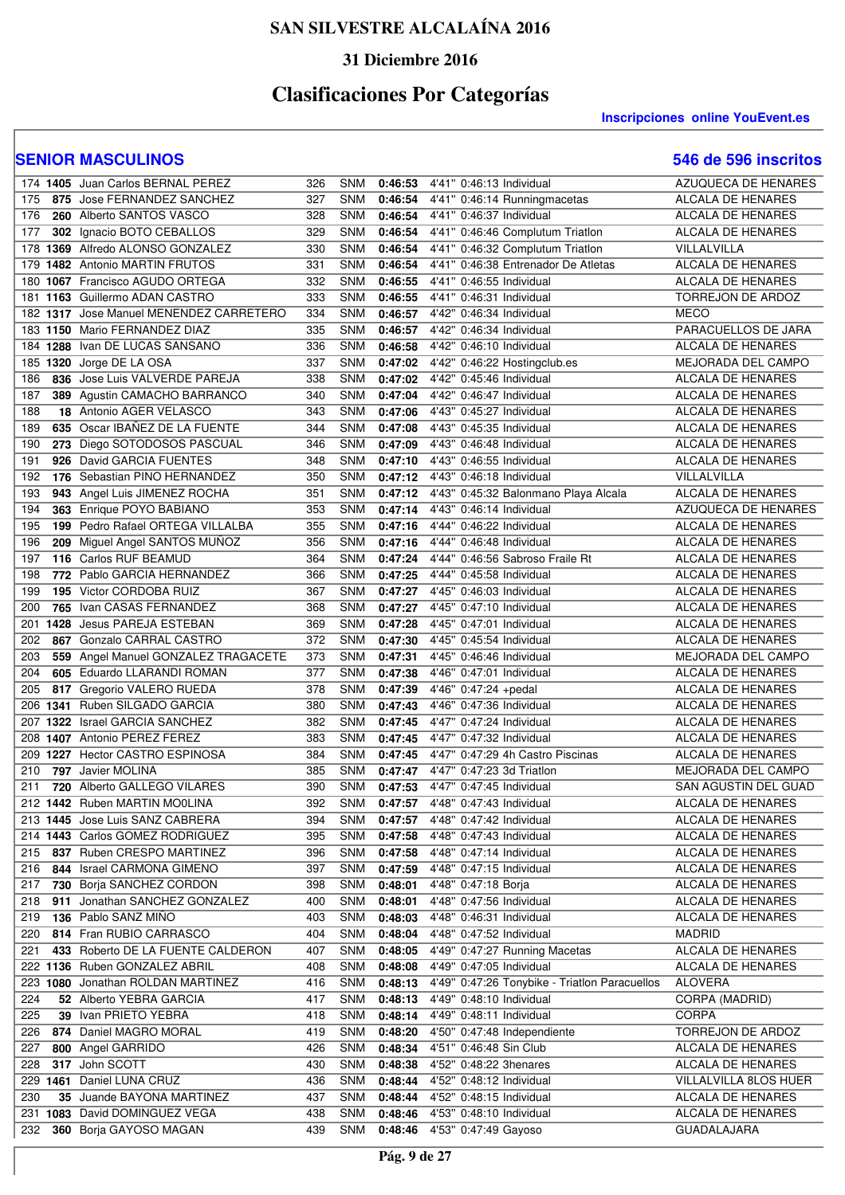# SAN SILVESTRE ALCALAÍNA 2016

## 31 Diciembre 2016

## Clasificaciones Por Categorías

**Inscripciones online YouEvent.es**

### SENIOR MASCULINOS

**546 de 596 inscritos**

| Pos | Dorsal | Nombre | Gral | Cat | Tiempo | Ritmo | T. Real | Club | Localidad |
|---|---|---|---|---|---|---|---|---|---|
| 174 | 1405 | Juan Carlos BERNAL PEREZ | 326 | SNM | 0:46:53 | 4'41" | 0:46:13 | Individual | AZUQUECA DE HENARES |
| 175 | 875 | Jose FERNANDEZ SANCHEZ | 327 | SNM | 0:46:54 | 4'41" | 0:46:14 | Runningmacetas | ALCALA DE HENARES |
| 176 | 260 | Alberto SANTOS VASCO | 328 | SNM | 0:46:54 | 4'41" | 0:46:37 | Individual | ALCALA DE HENARES |
| 177 | 302 | Ignacio BOTO CEBALLOS | 329 | SNM | 0:46:54 | 4'41" | 0:46:46 | Complutum Triatlon | ALCALA DE HENARES |
| 178 | 1369 | Alfredo ALONSO GONZALEZ | 330 | SNM | 0:46:54 | 4'41" | 0:46:32 | Complutum Triatlon | VILLALVILLA |
| 179 | 1482 | Antonio MARTIN FRUTOS | 331 | SNM | 0:46:54 | 4'41" | 0:46:38 | Entrenador De Atletas | ALCALA DE HENARES |
| 180 | 1067 | Francisco AGUDO ORTEGA | 332 | SNM | 0:46:55 | 4'41" | 0:46:55 | Individual | ALCALA DE HENARES |
| 181 | 1163 | Guillermo ADAN CASTRO | 333 | SNM | 0:46:55 | 4'41" | 0:46:31 | Individual | TORREJON DE ARDOZ |
| 182 | 1317 | Jose Manuel MENENDEZ CARRETERO | 334 | SNM | 0:46:57 | 4'42" | 0:46:34 | Individual | MECO |
| 183 | 1150 | Mario FERNANDEZ DIAZ | 335 | SNM | 0:46:57 | 4'42" | 0:46:34 | Individual | PARACUELLOS DE JARA |
| 184 | 1288 | Ivan DE LUCAS SANSANO | 336 | SNM | 0:46:58 | 4'42" | 0:46:10 | Individual | ALCALA DE HENARES |
| 185 | 1320 | Jorge DE LA OSA | 337 | SNM | 0:47:02 | 4'42" | 0:46:22 | Hostingclub.es | MEJORADA DEL CAMPO |
| 186 | 836 | Jose Luis VALVERDE PAREJA | 338 | SNM | 0:47:02 | 4'42" | 0:45:46 | Individual | ALCALA DE HENARES |
| 187 | 389 | Agustin CAMACHO BARRANCO | 340 | SNM | 0:47:04 | 4'42" | 0:46:47 | Individual | ALCALA DE HENARES |
| 188 | 18 | Antonio AGER VELASCO | 343 | SNM | 0:47:06 | 4'43" | 0:45:27 | Individual | ALCALA DE HENARES |
| 189 | 635 | Oscar IBAÑEZ DE LA FUENTE | 344 | SNM | 0:47:08 | 4'43" | 0:45:35 | Individual | ALCALA DE HENARES |
| 190 | 273 | Diego SOTODOSOS PASCUAL | 346 | SNM | 0:47:09 | 4'43" | 0:46:48 | Individual | ALCALA DE HENARES |
| 191 | 926 | David GARCIA FUENTES | 348 | SNM | 0:47:10 | 4'43" | 0:46:55 | Individual | ALCALA DE HENARES |
| 192 | 176 | Sebastian PINO HERNANDEZ | 350 | SNM | 0:47:12 | 4'43" | 0:46:18 | Individual | VILLALVILLA |
| 193 | 943 | Angel Luis JIMENEZ ROCHA | 351 | SNM | 0:47:12 | 4'43" | 0:45:32 | Balonmano Playa Alcala | ALCALA DE HENARES |
| 194 | 363 | Enrique POYO BABIANO | 353 | SNM | 0:47:14 | 4'43" | 0:46:14 | Individual | AZUQUECA DE HENARES |
| 195 | 199 | Pedro Rafael ORTEGA VILLALBA | 355 | SNM | 0:47:16 | 4'44" | 0:46:22 | Individual | ALCALA DE HENARES |
| 196 | 209 | Miguel Angel SANTOS MUÑOZ | 356 | SNM | 0:47:16 | 4'44" | 0:46:48 | Individual | ALCALA DE HENARES |
| 197 | 116 | Carlos RUF BEAMUD | 364 | SNM | 0:47:24 | 4'44" | 0:46:56 | Sabroso Fraile Rt | ALCALA DE HENARES |
| 198 | 772 | Pablo GARCIA HERNANDEZ | 366 | SNM | 0:47:25 | 4'44" | 0:45:58 | Individual | ALCALA DE HENARES |
| 199 | 195 | Victor CORDOBA RUIZ | 367 | SNM | 0:47:27 | 4'45" | 0:46:03 | Individual | ALCALA DE HENARES |
| 200 | 765 | Ivan CASAS FERNANDEZ | 368 | SNM | 0:47:27 | 4'45" | 0:47:10 | Individual | ALCALA DE HENARES |
| 201 | 1428 | Jesus PAREJA ESTEBAN | 369 | SNM | 0:47:28 | 4'45" | 0:47:01 | Individual | ALCALA DE HENARES |
| 202 | 867 | Gonzalo CARRAL CASTRO | 372 | SNM | 0:47:30 | 4'45" | 0:45:54 | Individual | ALCALA DE HENARES |
| 203 | 559 | Angel Manuel GONZALEZ TRAGACETE | 373 | SNM | 0:47:31 | 4'45" | 0:46:46 | Individual | MEJORADA DEL CAMPO |
| 204 | 605 | Eduardo LLARANDI ROMAN | 377 | SNM | 0:47:38 | 4'46" | 0:47:01 | Individual | ALCALA DE HENARES |
| 205 | 817 | Gregorio VALERO RUEDA | 378 | SNM | 0:47:39 | 4'46" | 0:47:24 | +pedal | ALCALA DE HENARES |
| 206 | 1341 | Ruben SILGADO GARCIA | 380 | SNM | 0:47:43 | 4'46" | 0:47:36 | Individual | ALCALA DE HENARES |
| 207 | 1322 | Israel GARCIA SANCHEZ | 382 | SNM | 0:47:45 | 4'47" | 0:47:24 | Individual | ALCALA DE HENARES |
| 208 | 1407 | Antonio PEREZ FEREZ | 383 | SNM | 0:47:45 | 4'47" | 0:47:32 | Individual | ALCALA DE HENARES |
| 209 | 1227 | Hector CASTRO ESPINOSA | 384 | SNM | 0:47:45 | 4'47" | 0:47:29 | 4h Castro Piscinas | ALCALA DE HENARES |
| 210 | 797 | Javier MOLINA | 385 | SNM | 0:47:47 | 4'47" | 0:47:23 | 3d Triatlon | MEJORADA DEL CAMPO |
| 211 | 720 | Alberto GALLEGO VILARES | 390 | SNM | 0:47:53 | 4'47" | 0:47:45 | Individual | SAN AGUSTIN DEL GUAD |
| 212 | 1442 | Ruben MARTIN MO0LINA | 392 | SNM | 0:47:57 | 4'48" | 0:47:43 | Individual | ALCALA DE HENARES |
| 213 | 1445 | Jose Luis SANZ CABRERA | 394 | SNM | 0:47:57 | 4'48" | 0:47:42 | Individual | ALCALA DE HENARES |
| 214 | 1443 | Carlos GOMEZ RODRIGUEZ | 395 | SNM | 0:47:58 | 4'48" | 0:47:43 | Individual | ALCALA DE HENARES |
| 215 | 837 | Ruben CRESPO MARTINEZ | 396 | SNM | 0:47:58 | 4'48" | 0:47:14 | Individual | ALCALA DE HENARES |
| 216 | 844 | Israel CARMONA GIMENO | 397 | SNM | 0:47:59 | 4'48" | 0:47:15 | Individual | ALCALA DE HENARES |
| 217 | 730 | Borja SANCHEZ CORDON | 398 | SNM | 0:48:01 | 4'48" | 0:47:18 | Borja | ALCALA DE HENARES |
| 218 | 911 | Jonathan SANCHEZ GONZALEZ | 400 | SNM | 0:48:01 | 4'48" | 0:47:56 | Individual | ALCALA DE HENARES |
| 219 | 136 | Pablo SANZ MIÑO | 403 | SNM | 0:48:03 | 4'48" | 0:46:31 | Individual | ALCALA DE HENARES |
| 220 | 814 | Fran RUBIO CARRASCO | 404 | SNM | 0:48:04 | 4'48" | 0:47:52 | Individual | MADRID |
| 221 | 433 | Roberto DE LA FUENTE CALDERON | 407 | SNM | 0:48:05 | 4'49" | 0:47:27 | Running Macetas | ALCALA DE HENARES |
| 222 | 1136 | Ruben GONZALEZ ABRIL | 408 | SNM | 0:48:08 | 4'49" | 0:47:05 | Individual | ALCALA DE HENARES |
| 223 | 1080 | Jonathan ROLDAN MARTINEZ | 416 | SNM | 0:48:13 | 4'49" | 0:47:26 | Tonybike - Triatlon Paracuellos | ALOVERA |
| 224 | 52 | Alberto YEBRA GARCIA | 417 | SNM | 0:48:13 | 4'49" | 0:48:10 | Individual | CORPA (MADRID) |
| 225 | 39 | Ivan PRIETO YEBRA | 418 | SNM | 0:48:14 | 4'49" | 0:48:11 | Individual | CORPA |
| 226 | 874 | Daniel MAGRO MORAL | 419 | SNM | 0:48:20 | 4'50" | 0:47:48 | Independiente | TORREJON DE ARDOZ |
| 227 | 800 | Angel GARRIDO | 426 | SNM | 0:48:34 | 4'51" | 0:46:48 | Sin Club | ALCALA DE HENARES |
| 228 | 317 | John SCOTT | 430 | SNM | 0:48:38 | 4'52" | 0:48:22 | 3henares | ALCALA DE HENARES |
| 229 | 1461 | Daniel LUNA CRUZ | 436 | SNM | 0:48:44 | 4'52" | 0:48:12 | Individual | VILLALVILLA 8LOS HUER |
| 230 | 35 | Juande BAYONA MARTINEZ | 437 | SNM | 0:48:44 | 4'52" | 0:48:15 | Individual | ALCALA DE HENARES |
| 231 | 1083 | David DOMINGUEZ VEGA | 438 | SNM | 0:48:46 | 4'53" | 0:48:10 | Individual | ALCALA DE HENARES |
| 232 | 360 | Borja GAYOSO MAGAN | 439 | SNM | 0:48:46 | 4'53" | 0:47:49 | Gayoso | GUADALAJARA |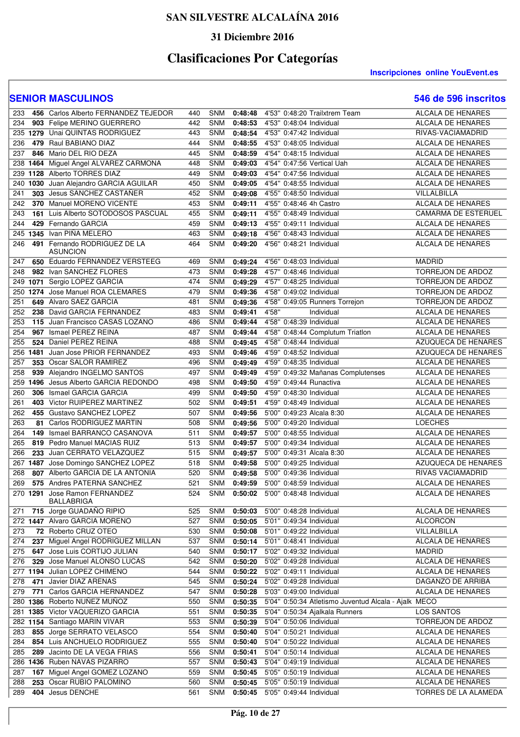# SAN SILVESTRE ALCALAÍNA 2016

## 31 Diciembre 2016

# Clasificaciones Por Categorías

**Inscripciones online YouEvent.es**

## SENIOR MASCULINOS

**546 de 596 inscritos**

| Pos | Dorsal | Nombre | Gen | Cat | Tiempo | Ritmo | T. Neto | Club | Localidad |
|---|---|---|---|---|---|---|---|---|---|
| 233 | 456 | Carlos Alberto FERNANDEZ TEJEDOR | 440 | SNM | 0:48:48 | 4'53" | 0:48:20 | Trailxtrem Team | ALCALA DE HENARES |
| 234 | 903 | Felipe MERINO GUERRERO | 442 | SNM | 0:48:53 | 4'53" | 0:48:04 | Individual | ALCALA DE HENARES |
| 235 | 1279 | Unai QUINTAS RODRIGUEZ | 443 | SNM | 0:48:54 | 4'53" | 0:47:42 | Individual | RIVAS-VACIAMADRID |
| 236 | 479 | Raul BABIANO DIAZ | 444 | SNM | 0:48:55 | 4'53" | 0:48:05 | Individual | ALCALA DE HENARES |
| 237 | 846 | Mario DEL RIO DEZA | 445 | SNM | 0:48:59 | 4'54" | 0:48:15 | Individual | ALCALA DE HENARES |
| 238 | 1464 | Miguel Angel ALVAREZ CARMONA | 448 | SNM | 0:49:03 | 4'54" | 0:47:56 | Vertical Uah | ALCALA DE HENARES |
| 239 | 1128 | Alberto TORRES DIAZ | 449 | SNM | 0:49:03 | 4'54" | 0:47:56 | Individual | ALCALA DE HENARES |
| 240 | 1030 | Juan Alejandro GARCIA AGUILAR | 450 | SNM | 0:49:05 | 4'54" | 0:48:55 | Individual | ALCALA DE HENARES |
| 241 | 303 | Jesus SANCHEZ CASTAÑER | 452 | SNM | 0:49:08 | 4'55" | 0:48:50 | Individual | VILLALBILLA |
| 242 | 370 | Manuel MORENO VICENTE | 453 | SNM | 0:49:11 | 4'55" | 0:48:46 | 4h Castro | ALCALA DE HENARES |
| 243 | 161 | Luis Alberto SOTODOSOS PASCUAL | 455 | SNM | 0:49:11 | 4'55" | 0:48:49 | Individual | CAMARMA DE ESTERUEL |
| 244 | 429 | Fernando GARCIA | 459 | SNM | 0:49:13 | 4'55" | 0:49:11 | Individual | ALCALA DE HENARES |
| 245 | 1345 | Ivan PIÑA MELERO | 463 | SNM | 0:49:18 | 4'56" | 0:48:43 | Individual | ALCALA DE HENARES |
| 246 | 491 | Fernando RODRIGUEZ DE LA ASUNCION | 464 | SNM | 0:49:20 | 4'56" | 0:48:21 | Individual | ALCALA DE HENARES |
| 247 | 650 | Eduardo FERNANDEZ VERSTEEG | 469 | SNM | 0:49:24 | 4'56" | 0:48:03 | Individual | MADRID |
| 248 | 982 | Ivan SANCHEZ FLORES | 473 | SNM | 0:49:28 | 4'57" | 0:48:46 | Individual | TORREJON DE ARDOZ |
| 249 | 1071 | Sergio LOPEZ GARCIA | 474 | SNM | 0:49:29 | 4'57" | 0:48:25 | Individual | TORREJON DE ARDOZ |
| 250 | 1274 | Jose Manuel ROA CLEMARES | 479 | SNM | 0:49:36 | 4'58" | 0:49:02 | Individual | TORREJON DE ARDOZ |
| 251 | 649 | Alvaro SAEZ GARCIA | 481 | SNM | 0:49:36 | 4'58" | 0:49:05 | Runners Torrejon | TORREJON DE ARDOZ |
| 252 | 238 | David GARCIA FERNANDEZ | 483 | SNM | 0:49:41 | 4'58" | | Individual | ALCALA DE HENARES |
| 253 | 115 | Juan Francisco CASAS LOZANO | 486 | SNM | 0:49:44 | 4'58" | 0:48:39 | Individual | ALCALA DE HENARES |
| 254 | 967 | Ismael PEREZ REINA | 487 | SNM | 0:49:44 | 4'58" | 0:48:44 | Complutum Triatlon | ALCALA DE HENARES |
| 255 | 524 | Daniel PEREZ REINA | 488 | SNM | 0:49:45 | 4'58" | 0:48:44 | Individual | AZUQUECA DE HENARES |
| 256 | 1481 | Juan Jose PRIOR FERNANDEZ | 493 | SNM | 0:49:46 | 4'59" | 0:48:52 | Individual | AZUQUECA DE HENARES |
| 257 | 353 | Oscar SALOR RAMIREZ | 496 | SNM | 0:49:49 | 4'59" | 0:48:35 | Individual | ALCALA DE HENARES |
| 258 | 939 | Alejandro INGELMO SANTOS | 497 | SNM | 0:49:49 | 4'59" | 0:49:32 | Mañanas Complutenses | ALCALA DE HENARES |
| 259 | 1496 | Jesus Alberto GARCIA REDONDO | 498 | SNM | 0:49:50 | 4'59" | 0:49:44 | Runactiva | ALCALA DE HENARES |
| 260 | 306 | Ismael GARCIA GARCIA | 499 | SNM | 0:49:50 | 4'59" | 0:48:30 | Individual | ALCALA DE HENARES |
| 261 | 403 | Victor RUIPEREZ MARTINEZ | 502 | SNM | 0:49:51 | 4'59" | 0:48:49 | Individual | ALCALA DE HENARES |
| 262 | 455 | Gustavo SANCHEZ LOPEZ | 507 | SNM | 0:49:56 | 5'00" | 0:49:23 | Alcala 8:30 | ALCALA DE HENARES |
| 263 | 81 | Carlos RODRIGUEZ MARTIN | 508 | SNM | 0:49:56 | 5'00" | 0:49:20 | Individual | LOECHES |
| 264 | 149 | Ismael BARRANCO CASANOVA | 511 | SNM | 0:49:57 | 5'00" | 0:48:55 | Individual | ALCALA DE HENARES |
| 265 | 819 | Pedro Manuel MACIAS RUIZ | 513 | SNM | 0:49:57 | 5'00" | 0:49:34 | Individual | ALCALA DE HENARES |
| 266 | 233 | Juan CERRATO VELAZQUEZ | 515 | SNM | 0:49:57 | 5'00" | 0:49:31 | Alcala 8:30 | ALCALA DE HENARES |
| 267 | 1487 | Jose Domingo SANCHEZ LOPEZ | 518 | SNM | 0:49:58 | 5'00" | 0:49:25 | Individual | AZUQUECA DE HENARES |
| 268 | 807 | Alberto GARCIA DE LA ANTONIA | 520 | SNM | 0:49:58 | 5'00" | 0:49:36 | Individual | RIVAS VACIAMADRID |
| 269 | 575 | Andres PATERNA SANCHEZ | 521 | SNM | 0:49:59 | 5'00" | 0:48:59 | Individual | ALCALA DE HENARES |
| 270 | 1291 | Jose Ramon FERNANDEZ BALLABRIGA | 524 | SNM | 0:50:02 | 5'00" | 0:48:48 | Individual | ALCALA DE HENARES |
| 271 | 715 | Jorge GUADAÑO RIPIO | 525 | SNM | 0:50:03 | 5'00" | 0:48:28 | Individual | ALCALA DE HENARES |
| 272 | 1447 | Alvaro GARCIA MORENO | 527 | SNM | 0:50:05 | 5'01" | 0:49:34 | Individual | ALCORCON |
| 273 | 72 | Roberto CRUZ OTEO | 530 | SNM | 0:50:08 | 5'01" | 0:49:22 | Individual | VILLALBILLA |
| 274 | 237 | Miguel Angel RODRIGUEZ MILLAN | 537 | SNM | 0:50:14 | 5'01" | 0:48:41 | Individual | ALCALA DE HENARES |
| 275 | 647 | Jose Luis CORTIJO JULIAN | 540 | SNM | 0:50:17 | 5'02" | 0:49:32 | Individual | MADRID |
| 276 | 329 | Jose Manuel ALONSO LUCAS | 542 | SNM | 0:50:20 | 5'02" | 0:49:28 | Individual | ALCALA DE HENARES |
| 277 | 1194 | Julian LOPEZ CHIMENO | 544 | SNM | 0:50:22 | 5'02" | 0:49:11 | Individual | ALCALA DE HENARES |
| 278 | 471 | Javier DIAZ ARENAS | 545 | SNM | 0:50:24 | 5'02" | 0:49:28 | Individual | DAGANZO DE ARRIBA |
| 279 | 771 | Carlos GARCIA HERNANDEZ | 547 | SNM | 0:50:28 | 5'03" | 0:49:00 | Individual | ALCALA DE HENARES |
| 280 | 1386 | Roberto NUÑEZ MUÑOZ | 550 | SNM | 0:50:35 | 5'04" | 0:50:34 | Atletismo Juventud Alcala - Ajalk | MECO |
| 281 | 1385 | Victor VAQUERIZO GARCIA | 551 | SNM | 0:50:35 | 5'04" | 0:50:34 | Ajalkala Runners | LOS SANTOS |
| 282 | 1154 | Santiago MARIN VIVAR | 553 | SNM | 0:50:39 | 5'04" | 0:50:06 | Individual | TORREJON DE ARDOZ |
| 283 | 855 | Jorge SERRATO VELASCO | 554 | SNM | 0:50:40 | 5'04" | 0:50:21 | Individual | ALCALA DE HENARES |
| 284 | 854 | Luis ANCHUELO RODRIGUEZ | 555 | SNM | 0:50:40 | 5'04" | 0:50:22 | Individual | ALCALA DE HENARES |
| 285 | 289 | Jacinto DE LA VEGA FRIAS | 556 | SNM | 0:50:41 | 5'04" | 0:50:14 | Individual | ALCALA DE HENARES |
| 286 | 1436 | Ruben NAVAS PIZARRO | 557 | SNM | 0:50:43 | 5'04" | 0:49:19 | Individual | ALCALA DE HENARES |
| 287 | 167 | Miguel Angel GOMEZ LOZANO | 559 | SNM | 0:50:45 | 5'05" | 0:50:19 | Individual | ALCALA DE HENARES |
| 288 | 253 | Oscar RUBIO PALOMINO | 560 | SNM | 0:50:45 | 5'05" | 0:50:19 | Individual | ALCALA DE HENARES |
| 289 | 404 | Jesus DENCHE | 561 | SNM | 0:50:45 | 5'05" | 0:49:44 | Individual | TORRES DE LA ALAMEDA |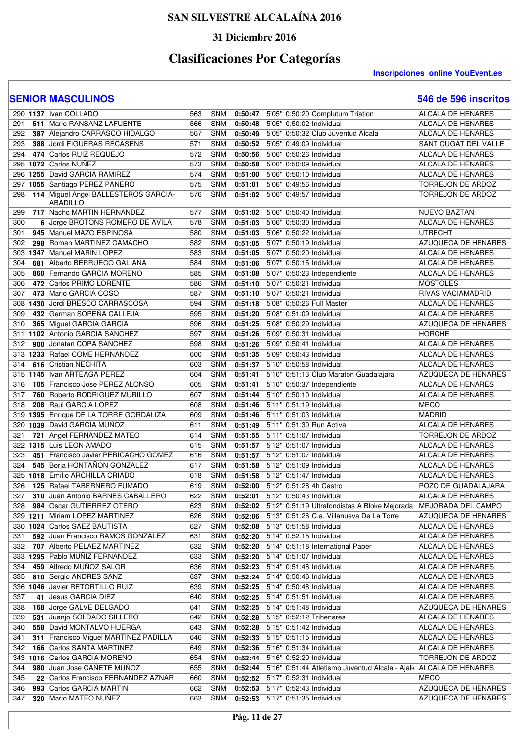# SAN SILVESTRE ALCALAÍNA 2016

## 31 Diciembre 2016

## Clasificaciones Por Categorías

**Inscripciones online YouEvent.es**

### SENIOR MASCULINOS

**546 de 596 inscritos**

| | | | | | | | | | |
|---|---|---|---|---|---|---|---|---|---|
| 290 | **1137** | Ivan COLLADO | 563 | SNM | **0:50:47** | 5'05" | 0:50:20 | Complutum Triatlon | ALCALA DE HENARES |
| 291 | **511** | Mario RANSANZ LAFUENTE | 566 | SNM | **0:50:48** | 5'05" | 0:50:02 | Individual | ALCALA DE HENARES |
| 292 | **387** | Alejandro CARRASCO HIDALGO | 567 | SNM | **0:50:49** | 5'05" | 0:50:32 | Club Juventud Alcala | ALCALA DE HENARES |
| 293 | **388** | Jordi FIGUERAS RECASENS | 571 | SNM | **0:50:52** | 5'05" | 0:49:09 | Individual | SANT CUGAT DEL VALLE |
| 294 | **474** | Carlos RUIZ REQUEJO | 572 | SNM | **0:50:56** | 5'06" | 0:50:26 | Individual | ALCALA DE HENARES |
| 295 | **1072** | Carlos NUÑEZ | 573 | SNM | **0:50:58** | 5'06" | 0:50:09 | Individual | ALCALA DE HENARES |
| 296 | **1255** | David GARCIA RAMIREZ | 574 | SNM | **0:51:00** | 5'06" | 0:50:10 | Individual | ALCALA DE HENARES |
| 297 | **1055** | Santiago PEREZ PANERO | 575 | SNM | **0:51:01** | 5'06" | 0:49:56 | Individual | TORREJON DE ARDOZ |
| 298 | **114** | Miguel Angel BALLESTEROS GARCIA-ABADILLO | 576 | SNM | **0:51:02** | 5'06" | 0:49:57 | Individual | TORREJON DE ARDOZ |
| 299 | **717** | Nacho MARTIN HERNANDEZ | 577 | SNM | **0:51:02** | 5'06" | 0:50:40 | Individual | NUEVO BAZTAN |
| 300 | **6** | Jorge BROTONS ROMERO DE AVILA | 578 | SNM | **0:51:03** | 5'06" | 0:50:30 | Individual | ALCALA DE HENARES |
| 301 | **945** | Manuel MAZO ESPINOSA | 580 | SNM | **0:51:03** | 5'06" | 0:50:22 | Individual | UTRECHT |
| 302 | **298** | Roman MARTINEZ CAMACHO | 582 | SNM | **0:51:05** | 5'07" | 0:50:19 | Individual | AZUQUECA DE HENARES |
| 303 | **1347** | Manuel MARIN LOPEZ | 583 | SNM | **0:51:05** | 5'07" | 0:50:20 | Individual | ALCALA DE HENARES |
| 304 | **681** | Alberto BERRUECO GALIANA | 584 | SNM | **0:51:06** | 5'07" | 0:50:15 | Individual | ALCALA DE HENARES |
| 305 | **860** | Fernando GARCIA MORENO | 585 | SNM | **0:51:08** | 5'07" | 0:50:23 | Independiente | ALCALA DE HENARES |
| 306 | **472** | Carlos PRIMO LORENTE | 586 | SNM | **0:51:10** | 5'07" | 0:50:21 | Individual | MOSTOLES |
| 307 | **473** | Mario GARCIA COSO | 587 | SNM | **0:51:10** | 5'07" | 0:50:21 | Individual | RIVAS VACIAMADRID |
| 308 | **1430** | Jordi BRESCO CARRASCOSA | 594 | SNM | **0:51:18** | 5'08" | 0:50:26 | Full Master | ALCALA DE HENARES |
| 309 | **432** | German SOPEÑA CALLEJA | 595 | SNM | **0:51:20** | 5'08" | 0:51:09 | Individual | ALCALA DE HENARES |
| 310 | **365** | Miguel GARCIA GARCIA | 596 | SNM | **0:51:25** | 5'08" | 0:50:29 | Individual | AZUQUECA DE HENARES |
| 311 | **1102** | Antonio GARCIA SANCHEZ | 597 | SNM | **0:51:26** | 5'09" | 0:50:31 | Individual | HORCHE |
| 312 | **900** | Jonatan COPA SANCHEZ | 598 | SNM | **0:51:26** | 5'09" | 0:50:41 | Individual | ALCALA DE HENARES |
| 313 | **1233** | Rafael COME HERNANDEZ | 600 | SNM | **0:51:35** | 5'09" | 0:50:43 | Individual | ALCALA DE HENARES |
| 314 | **616** | Cristian NECHITA | 603 | SNM | **0:51:37** | 5'10" | 0:50:58 | Individual | ALCALA DE HENARES |
| 315 | **1145** | Ivan ARTEAGA PEREZ | 604 | SNM | **0:51:41** | 5'10" | 0:51:13 | Club Maraton Guadalajara | AZUQUECA DE HENARES |
| 316 | **105** | Francisco Jose PEREZ ALONSO | 605 | SNM | **0:51:41** | 5'10" | 0:50:37 | Independiente | ALCALA DE HENARES |
| 317 | **760** | Roberto RODRIGUEZ MURILLO | 607 | SNM | **0:51:44** | 5'10" | 0:50:10 | Individual | ALCALA DE HENARES |
| 318 | **208** | Raul GARCIA LOPEZ | 608 | SNM | **0:51:46** | 5'11" | 0:51:19 | Individual | MECO |
| 319 | **1395** | Enrique DE LA TORRE GORDALIZA | 609 | SNM | **0:51:46** | 5'11" | 0:51:03 | Individual | MADRID |
| 320 | **1039** | David GARCIA MUÑOZ | 611 | SNM | **0:51:49** | 5'11" | 0:51:30 | Run Activa | ALCALA DE HENARES |
| 321 | **721** | Angel FERNANDEZ MATEO | 614 | SNM | **0:51:55** | 5'11" | 0:51:07 | Individual | TORREJON DE ARDOZ |
| 322 | **1315** | Luis LEON AMADO | 615 | SNM | **0:51:57** | 5'12" | 0:51:07 | Individual | ALCALA DE HENARES |
| 323 | **451** | Francisco Javier PERICACHO GOMEZ | 616 | SNM | **0:51:57** | 5'12" | 0:51:07 | Individual | ALCALA DE HENARES |
| 324 | **545** | Borja HONTAÑON GONZALEZ | 617 | SNM | **0:51:58** | 5'12" | 0:51:09 | Individual | ALCALA DE HENARES |
| 325 | **1018** | Emilio ARCHILLA CRIADO | 618 | SNM | **0:51:58** | 5'12" | 0:51:47 | Individual | ALCALA DE HENARES |
| 326 | **125** | Rafael TABERNERO FUMADO | 619 | SNM | **0:52:00** | 5'12" | 0:51:28 | 4h Castro | POZO DE GUADALAJARA |
| 327 | **310** | Juan Antonio BARNES CABALLERO | 622 | SNM | **0:52:01** | 5'12" | 0:50:43 | Individual | ALCALA DE HENARES |
| 328 | **984** | Oscar GUTIERREZ OTERO | 623 | SNM | **0:52:02** | 5'12" | 0:51:19 | Ultrafondistas A Bloke Mejorada | MEJORADA DEL CAMPO |
| 329 | **1211** | Miriam LOPEZ MARTINEZ | 626 | SNM | **0:52:06** | 5'13" | 0:51:26 | C.a. Villanueva De La Torre | AZUQUECA DE HENARES |
| 330 | **1024** | Carlos SAEZ BAUTISTA | 627 | SNM | **0:52:08** | 5'13" | 0:51:58 | Individual | ALCALA DE HENARES |
| 331 | **592** | Juan Francisco RAMOS GONZALEZ | 631 | SNM | **0:52:20** | 5'14" | 0:52:15 | Individual | ALCALA DE HENARES |
| 332 | **707** | Alberto PELAEZ MARTINEZ | 632 | SNM | **0:52:20** | 5'14" | 0:51:18 | International Paper | ALCALA DE HENARES |
| 333 | **1295** | Pablo MUÑIZ FERNANDEZ | 633 | SNM | **0:52:20** | 5'14" | 0:51:07 | Individual | ALCALA DE HENARES |
| 334 | **459** | Alfredo MUÑOZ SALOR | 636 | SNM | **0:52:23** | 5'14" | 0:51:48 | Individual | ALCALA DE HENARES |
| 335 | **810** | Sergio ANDRES SANZ | 637 | SNM | **0:52:24** | 5'14" | 0:50:46 | Individual | ALCALA DE HENARES |
| 336 | **1046** | Javier RETORTILLO RUIZ | 639 | SNM | **0:52:25** | 5'14" | 0:50:48 | Individual | ALCALA DE HENARES |
| 337 | **41** | Jesus GARCIA DIEZ | 640 | SNM | **0:52:25** | 5'14" | 0:51:51 | Individual | ALCALA DE HENARES |
| 338 | **168** | Jorge GALVE DELGADO | 641 | SNM | **0:52:25** | 5'14" | 0:51:48 | Individual | AZUQUECA DE HENARES |
| 339 | **531** | Juanjo SOLDADO SILLERO | 642 | SNM | **0:52:28** | 5'15" | 0:52:12 | Trihenares | ALCALA DE HENARES |
| 340 | **558** | David MONTALVO HUERGA | 643 | SNM | **0:52:28** | 5'15" | 0:51:42 | Individual | ALCALA DE HENARES |
| 341 | **311** | Francisco Miguel MARTINEZ PADILLA | 646 | SNM | **0:52:33** | 5'15" | 0:51:15 | Individual | ALCALA DE HENARES |
| 342 | **166** | Carlos SANTA MARTINEZ | 649 | SNM | **0:52:36** | 5'16" | 0:51:34 | Individual | ALCALA DE HENARES |
| 343 | **1016** | Carlos GARCIA MORENO | 654 | SNM | **0:52:44** | 5'16" | 0:52:20 | Individual | TORREJON DE ARDOZ |
| 344 | **980** | Juan Jose CAÑETE MUÑOZ | 655 | SNM | **0:52:44** | 5'16" | 0:51:44 | Atletismo Juventud Alcala - Ajalk | ALCALA DE HENARES |
| 345 | **22** | Carlos Francisco FERNANDEZ AZNAR | 660 | SNM | **0:52:52** | 5'17" | 0:52:31 | Individual | MECO |
| 346 | **993** | Carlos GARCIA MARTIN | 662 | SNM | **0:52:53** | 5'17" | 0:52:43 | Individual | AZUQUECA DE HENARES |
| 347 | **320** | Mario MATEO NUÑEZ | 663 | SNM | **0:52:53** | 5'17" | 0:51:35 | Individual | AZUQUECA DE HENARES |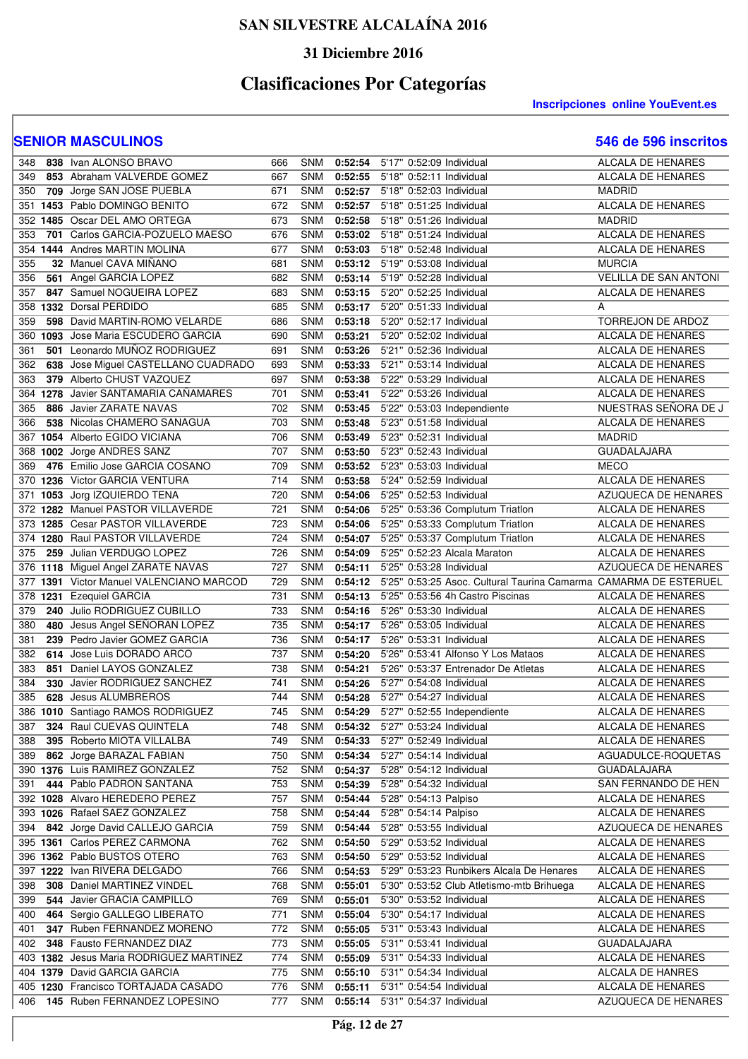# SAN SILVESTRE ALCALAÍNA 2016

## 31 Diciembre 2016

# Clasificaciones Por Categorías

**Inscripciones online YouEvent.es**

## SENIOR MASCULINOS

**546 de 596 inscritos**

| Pos | Dorsal | Nombre | Gral | Cat | Tiempo | Ritmo | T. Neto | Club | Localidad |
|---|---|---|---|---|---|---|---|---|---|
| 348 | **838** | Ivan ALONSO BRAVO | 666 | SNM | **0:52:54** | 5'17" | 0:52:09 | Individual | ALCALA DE HENARES |
| 349 | **853** | Abraham VALVERDE GOMEZ | 667 | SNM | **0:52:55** | 5'18" | 0:52:11 | Individual | ALCALA DE HENARES |
| 350 | **709** | Jorge SAN JOSE PUEBLA | 671 | SNM | **0:52:57** | 5'18" | 0:52:03 | Individual | MADRID |
| 351 | **1453** | Pablo DOMINGO BENITO | 672 | SNM | **0:52:57** | 5'18" | 0:51:25 | Individual | ALCALA DE HENARES |
| 352 | **1485** | Oscar DEL AMO ORTEGA | 673 | SNM | **0:52:58** | 5'18" | 0:51:26 | Individual | MADRID |
| 353 | **701** | Carlos GARCIA-POZUELO MAESO | 676 | SNM | **0:53:02** | 5'18" | 0:51:24 | Individual | ALCALA DE HENARES |
| 354 | **1444** | Andres MARTIN MOLINA | 677 | SNM | **0:53:03** | 5'18" | 0:52:48 | Individual | ALCALA DE HENARES |
| 355 | **32** | Manuel CAVA MIÑANO | 681 | SNM | **0:53:12** | 5'19" | 0:53:08 | Individual | MURCIA |
| 356 | **561** | Angel GARCIA LOPEZ | 682 | SNM | **0:53:14** | 5'19" | 0:52:28 | Individual | VELILLA DE SAN ANTONI |
| 357 | **847** | Samuel NOGUEIRA LOPEZ | 683 | SNM | **0:53:15** | 5'20" | 0:52:25 | Individual | ALCALA DE HENARES |
| 358 | **1332** | Dorsal PERDIDO | 685 | SNM | **0:53:17** | 5'20" | 0:51:33 | Individual | A |
| 359 | **598** | David MARTIN-ROMO VELARDE | 686 | SNM | **0:53:18** | 5'20" | 0:52:17 | Individual | TORREJON DE ARDOZ |
| 360 | **1093** | Jose Maria ESCUDERO GARCIA | 690 | SNM | **0:53:21** | 5'20" | 0:52:02 | Individual | ALCALA DE HENARES |
| 361 | **501** | Leonardo MUÑOZ RODRIGUEZ | 691 | SNM | **0:53:26** | 5'21" | 0:52:36 | Individual | ALCALA DE HENARES |
| 362 | **638** | Jose Miguel CASTELLANO CUADRADO | 693 | SNM | **0:53:33** | 5'21" | 0:53:14 | Individual | ALCALA DE HENARES |
| 363 | **379** | Alberto CHUST VAZQUEZ | 697 | SNM | **0:53:38** | 5'22" | 0:53:29 | Individual | ALCALA DE HENARES |
| 364 | **1278** | Javier SANTAMARIA CAÑAMARES | 701 | SNM | **0:53:41** | 5'22" | 0:53:26 | Individual | ALCALA DE HENARES |
| 365 | **886** | Javier ZARATE NAVAS | 702 | SNM | **0:53:45** | 5'22" | 0:53:03 | Independiente | NUESTRAS SEÑORA DE J |
| 366 | **538** | Nicolas CHAMERO SANAGUA | 703 | SNM | **0:53:48** | 5'23" | 0:51:58 | Individual | ALCALA DE HENARES |
| 367 | **1054** | Alberto EGIDO VICIANA | 706 | SNM | **0:53:49** | 5'23" | 0:52:31 | Individual | MADRID |
| 368 | **1002** | Jorge ANDRES SANZ | 707 | SNM | **0:53:50** | 5'23" | 0:52:43 | Individual | GUADALAJARA |
| 369 | **476** | Emilio Jose GARCIA COSANO | 709 | SNM | **0:53:52** | 5'23" | 0:53:03 | Individual | MECO |
| 370 | **1236** | Victor GARCIA VENTURA | 714 | SNM | **0:53:58** | 5'24" | 0:52:59 | Individual | ALCALA DE HENARES |
| 371 | **1053** | Jorg IZQUIERDO TENA | 720 | SNM | **0:54:06** | 5'25" | 0:52:53 | Individual | AZUQUECA DE HENARES |
| 372 | **1282** | Manuel PASTOR VILLAVERDE | 721 | SNM | **0:54:06** | 5'25" | 0:53:36 | Complutum Triatlon | ALCALA DE HENARES |
| 373 | **1285** | Cesar PASTOR VILLAVERDE | 723 | SNM | **0:54:06** | 5'25" | 0:53:33 | Complutum Triatlon | ALCALA DE HENARES |
| 374 | **1280** | Raul PASTOR VILLAVERDE | 724 | SNM | **0:54:07** | 5'25" | 0:53:37 | Complutum Triatlon | ALCALA DE HENARES |
| 375 | **259** | Julian VERDUGO LOPEZ | 726 | SNM | **0:54:09** | 5'25" | 0:52:23 | Alcala Maraton | ALCALA DE HENARES |
| 376 | **1118** | Miguel Angel ZARATE NAVAS | 727 | SNM | **0:54:11** | 5'25" | 0:53:28 | Individual | AZUQUECA DE HENARES |
| 377 | **1391** | Victor Manuel VALENCIANO MARCOD | 729 | SNM | **0:54:12** | 5'25" | 0:53:25 | Asoc. Cultural Taurina Camarma | CAMARMA DE ESTERUEL |
| 378 | **1231** | Ezequiel GARCIA | 731 | SNM | **0:54:13** | 5'25" | 0:53:56 | 4h Castro Piscinas | ALCALA DE HENARES |
| 379 | **240** | Julio RODRIGUEZ CUBILLO | 733 | SNM | **0:54:16** | 5'26" | 0:53:30 | Individual | ALCALA DE HENARES |
| 380 | **480** | Jesus Angel SEÑORAN LOPEZ | 735 | SNM | **0:54:17** | 5'26" | 0:53:05 | Individual | ALCALA DE HENARES |
| 381 | **239** | Pedro Javier GOMEZ GARCIA | 736 | SNM | **0:54:17** | 5'26" | 0:53:31 | Individual | ALCALA DE HENARES |
| 382 | **614** | Jose Luis DORADO ARCO | 737 | SNM | **0:54:20** | 5'26" | 0:53:41 | Alfonso Y Los Mataos | ALCALA DE HENARES |
| 383 | **851** | Daniel LAYOS GONZALEZ | 738 | SNM | **0:54:21** | 5'26" | 0:53:37 | Entrenador De Atletas | ALCALA DE HENARES |
| 384 | **330** | Javier RODRIGUEZ SANCHEZ | 741 | SNM | **0:54:26** | 5'27" | 0:54:08 | Individual | ALCALA DE HENARES |
| 385 | **628** | Jesus ALUMBREROS | 744 | SNM | **0:54:28** | 5'27" | 0:54:27 | Individual | ALCALA DE HENARES |
| 386 | **1010** | Santiago RAMOS RODRIGUEZ | 745 | SNM | **0:54:29** | 5'27" | 0:52:55 | Independiente | ALCALA DE HENARES |
| 387 | **324** | Raul CUEVAS QUINTELA | 748 | SNM | **0:54:32** | 5'27" | 0:53:24 | Individual | ALCALA DE HENARES |
| 388 | **395** | Roberto MIOTA VILLALBA | 749 | SNM | **0:54:33** | 5'27" | 0:52:49 | Individual | ALCALA DE HENARES |
| 389 | **862** | Jorge BARAZAL FABIAN | 750 | SNM | **0:54:34** | 5'27" | 0:54:14 | Individual | AGUADULCE-ROQUETAS |
| 390 | **1376** | Luis RAMIREZ GONZALEZ | 752 | SNM | **0:54:37** | 5'28" | 0:54:12 | Individual | GUADALAJARA |
| 391 | **444** | Pablo PADRON SANTANA | 753 | SNM | **0:54:39** | 5'28" | 0:54:32 | Individual | SAN FERNANDO DE HEN |
| 392 | **1028** | Alvaro HEREDERO PEREZ | 757 | SNM | **0:54:44** | 5'28" | 0:54:13 | Palpiso | ALCALA DE HENARES |
| 393 | **1026** | Rafael SAEZ GONZALEZ | 758 | SNM | **0:54:44** | 5'28" | 0:54:14 | Palpiso | ALCALA DE HENARES |
| 394 | **842** | Jorge David CALLEJO GARCIA | 759 | SNM | **0:54:44** | 5'28" | 0:53:55 | Individual | AZUQUECA DE HENARES |
| 395 | **1361** | Carlos PEREZ CARMONA | 762 | SNM | **0:54:50** | 5'29" | 0:53:52 | Individual | ALCALA DE HENARES |
| 396 | **1362** | Pablo BUSTOS OTERO | 763 | SNM | **0:54:50** | 5'29" | 0:53:52 | Individual | ALCALA DE HENARES |
| 397 | **1222** | Ivan RIVERA DELGADO | 766 | SNM | **0:54:53** | 5'29" | 0:53:23 | Runbikers Alcala De Henares | ALCALA DE HENARES |
| 398 | **308** | Daniel MARTINEZ VINDEL | 768 | SNM | **0:55:01** | 5'30" | 0:53:52 | Club Atletismo-mtb Brihuega | ALCALA DE HENARES |
| 399 | **544** | Javier GRACIA CAMPILLO | 769 | SNM | **0:55:01** | 5'30" | 0:53:52 | Individual | ALCALA DE HENARES |
| 400 | **464** | Sergio GALLEGO LIBERATO | 771 | SNM | **0:55:04** | 5'30" | 0:54:17 | Individual | ALCALA DE HENARES |
| 401 | **347** | Ruben FERNANDEZ MORENO | 772 | SNM | **0:55:05** | 5'31" | 0:53:43 | Individual | ALCALA DE HENARES |
| 402 | **348** | Fausto FERNANDEZ DIAZ | 773 | SNM | **0:55:05** | 5'31" | 0:53:41 | Individual | GUADALAJARA |
| 403 | **1382** | Jesus Maria RODRIGUEZ MARTINEZ | 774 | SNM | **0:55:09** | 5'31" | 0:54:33 | Individual | ALCALA DE HENARES |
| 404 | **1379** | David GARCIA GARCIA | 775 | SNM | **0:55:10** | 5'31" | 0:54:34 | Individual | ALCALA DE HANRES |
| 405 | **1230** | Francisco TORTAJADA CASADO | 776 | SNM | **0:55:11** | 5'31" | 0:54:54 | Individual | ALCALA DE HENARES |
| 406 | **145** | Ruben FERNANDEZ LOPESINO | 777 | SNM | **0:55:14** | 5'31" | 0:54:37 | Individual | AZUQUECA DE HENARES |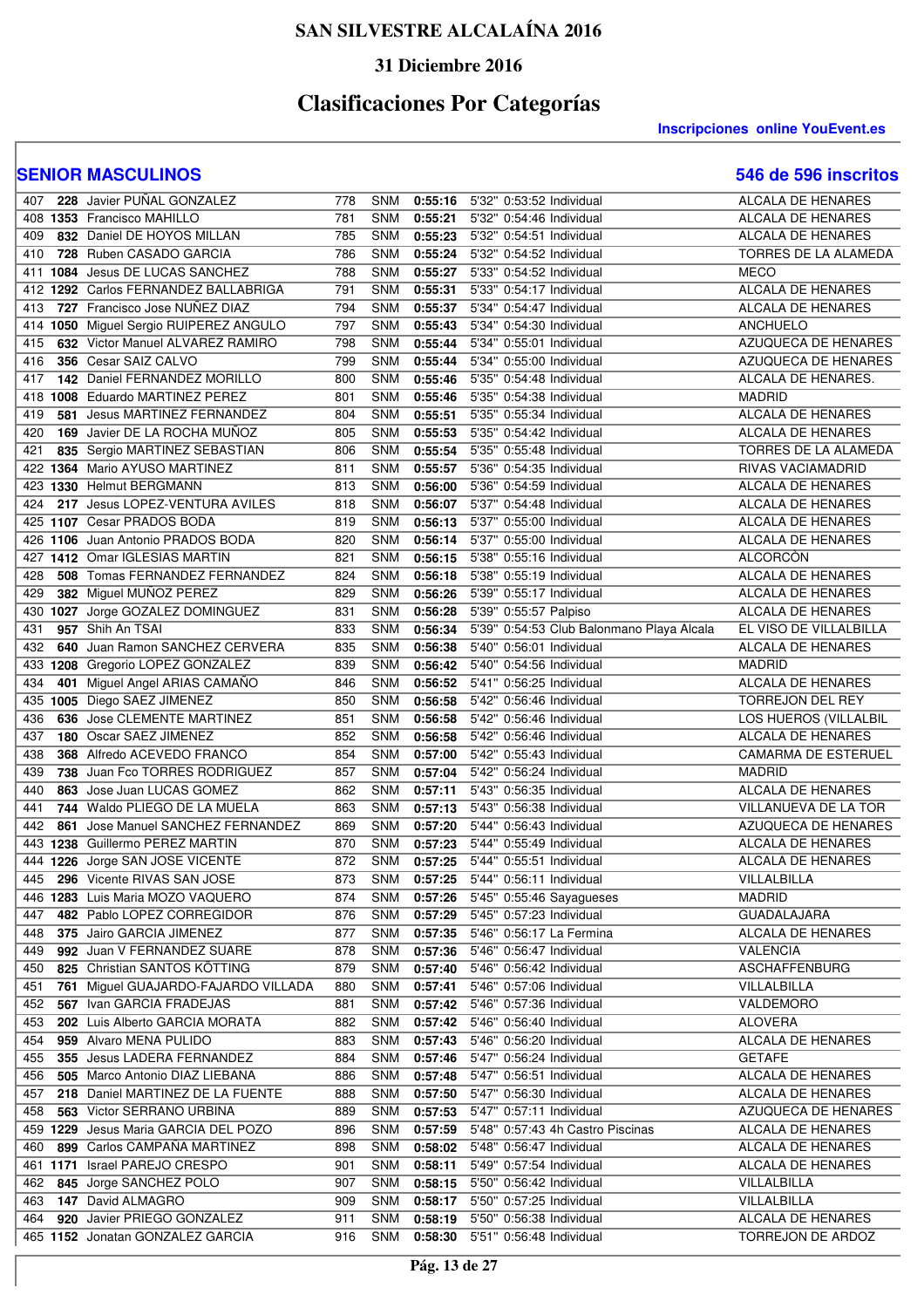# SAN SILVESTRE ALCALAÍNA 2016

## 31 Diciembre 2016

## Clasificaciones Por Categorías

**Inscripciones online YouEvent.es**

### SENIOR MASCULINOS

**546 de 596 inscritos**

| Pos | Dorsal | Nombre | Gral | Cat | Tiempo | Ritmo | T. Real | Club | Localidad |
|---|---|---|---|---|---|---|---|---|---|
| 407 | 228 | Javier PUÑAL GONZALEZ | 778 | SNM | 0:55:16 | 5'32" | 0:53:52 | Individual | ALCALA DE HENARES |
| 408 | 1353 | Francisco MAHILLO | 781 | SNM | 0:55:21 | 5'32" | 0:54:46 | Individual | ALCALA DE HENARES |
| 409 | 832 | Daniel DE HOYOS MILLAN | 785 | SNM | 0:55:23 | 5'32" | 0:54:51 | Individual | ALCALA DE HENARES |
| 410 | 728 | Ruben CASADO GARCIA | 786 | SNM | 0:55:24 | 5'32" | 0:54:52 | Individual | TORRES DE LA ALAMEDA |
| 411 | 1084 | Jesus DE LUCAS SANCHEZ | 788 | SNM | 0:55:27 | 5'33" | 0:54:52 | Individual | MECO |
| 412 | 1292 | Carlos FERNANDEZ BALLABRIGA | 791 | SNM | 0:55:31 | 5'33" | 0:54:17 | Individual | ALCALA DE HENARES |
| 413 | 727 | Francisco Jose NUÑEZ DIAZ | 794 | SNM | 0:55:37 | 5'34" | 0:54:47 | Individual | ALCALA DE HENARES |
| 414 | 1050 | Miguel Sergio RUIPEREZ ANGULO | 797 | SNM | 0:55:43 | 5'34" | 0:54:30 | Individual | ANCHUELO |
| 415 | 632 | Victor Manuel ALVAREZ RAMIRO | 798 | SNM | 0:55:44 | 5'34" | 0:55:01 | Individual | AZUQUECA DE HENARES |
| 416 | 356 | Cesar SAIZ CALVO | 799 | SNM | 0:55:44 | 5'34" | 0:55:00 | Individual | AZUQUECA DE HENARES |
| 417 | 142 | Daniel FERNANDEZ MORILLO | 800 | SNM | 0:55:46 | 5'35" | 0:54:48 | Individual | ALCALA DE HENARES. |
| 418 | 1008 | Eduardo MARTINEZ PEREZ | 801 | SNM | 0:55:46 | 5'35" | 0:54:38 | Individual | MADRID |
| 419 | 581 | Jesus MARTINEZ FERNANDEZ | 804 | SNM | 0:55:51 | 5'35" | 0:55:34 | Individual | ALCALA DE HENARES |
| 420 | 169 | Javier DE LA ROCHA MUÑOZ | 805 | SNM | 0:55:53 | 5'35" | 0:54:42 | Individual | ALCALA DE HENARES |
| 421 | 835 | Sergio MARTINEZ SEBASTIAN | 806 | SNM | 0:55:54 | 5'35" | 0:55:48 | Individual | TORRES DE LA ALAMEDA |
| 422 | 1364 | Mario AYUSO MARTINEZ | 811 | SNM | 0:55:57 | 5'36" | 0:54:35 | Individual | RIVAS VACIAMADRID |
| 423 | 1330 | Helmut BERGMANN | 813 | SNM | 0:56:00 | 5'36" | 0:54:59 | Individual | ALCALA DE HENARES |
| 424 | 217 | Jesus LOPEZ-VENTURA AVILES | 818 | SNM | 0:56:07 | 5'37" | 0:54:48 | Individual | ALCALA DE HENARES |
| 425 | 1107 | Cesar PRADOS BODA | 819 | SNM | 0:56:13 | 5'37" | 0:55:00 | Individual | ALCALA DE HENARES |
| 426 | 1106 | Juan Antonio PRADOS BODA | 820 | SNM | 0:56:14 | 5'37" | 0:55:00 | Individual | ALCALA DE HENARES |
| 427 | 1412 | Omar IGLESIAS MARTIN | 821 | SNM | 0:56:15 | 5'38" | 0:55:16 | Individual | ALCORCÓN |
| 428 | 508 | Tomas FERNANDEZ FERNANDEZ | 824 | SNM | 0:56:18 | 5'38" | 0:55:19 | Individual | ALCALA DE HENARES |
| 429 | 382 | Miguel MUÑOZ PEREZ | 829 | SNM | 0:56:26 | 5'39" | 0:55:17 | Individual | ALCALA DE HENARES |
| 430 | 1027 | Jorge GOZALEZ DOMINGUEZ | 831 | SNM | 0:56:28 | 5'39" | 0:55:57 | Palpiso | ALCALA DE HENARES |
| 431 | 957 | Shih An TSAI | 833 | SNM | 0:56:34 | 5'39" | 0:54:53 | Club Balonmano Playa Alcala | EL VISO DE VILLALBILLA |
| 432 | 640 | Juan Ramon SANCHEZ CERVERA | 835 | SNM | 0:56:38 | 5'40" | 0:56:01 | Individual | ALCALA DE HENARES |
| 433 | 1208 | Gregorio LOPEZ GONZALEZ | 839 | SNM | 0:56:42 | 5'40" | 0:54:56 | Individual | MADRID |
| 434 | 401 | Miguel Angel ARIAS CAMAÑO | 846 | SNM | 0:56:52 | 5'41" | 0:56:25 | Individual | ALCALA DE HENARES |
| 435 | 1005 | Diego SAEZ JIMENEZ | 850 | SNM | 0:56:58 | 5'42" | 0:56:46 | Individual | TORREJON DEL REY |
| 436 | 636 | Jose CLEMENTE MARTINEZ | 851 | SNM | 0:56:58 | 5'42" | 0:56:46 | Individual | LOS HUEROS (VILLALBIL |
| 437 | 180 | Oscar SAEZ JIMENEZ | 852 | SNM | 0:56:58 | 5'42" | 0:56:46 | Individual | ALCALA DE HENARES |
| 438 | 368 | Alfredo ACEVEDO FRANCO | 854 | SNM | 0:57:00 | 5'42" | 0:55:43 | Individual | CAMARMA DE ESTERUEL |
| 439 | 738 | Juan Fco TORRES RODRIGUEZ | 857 | SNM | 0:57:04 | 5'42" | 0:56:24 | Individual | MADRID |
| 440 | 863 | Jose Juan LUCAS GOMEZ | 862 | SNM | 0:57:11 | 5'43" | 0:56:35 | Individual | ALCALA DE HENARES |
| 441 | 744 | Waldo PLIEGO DE LA MUELA | 863 | SNM | 0:57:13 | 5'43" | 0:56:38 | Individual | VILLANUEVA DE LA TOR |
| 442 | 861 | Jose Manuel SANCHEZ FERNANDEZ | 869 | SNM | 0:57:20 | 5'44" | 0:56:43 | Individual | AZUQUECA DE HENARES |
| 443 | 1238 | Guillermo PEREZ MARTIN | 870 | SNM | 0:57:23 | 5'44" | 0:55:49 | Individual | ALCALA DE HENARES |
| 444 | 1226 | Jorge SAN JOSE VICENTE | 872 | SNM | 0:57:25 | 5'44" | 0:55:51 | Individual | ALCALA DE HENARES |
| 445 | 296 | Vicente RIVAS SAN JOSE | 873 | SNM | 0:57:25 | 5'44" | 0:56:11 | Individual | VILLALBILLA |
| 446 | 1283 | Luis Maria MOZO VAQUERO | 874 | SNM | 0:57:26 | 5'45" | 0:55:46 | Sayagueses | MADRID |
| 447 | 482 | Pablo LOPEZ CORREGIDOR | 876 | SNM | 0:57:29 | 5'45" | 0:57:23 | Individual | GUADALAJARA |
| 448 | 375 | Jairo GARCIA JIMENEZ | 877 | SNM | 0:57:35 | 5'46" | 0:56:17 | La Fermina | ALCALA DE HENARES |
| 449 | 992 | Juan V FERNANDEZ SUARE | 878 | SNM | 0:57:36 | 5'46" | 0:56:47 | Individual | VALENCIA |
| 450 | 825 | Christian SANTOS KÖTTING | 879 | SNM | 0:57:40 | 5'46" | 0:56:42 | Individual | ASCHAFFENBURG |
| 451 | 761 | Miguel GUAJARDO-FAJARDO VILLADA | 880 | SNM | 0:57:41 | 5'46" | 0:57:06 | Individual | VILLALBILLA |
| 452 | 567 | Ivan GARCIA FRADEJAS | 881 | SNM | 0:57:42 | 5'46" | 0:57:36 | Individual | VALDEMORO |
| 453 | 202 | Luis Alberto GARCIA MORATA | 882 | SNM | 0:57:42 | 5'46" | 0:56:40 | Individual | ALOVERA |
| 454 | 959 | Alvaro MENA PULIDO | 883 | SNM | 0:57:43 | 5'46" | 0:56:20 | Individual | ALCALA DE HENARES |
| 455 | 355 | Jesus LADERA FERNANDEZ | 884 | SNM | 0:57:46 | 5'47" | 0:56:24 | Individual | GETAFE |
| 456 | 505 | Marco Antonio DIAZ LIEBANA | 886 | SNM | 0:57:48 | 5'47" | 0:56:51 | Individual | ALCALA DE HENARES |
| 457 | 218 | Daniel MARTINEZ DE LA FUENTE | 888 | SNM | 0:57:50 | 5'47" | 0:56:30 | Individual | ALCALA DE HENARES |
| 458 | 563 | Victor SERRANO URBINA | 889 | SNM | 0:57:53 | 5'47" | 0:57:11 | Individual | AZUQUECA DE HENARES |
| 459 | 1229 | Jesus Maria GARCIA DEL POZO | 896 | SNM | 0:57:59 | 5'48" | 0:57:43 | 4h Castro Piscinas | ALCALA DE HENARES |
| 460 | 899 | Carlos CAMPAÑA MARTINEZ | 898 | SNM | 0:58:02 | 5'48" | 0:56:47 | Individual | ALCALA DE HENARES |
| 461 | 1171 | Israel PAREJO CRESPO | 901 | SNM | 0:58:11 | 5'49" | 0:57:54 | Individual | ALCALA DE HENARES |
| 462 | 845 | Jorge SANCHEZ POLO | 907 | SNM | 0:58:15 | 5'50" | 0:56:42 | Individual | VILLALBILLA |
| 463 | 147 | David ALMAGRO | 909 | SNM | 0:58:17 | 5'50" | 0:57:25 | Individual | VILLALBILLA |
| 464 | 920 | Javier PRIEGO GONZALEZ | 911 | SNM | 0:58:19 | 5'50" | 0:56:38 | Individual | ALCALA DE HENARES |
| 465 | 1152 | Jonatan GONZALEZ GARCIA | 916 | SNM | 0:58:30 | 5'51" | 0:56:48 | Individual | TORREJON DE ARDOZ |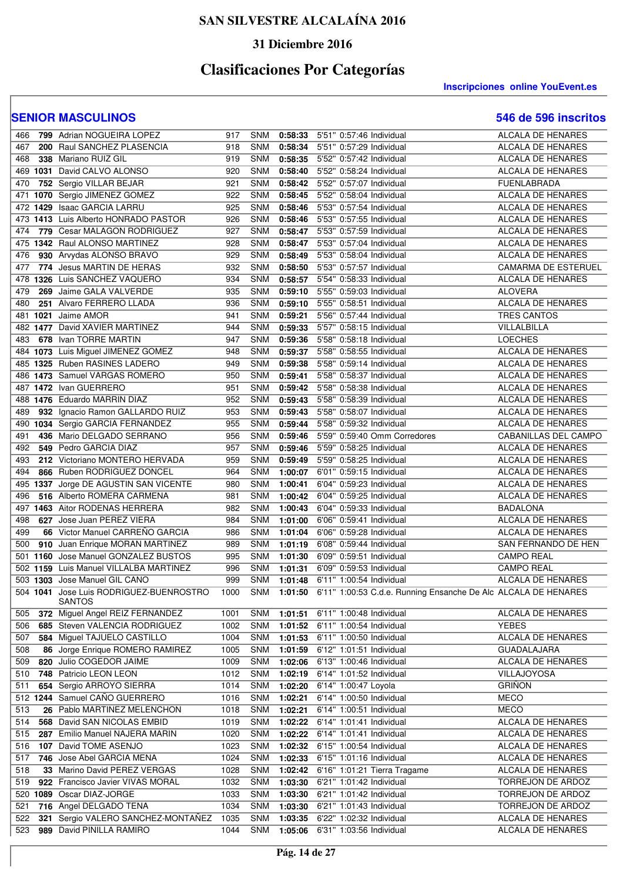# SAN SILVESTRE ALCALAÍNA 2016

## 31 Diciembre 2016

## Clasificaciones Por Categorías

**Inscripciones online YouEvent.es**

### SENIOR MASCULINOS

**546 de 596 inscritos**

| Pos | Dorsal | Nombre | Pos. Gral | Cat | Tiempo | Ritmo | T. Real | Club | Localidad |
|---|---|---|---|---|---|---|---|---|---|
| 466 | **799** | Adrian NOGUEIRA LOPEZ | 917 | SNM | **0:58:33** | 5'51" | 0:57:46 | Individual | ALCALA DE HENARES |
| 467 | **200** | Raul SANCHEZ PLASENCIA | 918 | SNM | **0:58:34** | 5'51" | 0:57:29 | Individual | ALCALA DE HENARES |
| 468 | **338** | Mariano RUIZ GIL | 919 | SNM | **0:58:35** | 5'52" | 0:57:42 | Individual | ALCALA DE HENARES |
| 469 | **1031** | David CALVO ALONSO | 920 | SNM | **0:58:40** | 5'52" | 0:58:24 | Individual | ALCALA DE HENARES |
| 470 | **752** | Sergio VILLAR BEJAR | 921 | SNM | **0:58:42** | 5'52" | 0:57:07 | Individual | FUENLABRADA |
| 471 | **1070** | Sergio JIMENEZ GOMEZ | 922 | SNM | **0:58:45** | 5'52" | 0:58:04 | Individual | ALCALA DE HENARES |
| 472 | **1429** | Isaac GARCIA LARRU | 925 | SNM | **0:58:46** | 5'53" | 0:57:54 | Individual | ALCALA DE HENARES |
| 473 | **1413** | Luis Alberto HONRADO PASTOR | 926 | SNM | **0:58:46** | 5'53" | 0:57:55 | Individual | ALCALA DE HENARES |
| 474 | **779** | Cesar MALAGON RODRIGUEZ | 927 | SNM | **0:58:47** | 5'53" | 0:57:59 | Individual | ALCALA DE HENARES |
| 475 | **1342** | Raul ALONSO MARTINEZ | 928 | SNM | **0:58:47** | 5'53" | 0:57:04 | Individual | ALCALA DE HENARES |
| 476 | **930** | Arvydas ALONSO BRAVO | 929 | SNM | **0:58:49** | 5'53" | 0:58:04 | Individual | ALCALA DE HENARES |
| 477 | **774** | Jesus MARTIN DE HERAS | 932 | SNM | **0:58:50** | 5'53" | 0:57:57 | Individual | CAMARMA DE ESTERUEL |
| 478 | **1326** | Luis SANCHEZ VAQUERO | 934 | SNM | **0:58:57** | 5'54" | 0:58:33 | Individual | ALCALA DE HENARES |
| 479 | **269** | Jaime GALA VALVERDE | 935 | SNM | **0:59:10** | 5'55" | 0:59:03 | Individual | ALOVERA |
| 480 | **251** | Alvaro FERRERO LLADA | 936 | SNM | **0:59:10** | 5'55" | 0:58:51 | Individual | ALCALA DE HENARES |
| 481 | **1021** | Jaime AMOR | 941 | SNM | **0:59:21** | 5'56" | 0:57:44 | Individual | TRES CANTOS |
| 482 | **1477** | David XAVIER MARTINEZ | 944 | SNM | **0:59:33** | 5'57" | 0:58:15 | Individual | VILLALBILLA |
| 483 | **678** | Ivan TORRE MARTIN | 947 | SNM | **0:59:36** | 5'58" | 0:58:18 | Individual | LOECHES |
| 484 | **1073** | Luis Miguel JIMENEZ GOMEZ | 948 | SNM | **0:59:37** | 5'58" | 0:58:55 | Individual | ALCALA DE HENARES |
| 485 | **1325** | Ruben RASINES LADERO | 949 | SNM | **0:59:38** | 5'58" | 0:59:14 | Individual | ALCALA DE HENARES |
| 486 | **1473** | Samuel VARGAS ROMERO | 950 | SNM | **0:59:41** | 5'58" | 0:58:37 | Individual | ALCALA DE HENARES |
| 487 | **1472** | Ivan GUERRERO | 951 | SNM | **0:59:42** | 5'58" | 0:58:38 | Individual | ALCALA DE HENARES |
| 488 | **1476** | Eduardo MARRIN DIAZ | 952 | SNM | **0:59:43** | 5'58" | 0:58:39 | Individual | ALCALA DE HENARES |
| 489 | **932** | Ignacio Ramon GALLARDO RUIZ | 953 | SNM | **0:59:43** | 5'58" | 0:58:07 | Individual | ALCALA DE HENARES |
| 490 | **1034** | Sergio GARCIA FERNANDEZ | 955 | SNM | **0:59:44** | 5'58" | 0:59:32 | Individual | ALCALA DE HENARES |
| 491 | **436** | Mario DELGADO SERRANO | 956 | SNM | **0:59:46** | 5'59" | 0:59:40 | Omm Corredores | CABANILLAS DEL CAMPO |
| 492 | **549** | Pedro GARCIA DIAZ | 957 | SNM | **0:59:46** | 5'59" | 0:58:25 | Individual | ALCALA DE HENARES |
| 493 | **212** | Victoriano MONTERO HERVADA | 959 | SNM | **0:59:49** | 5'59" | 0:58:25 | Individual | ALCALA DE HENARES |
| 494 | **866** | Ruben RODRIGUEZ DONCEL | 964 | SNM | **1:00:07** | 6'01" | 0:59:15 | Individual | ALCALA DE HENARES |
| 495 | **1337** | Jorge DE AGUSTIN SAN VICENTE | 980 | SNM | **1:00:41** | 6'04" | 0:59:23 | Individual | ALCALA DE HENARES |
| 496 | **516** | Alberto ROMERA CARMENA | 981 | SNM | **1:00:42** | 6'04" | 0:59:25 | Individual | ALCALA DE HENARES |
| 497 | **1463** | Aitor RODENAS HERRERA | 982 | SNM | **1:00:43** | 6'04" | 0:59:33 | Individual | BADALONA |
| 498 | **627** | Jose Juan PEREZ VIERA | 984 | SNM | **1:01:00** | 6'06" | 0:59:41 | Individual | ALCALA DE HENARES |
| 499 | **66** | Victor Manuel CARREÑO GARCIA | 986 | SNM | **1:01:04** | 6'06" | 0:59:28 | Individual | ALCALA DE HENARES |
| 500 | **910** | Juan Enrique MORAN MARTINEZ | 989 | SNM | **1:01:19** | 6'08" | 0:59:44 | Individual | SAN FERNANDO DE HEN |
| 501 | **1160** | Jose Manuel GONZALEZ BUSTOS | 995 | SNM | **1:01:30** | 6'09" | 0:59:51 | Individual | CAMPO REAL |
| 502 | **1159** | Luis Manuel VILLALBA MARTINEZ | 996 | SNM | **1:01:31** | 6'09" | 0:59:53 | Individual | CAMPO REAL |
| 503 | **1303** | Jose Manuel GIL CANO | 999 | SNM | **1:01:48** | 6'11" | 1:00:54 | Individual | ALCALA DE HENARES |
| 504 | **1041** | Jose Luis RODRIGUEZ-BUENROSTRO SANTOS | 1000 | SNM | **1:01:50** | 6'11" | 1:00:53 | C.d.e. Running Ensanche De Alc | ALCALA DE HENARES |
| 505 | **372** | Miguel Angel REIZ FERNANDEZ | 1001 | SNM | **1:01:51** | 6'11" | 1:00:48 | Individual | ALCALA DE HENARES |
| 506 | **685** | Steven VALENCIA RODRIGUEZ | 1002 | SNM | **1:01:52** | 6'11" | 1:00:54 | Individual | YEBES |
| 507 | **584** | Miguel TAJUELO CASTILLO | 1004 | SNM | **1:01:53** | 6'11" | 1:00:50 | Individual | ALCALA DE HENARES |
| 508 | **86** | Jorge Enrique ROMERO RAMIREZ | 1005 | SNM | **1:01:59** | 6'12" | 1:01:51 | Individual | GUADALAJARA |
| 509 | **820** | Julio COGEDOR JAIME | 1009 | SNM | **1:02:06** | 6'13" | 1:00:46 | Individual | ALCALA DE HENARES |
| 510 | **748** | Patricio LEON LEON | 1012 | SNM | **1:02:19** | 6'14" | 1:01:52 | Individual | VILLAJOYOSA |
| 511 | **654** | Sergio ARROYO SIERRA | 1014 | SNM | **1:02:20** | 6'14" | 1:00:47 | Loyola | GRIÑON |
| 512 | **1244** | Samuel CAÑO GUERRERO | 1016 | SNM | **1:02:21** | 6'14" | 1:00:50 | Individual | MECO |
| 513 | **26** | Pablo MARTINEZ MELENCHON | 1018 | SNM | **1:02:21** | 6'14" | 1:00:51 | Individual | MECO |
| 514 | **568** | David SAN NICOLAS EMBID | 1019 | SNM | **1:02:22** | 6'14" | 1:01:41 | Individual | ALCALA DE HENARES |
| 515 | **287** | Emilio Manuel NAJERA MARIN | 1020 | SNM | **1:02:22** | 6'14" | 1:01:41 | Individual | ALCALA DE HENARES |
| 516 | **107** | David TOME ASENJO | 1023 | SNM | **1:02:32** | 6'15" | 1:00:54 | Individual | ALCALA DE HENARES |
| 517 | **746** | Jose Abel GARCIA MENA | 1024 | SNM | **1:02:33** | 6'15" | 1:01:16 | Individual | ALCALA DE HENARES |
| 518 | **33** | Marino David PEREZ VERGAS | 1028 | SNM | **1:02:42** | 6'16" | 1:01:21 | Tierra Tragame | ALCALA DE HENARES |
| 519 | **922** | Francisco Javier VIVAS MORAL | 1032 | SNM | **1:03:30** | 6'21" | 1:01:42 | Individual | TORREJON DE ARDOZ |
| 520 | **1089** | Oscar DIAZ-JORGE | 1033 | SNM | **1:03:30** | 6'21" | 1:01:42 | Individual | TORREJON DE ARDOZ |
| 521 | **716** | Angel DELGADO TENA | 1034 | SNM | **1:03:30** | 6'21" | 1:01:43 | Individual | TORREJON DE ARDOZ |
| 522 | **321** | Sergio VALERO SANCHEZ-MONTAÑEZ | 1035 | SNM | **1:03:35** | 6'22" | 1:02:32 | Individual | ALCALA DE HENARES |
| 523 | **989** | David PINILLA RAMIRO | 1044 | SNM | **1:05:06** | 6'31" | 1:03:56 | Individual | ALCALA DE HENARES |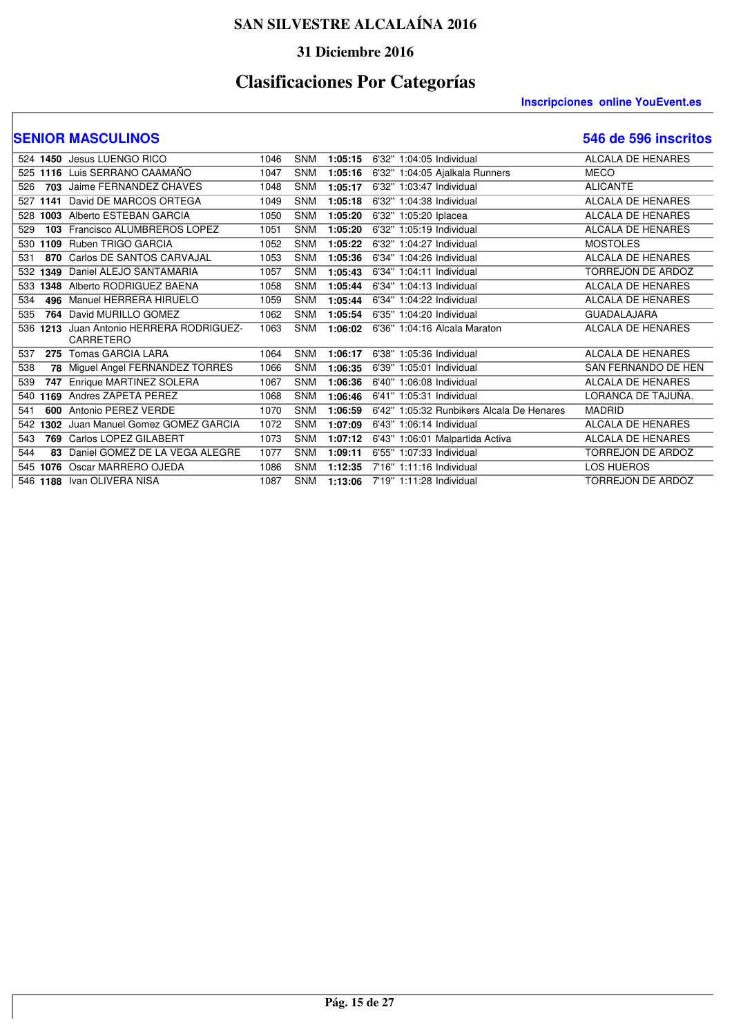# SAN SILVESTRE ALCALAÍNA 2016

## 31 Diciembre 2016

## Clasificaciones Por Categorías

**Inscripciones online YouEvent.es**

### SENIOR MASCULINOS

**546 de 596 inscritos**

| Pos | Dorsal | Nombre | General | Cat | Tiempo | Ritmo | T. Real | Club | Localidad |
|---|---|---|---|---|---|---|---|---|---|
| 524 | **1450** | Jesus LUENGO RICO | 1046 | SNM | **1:05:15** | 6'32" | 1:04:05 | Individual | ALCALA DE HENARES |
| 525 | **1116** | Luis SERRANO CAAMAÑO | 1047 | SNM | **1:05:16** | 6'32" | 1:04:05 | Ajalkala Runners | MECO |
| 526 | **703** | Jaime FERNANDEZ CHAVES | 1048 | SNM | **1:05:17** | 6'32" | 1:03:47 | Individual | ALICANTE |
| 527 | **1141** | David DE MARCOS ORTEGA | 1049 | SNM | **1:05:18** | 6'32" | 1:04:38 | Individual | ALCALA DE HENARES |
| 528 | **1003** | Alberto ESTEBAN GARCIA | 1050 | SNM | **1:05:20** | 6'32" | 1:05:20 | Iplacea | ALCALA DE HENARES |
| 529 | **103** | Francisco ALUMBREROS LOPEZ | 1051 | SNM | **1:05:20** | 6'32" | 1:05:19 | Individual | ALCALA DE HENARES |
| 530 | **1109** | Ruben TRIGO GARCIA | 1052 | SNM | **1:05:22** | 6'32" | 1:04:27 | Individual | MOSTOLES |
| 531 | **870** | Carlos DE SANTOS CARVAJAL | 1053 | SNM | **1:05:36** | 6'34" | 1:04:26 | Individual | ALCALA DE HENARES |
| 532 | **1349** | Daniel ALEJO SANTAMARIA | 1057 | SNM | **1:05:43** | 6'34" | 1:04:11 | Individual | TORREJON DE ARDOZ |
| 533 | **1348** | Alberto RODRIGUEZ BAENA | 1058 | SNM | **1:05:44** | 6'34" | 1:04:13 | Individual | ALCALA DE HENARES |
| 534 | **496** | Manuel HERRERA HIRUELO | 1059 | SNM | **1:05:44** | 6'34" | 1:04:22 | Individual | ALCALA DE HENARES |
| 535 | **764** | David MURILLO GOMEZ | 1062 | SNM | **1:05:54** | 6'35" | 1:04:20 | Individual | GUADALAJARA |
| 536 | **1213** | Juan Antonio HERRERA RODRIGUEZ-CARRETERO | 1063 | SNM | **1:06:02** | 6'36" | 1:04:16 | Alcala Maraton | ALCALA DE HENARES |
| 537 | **275** | Tomas GARCIA LARA | 1064 | SNM | **1:06:17** | 6'38" | 1:05:36 | Individual | ALCALA DE HENARES |
| 538 | **78** | Miguel Angel FERNANDEZ TORRES | 1066 | SNM | **1:06:35** | 6'39" | 1:05:01 | Individual | SAN FERNANDO DE HEN |
| 539 | **747** | Enrique MARTINEZ SOLERA | 1067 | SNM | **1:06:36** | 6'40" | 1:06:08 | Individual | ALCALA DE HENARES |
| 540 | **1169** | Andres ZAPETA PEREZ | 1068 | SNM | **1:06:46** | 6'41" | 1:05:31 | Individual | LORANCA DE TAJUÑA. |
| 541 | **600** | Antonio PEREZ VERDE | 1070 | SNM | **1:06:59** | 6'42" | 1:05:32 | Runbikers Alcala De Henares | MADRID |
| 542 | **1302** | Juan Manuel Gomez GOMEZ GARCIA | 1072 | SNM | **1:07:09** | 6'43" | 1:06:14 | Individual | ALCALA DE HENARES |
| 543 | **769** | Carlos LOPEZ GILABERT | 1073 | SNM | **1:07:12** | 6'43" | 1:06:01 | Malpartida Activa | ALCALA DE HENARES |
| 544 | **83** | Daniel GOMEZ DE LA VEGA ALEGRE | 1077 | SNM | **1:09:11** | 6'55" | 1:07:33 | Individual | TORREJON DE ARDOZ |
| 545 | **1076** | Oscar MARRERO OJEDA | 1086 | SNM | **1:12:35** | 7'16" | 1:11:16 | Individual | LOS HUEROS |
| 546 | **1188** | Ivan OLIVERA NISA | 1087 | SNM | **1:13:06** | 7'19" | 1:11:28 | Individual | TORREJON DE ARDOZ |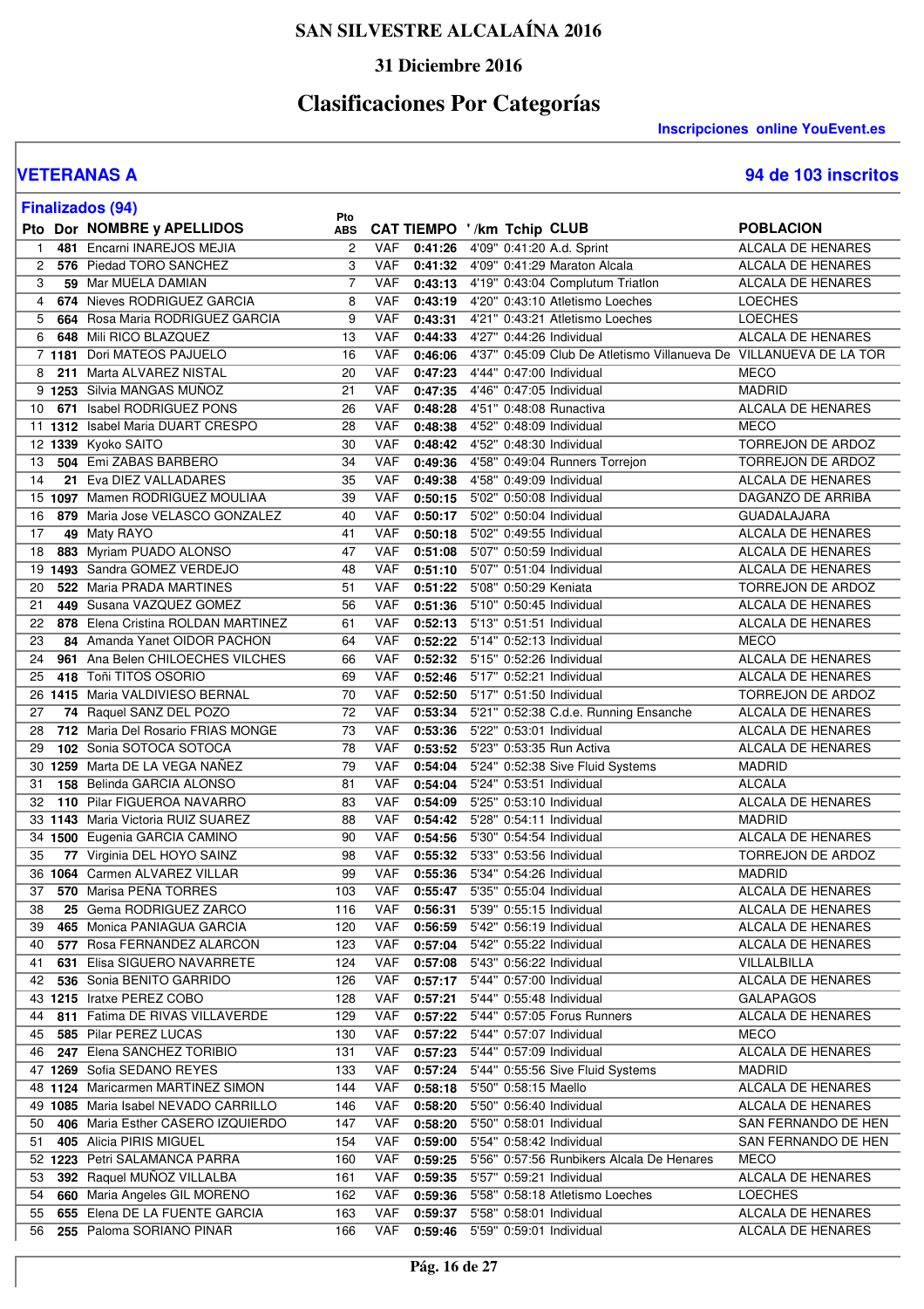# SAN SILVESTRE ALCALAÍNA 2016

## 31 Diciembre 2016

## Clasificaciones Por Categorías

**Inscripciones online YouEvent.es**

### VETERANAS A

**94 de 103 inscritos**

**Finalizados (94)**

| Pto | Dor | NOMBRE y APELLIDOS | Pto ABS | CAT | TIEMPO | '/km | Tchip | CLUB | POBLACION |
|---|---|---|---|---|---|---|---|---|---|
| 1 | **481** | Encarni INAREJOS MEJIA | 2 | VAF | **0:41:26** | 4'09" | 0:41:20 | A.d. Sprint | ALCALA DE HENARES |
| 2 | **576** | Piedad TORO SANCHEZ | 3 | VAF | **0:41:32** | 4'09" | 0:41:29 | Maraton Alcala | ALCALA DE HENARES |
| 3 | **59** | Mar MUELA DAMIAN | 7 | VAF | **0:43:13** | 4'19" | 0:43:04 | Complutum Triatlon | ALCALA DE HENARES |
| 4 | **674** | Nieves RODRIGUEZ GARCIA | 8 | VAF | **0:43:19** | 4'20" | 0:43:10 | Atletismo Loeches | LOECHES |
| 5 | **664** | Rosa Maria RODRIGUEZ GARCIA | 9 | VAF | **0:43:31** | 4'21" | 0:43:21 | Atletismo Loeches | LOECHES |
| 6 | **648** | Mili RICO BLAZQUEZ | 13 | VAF | **0:44:33** | 4'27" | 0:44:26 | Individual | ALCALA DE HENARES |
| 7 | **1181** | Dori MATEOS PAJUELO | 16 | VAF | **0:46:06** | 4'37" | 0:45:09 | Club De Atletismo Villanueva De | VILLANUEVA DE LA TOR |
| 8 | **211** | Marta ALVAREZ NISTAL | 20 | VAF | **0:47:23** | 4'44" | 0:47:00 | Individual | MECO |
| 9 | **1253** | Silvia MANGAS MUÑOZ | 21 | VAF | **0:47:35** | 4'46" | 0:47:05 | Individual | MADRID |
| 10 | **671** | Isabel RODRIGUEZ PONS | 26 | VAF | **0:48:28** | 4'51" | 0:48:08 | Runactiva | ALCALA DE HENARES |
| 11 | **1312** | Isabel Maria DUART CRESPO | 28 | VAF | **0:48:38** | 4'52" | 0:48:09 | Individual | MECO |
| 12 | **1339** | Kyoko SAITO | 30 | VAF | **0:48:42** | 4'52" | 0:48:30 | Individual | TORREJON DE ARDOZ |
| 13 | **504** | Emi ZABAS BARBERO | 34 | VAF | **0:49:36** | 4'58" | 0:49:04 | Runners Torrejon | TORREJON DE ARDOZ |
| 14 | **21** | Eva DIEZ VALLADARES | 35 | VAF | **0:49:38** | 4'58" | 0:49:09 | Individual | ALCALA DE HENARES |
| 15 | **1097** | Mamen RODRIGUEZ MOULIAA | 39 | VAF | **0:50:15** | 5'02" | 0:50:08 | Individual | DAGANZO DE ARRIBA |
| 16 | **879** | Maria Jose VELASCO GONZALEZ | 40 | VAF | **0:50:17** | 5'02" | 0:50:04 | Individual | GUADALAJARA |
| 17 | **49** | Maty RAYO | 41 | VAF | **0:50:18** | 5'02" | 0:49:55 | Individual | ALCALA DE HENARES |
| 18 | **883** | Myriam PUADO ALONSO | 47 | VAF | **0:51:08** | 5'07" | 0:50:59 | Individual | ALCALA DE HENARES |
| 19 | **1493** | Sandra GOMEZ VERDEJO | 48 | VAF | **0:51:10** | 5'07" | 0:51:04 | Individual | ALCALA DE HENARES |
| 20 | **522** | Maria PRADA MARTINES | 51 | VAF | **0:51:22** | 5'08" | 0:50:29 | Keniata | TORREJON DE ARDOZ |
| 21 | **449** | Susana VAZQUEZ GOMEZ | 56 | VAF | **0:51:36** | 5'10" | 0:50:45 | Individual | ALCALA DE HENARES |
| 22 | **878** | Elena Cristina ROLDAN MARTINEZ | 61 | VAF | **0:52:13** | 5'13" | 0:51:51 | Individual | ALCALA DE HENARES |
| 23 | **84** | Amanda Yanet OIDOR PACHON | 64 | VAF | **0:52:22** | 5'14" | 0:52:13 | Individual | MECO |
| 24 | **961** | Ana Belen CHILOECHES VILCHES | 66 | VAF | **0:52:32** | 5'15" | 0:52:26 | Individual | ALCALA DE HENARES |
| 25 | **418** | Toñi TITOS OSORIO | 69 | VAF | **0:52:46** | 5'17" | 0:52:21 | Individual | ALCALA DE HENARES |
| 26 | **1415** | Maria VALDIVIESO BERNAL | 70 | VAF | **0:52:50** | 5'17" | 0:51:50 | Individual | TORREJON DE ARDOZ |
| 27 | **74** | Raquel SANZ DEL POZO | 72 | VAF | **0:53:34** | 5'21" | 0:52:38 | C.d.e. Running Ensanche | ALCALA DE HENARES |
| 28 | **712** | Maria Del Rosario FRIAS MONGE | 73 | VAF | **0:53:36** | 5'22" | 0:53:01 | Individual | ALCALA DE HENARES |
| 29 | **102** | Sonia SOTOCA SOTOCA | 78 | VAF | **0:53:52** | 5'23" | 0:53:35 | Run Activa | ALCALA DE HENARES |
| 30 | **1259** | Marta DE LA VEGA NAÑEZ | 79 | VAF | **0:54:04** | 5'24" | 0:52:38 | Sive Fluid Systems | MADRID |
| 31 | **158** | Belinda GARCIA ALONSO | 81 | VAF | **0:54:04** | 5'24" | 0:53:51 | Individual | ALCALA |
| 32 | **110** | Pilar FIGUEROA NAVARRO | 83 | VAF | **0:54:09** | 5'25" | 0:53:10 | Individual | ALCALA DE HENARES |
| 33 | **1143** | Maria Victoria RUIZ SUAREZ | 88 | VAF | **0:54:42** | 5'28" | 0:54:11 | Individual | MADRID |
| 34 | **1500** | Eugenia GARCIA CAMINO | 90 | VAF | **0:54:56** | 5'30" | 0:54:54 | Individual | ALCALA DE HENARES |
| 35 | **77** | Virginia DEL HOYO SAINZ | 98 | VAF | **0:55:32** | 5'33" | 0:53:56 | Individual | TORREJON DE ARDOZ |
| 36 | **1064** | Carmen ALVAREZ VILLAR | 99 | VAF | **0:55:36** | 5'34" | 0:54:26 | Individual | MADRID |
| 37 | **570** | Marisa PEÑA TORRES | 103 | VAF | **0:55:47** | 5'35" | 0:55:04 | Individual | ALCALA DE HENARES |
| 38 | **25** | Gema RODRIGUEZ ZARCO | 116 | VAF | **0:56:31** | 5'39" | 0:55:15 | Individual | ALCALA DE HENARES |
| 39 | **465** | Monica PANIAGUA GARCIA | 120 | VAF | **0:56:59** | 5'42" | 0:56:19 | Individual | ALCALA DE HENARES |
| 40 | **577** | Rosa FERNANDEZ ALARCON | 123 | VAF | **0:57:04** | 5'42" | 0:55:22 | Individual | ALCALA DE HENARES |
| 41 | **631** | Elisa SIGUERO NAVARRETE | 124 | VAF | **0:57:08** | 5'43" | 0:56:22 | Individual | VILLALBILLA |
| 42 | **536** | Sonia BENITO GARRIDO | 126 | VAF | **0:57:17** | 5'44" | 0:57:00 | Individual | ALCALA DE HENARES |
| 43 | **1215** | Iratxe PEREZ COBO | 128 | VAF | **0:57:21** | 5'44" | 0:55:48 | Individual | GALAPAGOS |
| 44 | **811** | Fatima DE RIVAS VILLAVERDE | 129 | VAF | **0:57:22** | 5'44" | 0:57:05 | Forus Runners | ALCALA DE HENARES |
| 45 | **585** | Pilar PEREZ LUCAS | 130 | VAF | **0:57:22** | 5'44" | 0:57:07 | Individual | MECO |
| 46 | **247** | Elena SANCHEZ TORIBIO | 131 | VAF | **0:57:23** | 5'44" | 0:57:09 | Individual | ALCALA DE HENARES |
| 47 | **1269** | Sofia SEDANO REYES | 133 | VAF | **0:57:24** | 5'44" | 0:55:56 | Sive Fluid Systems | MADRID |
| 48 | **1124** | Maricarmen MARTINEZ SIMON | 144 | VAF | **0:58:18** | 5'50" | 0:58:15 | Maello | ALCALA DE HENARES |
| 49 | **1085** | Maria Isabel NEVADO CARRILLO | 146 | VAF | **0:58:20** | 5'50" | 0:56:40 | Individual | ALCALA DE HENARES |
| 50 | **406** | Maria Esther CASERO IZQUIERDO | 147 | VAF | **0:58:20** | 5'50" | 0:58:01 | Individual | SAN FERNANDO DE HEN |
| 51 | **405** | Alicia PIRIS MIGUEL | 154 | VAF | **0:59:00** | 5'54" | 0:58:42 | Individual | SAN FERNANDO DE HEN |
| 52 | **1223** | Petri SALAMANCA PARRA | 160 | VAF | **0:59:25** | 5'56" | 0:57:56 | Runbikers Alcala De Henares | MECO |
| 53 | **392** | Raquel MUÑOZ VILLALBA | 161 | VAF | **0:59:35** | 5'57" | 0:59:21 | Individual | ALCALA DE HENARES |
| 54 | **660** | Maria Angeles GIL MORENO | 162 | VAF | **0:59:36** | 5'58" | 0:58:18 | Atletismo Loeches | LOECHES |
| 55 | **655** | Elena DE LA FUENTE GARCIA | 163 | VAF | **0:59:37** | 5'58" | 0:58:01 | Individual | ALCALA DE HENARES |
| 56 | **255** | Paloma SORIANO PINAR | 166 | VAF | **0:59:46** | 5'59" | 0:59:01 | Individual | ALCALA DE HENARES |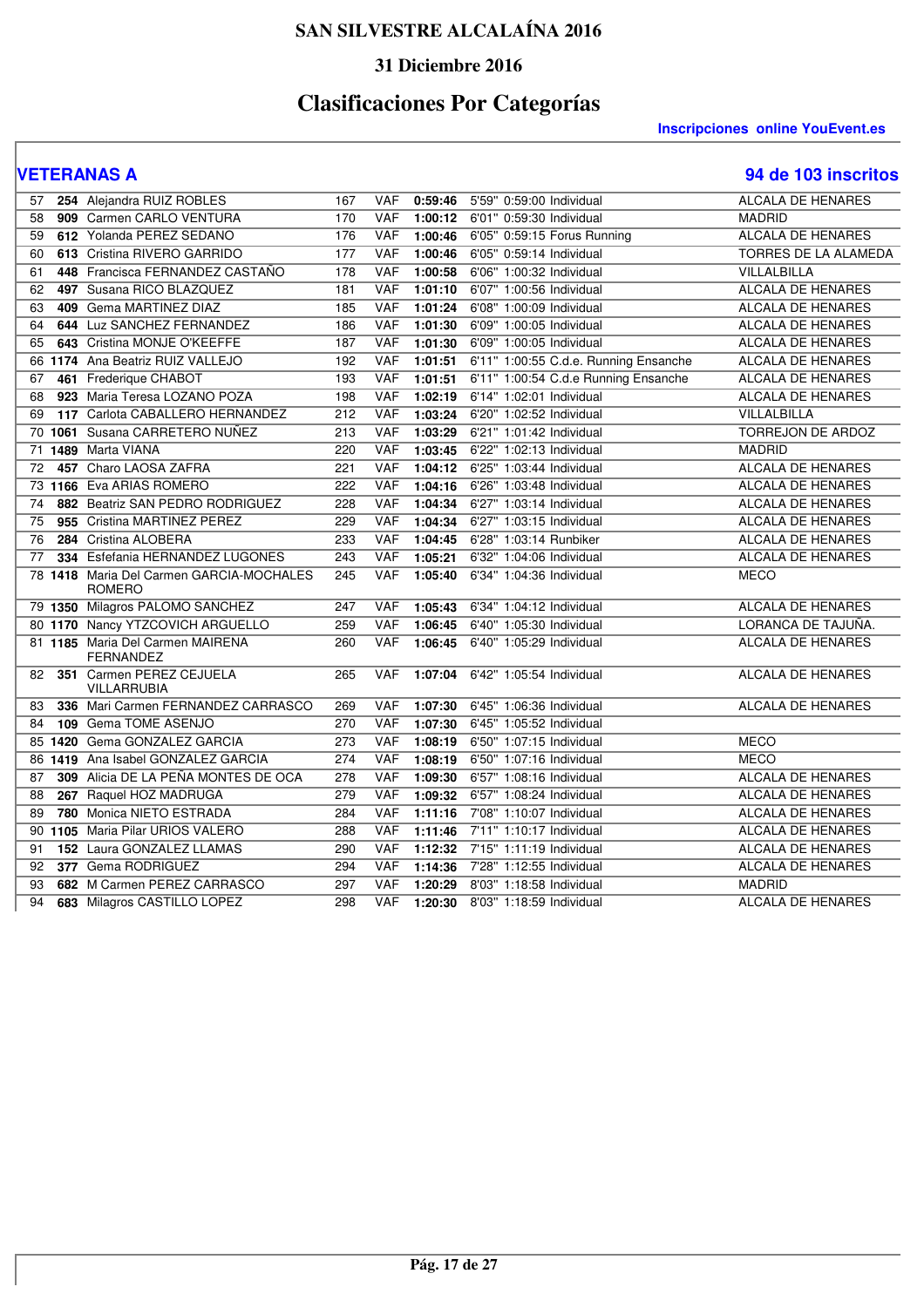# SAN SILVESTRE ALCALAÍNA 2016

## 31 Diciembre 2016

# Clasificaciones Por Categorías

**Inscripciones online YouEvent.es**

## VETERANAS A

**94 de 103 inscritos**

| Pos | Dorsal | Nombre | Gen | Cat | Tiempo | Ritmo | T. Chip | Club | Localidad |
|---|---|---|---|---|---|---|---|---|---|
| 57 | **254** | Alejandra RUIZ ROBLES | 167 | VAF | **0:59:46** | 5'59" | 0:59:00 | Individual | ALCALA DE HENARES |
| 58 | **909** | Carmen CARLO VENTURA | 170 | VAF | **1:00:12** | 6'01" | 0:59:30 | Individual | MADRID |
| 59 | **612** | Yolanda PEREZ SEDANO | 176 | VAF | **1:00:46** | 6'05" | 0:59:15 | Forus Running | ALCALA DE HENARES |
| 60 | **613** | Cristina RIVERO GARRIDO | 177 | VAF | **1:00:46** | 6'05" | 0:59:14 | Individual | TORRES DE LA ALAMEDA |
| 61 | **448** | Francisca FERNANDEZ CASTAÑO | 178 | VAF | **1:00:58** | 6'06" | 1:00:32 | Individual | VILLALBILLA |
| 62 | **497** | Susana RICO BLAZQUEZ | 181 | VAF | **1:01:10** | 6'07" | 1:00:56 | Individual | ALCALA DE HENARES |
| 63 | **409** | Gema MARTINEZ DIAZ | 185 | VAF | **1:01:24** | 6'08" | 1:00:09 | Individual | ALCALA DE HENARES |
| 64 | **644** | Luz SANCHEZ FERNANDEZ | 186 | VAF | **1:01:30** | 6'09" | 1:00:05 | Individual | ALCALA DE HENARES |
| 65 | **643** | Cristina MONJE O'KEEFFE | 187 | VAF | **1:01:30** | 6'09" | 1:00:05 | Individual | ALCALA DE HENARES |
| 66 | **1174** | Ana Beatriz RUIZ VALLEJO | 192 | VAF | **1:01:51** | 6'11" | 1:00:55 | C.d.e. Running Ensanche | ALCALA DE HENARES |
| 67 | **461** | Frederique CHABOT | 193 | VAF | **1:01:51** | 6'11" | 1:00:54 | C.d.e Running Ensanche | ALCALA DE HENARES |
| 68 | **923** | Maria Teresa LOZANO POZA | 198 | VAF | **1:02:19** | 6'14" | 1:02:01 | Individual | ALCALA DE HENARES |
| 69 | **117** | Carlota CABALLERO HERNANDEZ | 212 | VAF | **1:03:24** | 6'20" | 1:02:52 | Individual | VILLALBILLA |
| 70 | **1061** | Susana CARRETERO NUÑEZ | 213 | VAF | **1:03:29** | 6'21" | 1:01:42 | Individual | TORREJON DE ARDOZ |
| 71 | **1489** | Marta VIANA | 220 | VAF | **1:03:45** | 6'22" | 1:02:13 | Individual | MADRID |
| 72 | **457** | Charo LAOSA ZAFRA | 221 | VAF | **1:04:12** | 6'25" | 1:03:44 | Individual | ALCALA DE HENARES |
| 73 | **1166** | Eva ARIAS ROMERO | 222 | VAF | **1:04:16** | 6'26" | 1:03:48 | Individual | ALCALA DE HENARES |
| 74 | **882** | Beatriz SAN PEDRO RODRIGUEZ | 228 | VAF | **1:04:34** | 6'27" | 1:03:14 | Individual | ALCALA DE HENARES |
| 75 | **955** | Cristina MARTINEZ PEREZ | 229 | VAF | **1:04:34** | 6'27" | 1:03:15 | Individual | ALCALA DE HENARES |
| 76 | **284** | Cristina ALOBERA | 233 | VAF | **1:04:45** | 6'28" | 1:03:14 | Runbiker | ALCALA DE HENARES |
| 77 | **334** | Esfefania HERNANDEZ LUGONES | 243 | VAF | **1:05:21** | 6'32" | 1:04:06 | Individual | ALCALA DE HENARES |
| 78 | **1418** | Maria Del Carmen GARCIA-MOCHALES ROMERO | 245 | VAF | **1:05:40** | 6'34" | 1:04:36 | Individual | MECO |
| 79 | **1350** | Milagros PALOMO SANCHEZ | 247 | VAF | **1:05:43** | 6'34" | 1:04:12 | Individual | ALCALA DE HENARES |
| 80 | **1170** | Nancy YTZCOVICH ARGUELLO | 259 | VAF | **1:06:45** | 6'40" | 1:05:30 | Individual | LORANCA DE TAJUÑA. |
| 81 | **1185** | Maria Del Carmen MAIRENA FERNANDEZ | 260 | VAF | **1:06:45** | 6'40" | 1:05:29 | Individual | ALCALA DE HENARES |
| 82 | **351** | Carmen PEREZ CEJUELA VILLARRUBIA | 265 | VAF | **1:07:04** | 6'42" | 1:05:54 | Individual | ALCALA DE HENARES |
| 83 | **336** | Mari Carmen FERNANDEZ CARRASCO | 269 | VAF | **1:07:30** | 6'45" | 1:06:36 | Individual | ALCALA DE HENARES |
| 84 | **109** | Gema TOME ASENJO | 270 | VAF | **1:07:30** | 6'45" | 1:05:52 | Individual | |
| 85 | **1420** | Gema GONZALEZ GARCIA | 273 | VAF | **1:08:19** | 6'50" | 1:07:15 | Individual | MECO |
| 86 | **1419** | Ana Isabel GONZALEZ GARCIA | 274 | VAF | **1:08:19** | 6'50" | 1:07:16 | Individual | MECO |
| 87 | **309** | Alicia DE LA PEÑA MONTES DE OCA | 278 | VAF | **1:09:30** | 6'57" | 1:08:16 | Individual | ALCALA DE HENARES |
| 88 | **267** | Raquel HOZ MADRUGA | 279 | VAF | **1:09:32** | 6'57" | 1:08:24 | Individual | ALCALA DE HENARES |
| 89 | **780** | Monica NIETO ESTRADA | 284 | VAF | **1:11:16** | 7'08" | 1:10:07 | Individual | ALCALA DE HENARES |
| 90 | **1105** | Maria Pilar URIOS VALERO | 288 | VAF | **1:11:46** | 7'11" | 1:10:17 | Individual | ALCALA DE HENARES |
| 91 | **152** | Laura GONZALEZ LLAMAS | 290 | VAF | **1:12:32** | 7'15" | 1:11:19 | Individual | ALCALA DE HENARES |
| 92 | **377** | Gema RODRIGUEZ | 294 | VAF | **1:14:36** | 7'28" | 1:12:55 | Individual | ALCALA DE HENARES |
| 93 | **682** | M Carmen PEREZ CARRASCO | 297 | VAF | **1:20:29** | 8'03" | 1:18:58 | Individual | MADRID |
| 94 | **683** | Milagros CASTILLO LOPEZ | 298 | VAF | **1:20:30** | 8'03" | 1:18:59 | Individual | ALCALA DE HENARES |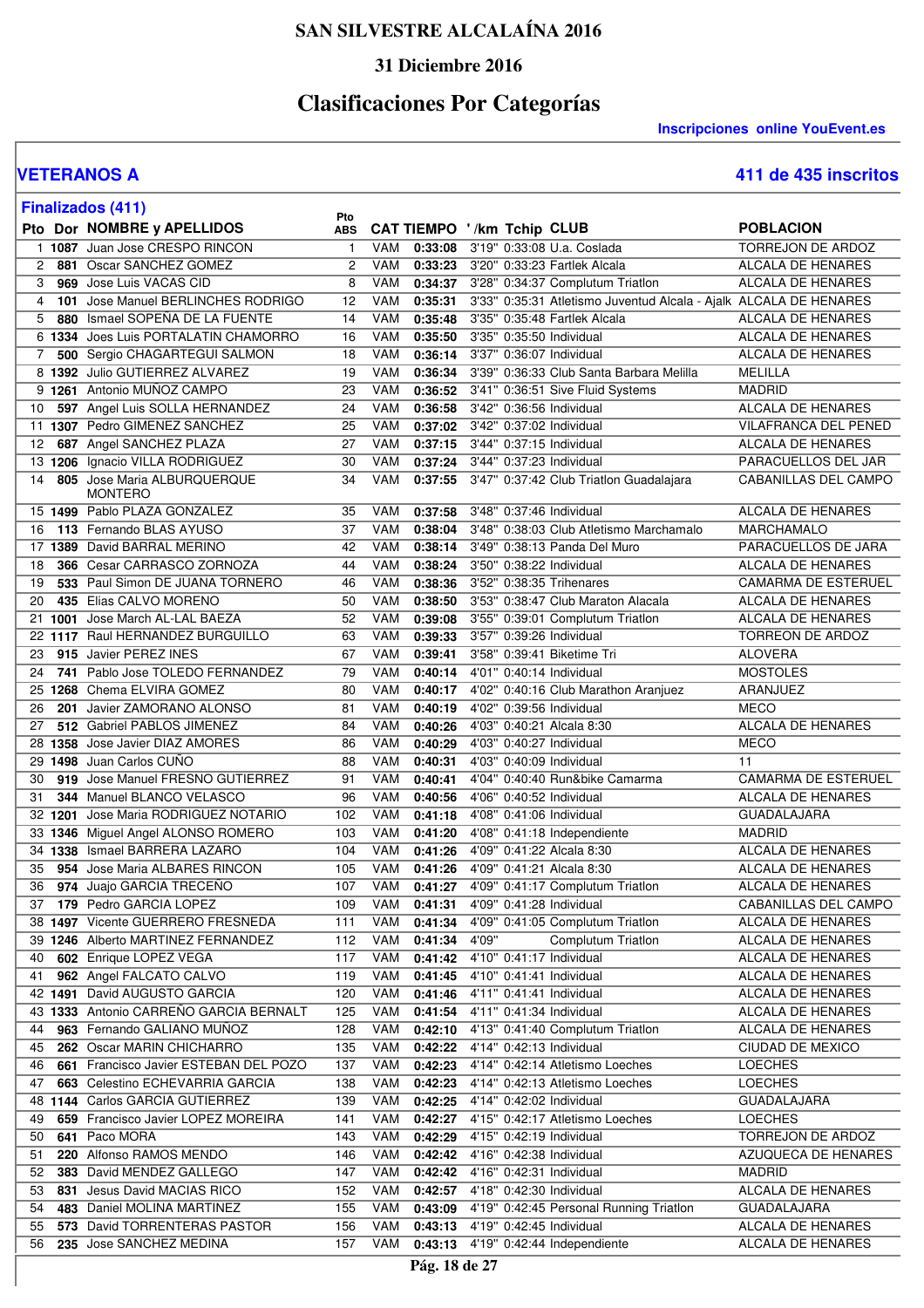# SAN SILVESTRE ALCALAÍNA 2016

## 31 Diciembre 2016

# Clasificaciones Por Categorías

**Inscripciones online YouEvent.es**

## VETERANOS A

**411 de 435 inscritos**

### Finalizados (411)

| Pto | Dor | NOMBRE y APELLIDOS | Pto ABS | CAT | TIEMPO | '/km | Tchip | CLUB | POBLACION |
|---|---|---|---|---|---|---|---|---|---|
| 1 | 1087 | Juan Jose CRESPO RINCON | 1 | VAM | 0:33:08 | 3'19" | 0:33:08 | U.a. Coslada | TORREJON DE ARDOZ |
| 2 | 881 | Oscar SANCHEZ GOMEZ | 2 | VAM | 0:33:23 | 3'20" | 0:33:23 | Fartlek Alcala | ALCALA DE HENARES |
| 3 | 969 | Jose Luis VACAS CID | 8 | VAM | 0:34:37 | 3'28" | 0:34:37 | Complutum Triatlon | ALCALA DE HENARES |
| 4 | 101 | Jose Manuel BERLINCHES RODRIGO | 12 | VAM | 0:35:31 | 3'33" | 0:35:31 | Atletismo Juventud Alcala - Ajalk | ALCALA DE HENARES |
| 5 | 880 | Ismael SOPEÑA DE LA FUENTE | 14 | VAM | 0:35:48 | 3'35" | 0:35:48 | Fartlek Alcala | ALCALA DE HENARES |
| 6 | 1334 | Joes Luis PORTALATIN CHAMORRO | 16 | VAM | 0:35:50 | 3'35" | 0:35:50 | Individual | ALCALA DE HENARES |
| 7 | 500 | Sergio CHAGARTEGUI SALMON | 18 | VAM | 0:36:14 | 3'37" | 0:36:07 | Individual | ALCALA DE HENARES |
| 8 | 1392 | Julio GUTIERREZ ALVAREZ | 19 | VAM | 0:36:34 | 3'39" | 0:36:33 | Club Santa Barbara Melilla | MELILLA |
| 9 | 1261 | Antonio MUÑOZ CAMPO | 23 | VAM | 0:36:52 | 3'41" | 0:36:51 | Sive Fluid Systems | MADRID |
| 10 | 597 | Angel Luis SOLLA HERNANDEZ | 24 | VAM | 0:36:58 | 3'42" | 0:36:56 | Individual | ALCALA DE HENARES |
| 11 | 1307 | Pedro GIMENEZ SANCHEZ | 25 | VAM | 0:37:02 | 3'42" | 0:37:02 | Individual | VILAFRANCA DEL PENED |
| 12 | 687 | Angel SANCHEZ PLAZA | 27 | VAM | 0:37:15 | 3'44" | 0:37:15 | Individual | ALCALA DE HENARES |
| 13 | 1206 | Ignacio VILLA RODRIGUEZ | 30 | VAM | 0:37:24 | 3'44" | 0:37:23 | Individual | PARACUELLOS DEL JAR |
| 14 | 805 | Jose Maria ALBURQUERQUE MONTERO | 34 | VAM | 0:37:55 | 3'47" | 0:37:42 | Club Triatlon Guadalajara | CABANILLAS DEL CAMPO |
| 15 | 1499 | Pablo PLAZA GONZALEZ | 35 | VAM | 0:37:58 | 3'48" | 0:37:46 | Individual | ALCALA DE HENARES |
| 16 | 113 | Fernando BLAS AYUSO | 37 | VAM | 0:38:04 | 3'48" | 0:38:03 | Club Atletismo Marchamalo | MARCHAMALO |
| 17 | 1389 | David BARRAL MERINO | 42 | VAM | 0:38:14 | 3'49" | 0:38:13 | Panda Del Muro | PARACUELLOS DE JARA |
| 18 | 366 | Cesar CARRASCO ZORNOZA | 44 | VAM | 0:38:24 | 3'50" | 0:38:22 | Individual | ALCALA DE HENARES |
| 19 | 533 | Paul Simon DE JUANA TORNERO | 46 | VAM | 0:38:36 | 3'52" | 0:38:35 | Trihenares | CAMARMA DE ESTERUEL |
| 20 | 435 | Elias CALVO MORENO | 50 | VAM | 0:38:50 | 3'53" | 0:38:47 | Club Maraton Alacala | ALCALA DE HENARES |
| 21 | 1001 | Jose March AL-LAL BAEZA | 52 | VAM | 0:39:08 | 3'55" | 0:39:01 | Complutum Triatlon | ALCALA DE HENARES |
| 22 | 1117 | Raul HERNANDEZ BURGUILLO | 63 | VAM | 0:39:33 | 3'57" | 0:39:26 | Individual | TORREON DE ARDOZ |
| 23 | 915 | Javier PEREZ INES | 67 | VAM | 0:39:41 | 3'58" | 0:39:41 | Biketime Tri | ALOVERA |
| 24 | 741 | Pablo Jose TOLEDO FERNANDEZ | 79 | VAM | 0:40:14 | 4'01" | 0:40:14 | Individual | MOSTOLES |
| 25 | 1268 | Chema ELVIRA GOMEZ | 80 | VAM | 0:40:17 | 4'02" | 0:40:16 | Club Marathon Aranjuez | ARANJUEZ |
| 26 | 201 | Javier ZAMORANO ALONSO | 81 | VAM | 0:40:19 | 4'02" | 0:39:56 | Individual | MECO |
| 27 | 512 | Gabriel PABLOS JIMENEZ | 84 | VAM | 0:40:26 | 4'03" | 0:40:21 | Alcala 8:30 | ALCALA DE HENARES |
| 28 | 1358 | Jose Javier DIAZ AMORES | 86 | VAM | 0:40:29 | 4'03" | 0:40:27 | Individual | MECO |
| 29 | 1498 | Juan Carlos CUÑO | 88 | VAM | 0:40:31 | 4'03" | 0:40:09 | Individual | 11 |
| 30 | 919 | Jose Manuel FRESNO GUTIERREZ | 91 | VAM | 0:40:41 | 4'04" | 0:40:40 | Run&bike Camarma | CAMARMA DE ESTERUEL |
| 31 | 344 | Manuel BLANCO VELASCO | 96 | VAM | 0:40:56 | 4'06" | 0:40:52 | Individual | ALCALA DE HENARES |
| 32 | 1201 | Jose Maria RODRIGUEZ NOTARIO | 102 | VAM | 0:41:18 | 4'08" | 0:41:06 | Individual | GUADALAJARA |
| 33 | 1346 | Miguel Angel ALONSO ROMERO | 103 | VAM | 0:41:20 | 4'08" | 0:41:18 | Independiente | MADRID |
| 34 | 1338 | Ismael BARRERA LAZARO | 104 | VAM | 0:41:26 | 4'09" | 0:41:22 | Alcala 8:30 | ALCALA DE HENARES |
| 35 | 954 | Jose Maria ALBARES RINCON | 105 | VAM | 0:41:26 | 4'09" | 0:41:21 | Alcala 8:30 | ALCALA DE HENARES |
| 36 | 974 | Juajo GARCIA TRECEÑO | 107 | VAM | 0:41:27 | 4'09" | 0:41:17 | Complutum Triatlon | ALCALA DE HENARES |
| 37 | 179 | Pedro GARCIA LOPEZ | 109 | VAM | 0:41:31 | 4'09" | 0:41:28 | Individual | CABANILLAS DEL CAMPO |
| 38 | 1497 | Vicente GUERRERO FRESNEDA | 111 | VAM | 0:41:34 | 4'09" | 0:41:05 | Complutum Triatlon | ALCALA DE HENARES |
| 39 | 1246 | Alberto MARTINEZ FERNANDEZ | 112 | VAM | 0:41:34 | 4'09" | | Complutum Triatlon | ALCALA DE HENARES |
| 40 | 602 | Enrique LOPEZ VEGA | 117 | VAM | 0:41:42 | 4'10" | 0:41:17 | Individual | ALCALA DE HENARES |
| 41 | 962 | Angel FALCATO CALVO | 119 | VAM | 0:41:45 | 4'10" | 0:41:41 | Individual | ALCALA DE HENARES |
| 42 | 1491 | David AUGUSTO GARCIA | 120 | VAM | 0:41:46 | 4'11" | 0:41:41 | Individual | ALCALA DE HENARES |
| 43 | 1333 | Antonio CARREÑO GARCIA BERNALT | 125 | VAM | 0:41:54 | 4'11" | 0:41:34 | Individual | ALCALA DE HENARES |
| 44 | 963 | Fernando GALIANO MUÑOZ | 128 | VAM | 0:42:10 | 4'13" | 0:41:40 | Complutum Triatlon | ALCALA DE HENARES |
| 45 | 262 | Oscar MARIN CHICHARRO | 135 | VAM | 0:42:22 | 4'14" | 0:42:13 | Individual | CIUDAD DE MEXICO |
| 46 | 661 | Francisco Javier ESTEBAN DEL POZO | 137 | VAM | 0:42:23 | 4'14" | 0:42:14 | Atletismo Loeches | LOECHES |
| 47 | 663 | Celestino ECHEVARRIA GARCIA | 138 | VAM | 0:42:23 | 4'14" | 0:42:13 | Atletismo Loeches | LOECHES |
| 48 | 1144 | Carlos GARCIA GUTIERREZ | 139 | VAM | 0:42:25 | 4'14" | 0:42:02 | Individual | GUADALAJARA |
| 49 | 659 | Francisco Javier LOPEZ MOREIRA | 141 | VAM | 0:42:27 | 4'15" | 0:42:17 | Atletismo Loeches | LOECHES |
| 50 | 641 | Paco MORA | 143 | VAM | 0:42:29 | 4'15" | 0:42:19 | Individual | TORREJON DE ARDOZ |
| 51 | 220 | Alfonso RAMOS MENDO | 146 | VAM | 0:42:42 | 4'16" | 0:42:38 | Individual | AZUQUECA DE HENARES |
| 52 | 383 | David MENDEZ GALLEGO | 147 | VAM | 0:42:42 | 4'16" | 0:42:31 | Individual | MADRID |
| 53 | 831 | Jesus David MACIAS RICO | 152 | VAM | 0:42:57 | 4'18" | 0:42:30 | Individual | ALCALA DE HENARES |
| 54 | 483 | Daniel MOLINA MARTINEZ | 155 | VAM | 0:43:09 | 4'19" | 0:42:45 | Personal Running Triatlon | GUADALAJARA |
| 55 | 573 | David TORRENTERAS PASTOR | 156 | VAM | 0:43:13 | 4'19" | 0:42:45 | Individual | ALCALA DE HENARES |
| 56 | 235 | Jose SANCHEZ MEDINA | 157 | VAM | 0:43:13 | 4'19" | 0:42:44 | Independiente | ALCALA DE HENARES |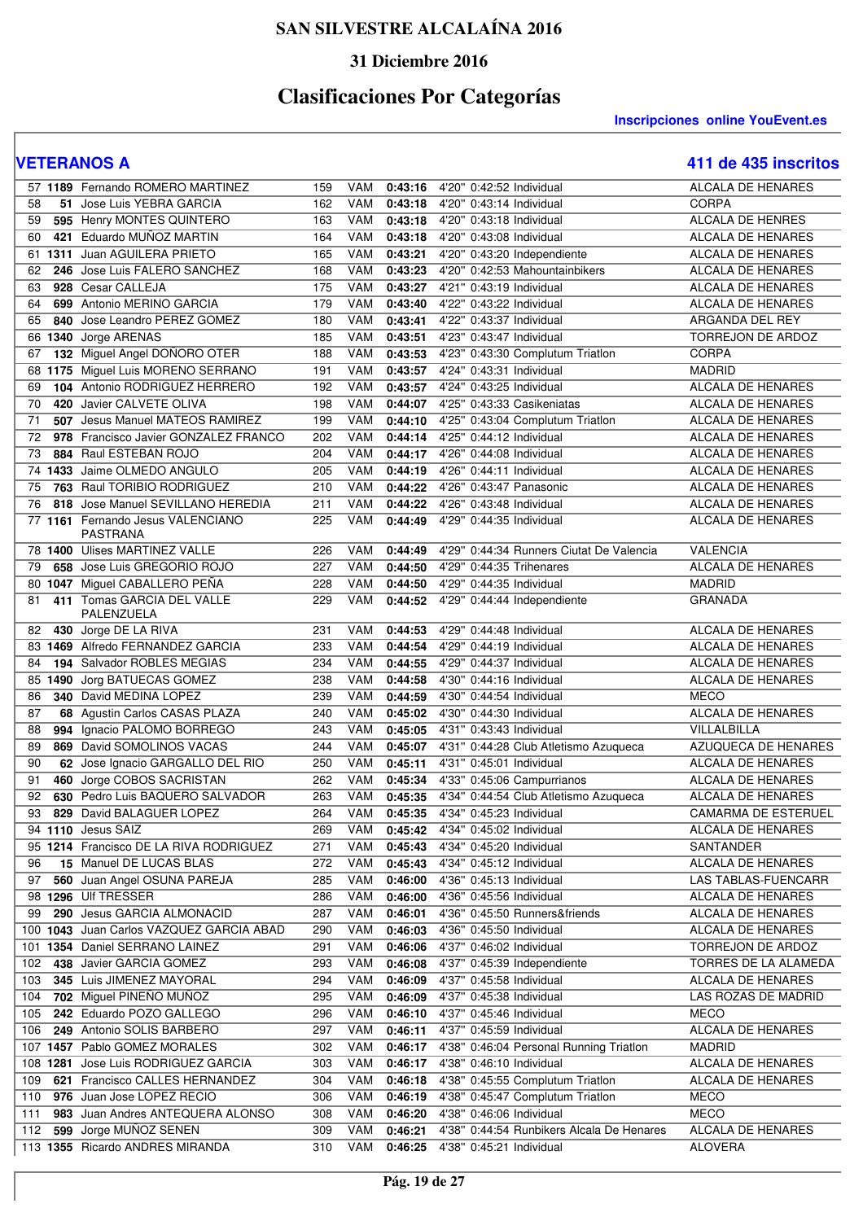# SAN SILVESTRE ALCALAÍNA 2016

## 31 Diciembre 2016

## Clasificaciones Por Categorías

**Inscripciones online YouEvent.es**

### VETERANOS A

**411 de 435 inscritos**

| Pos | Dorsal | Nombre | Gral | Cat | Tiempo | Ritmo | T. Neto | Club | Localidad |
|---|---|---|---|---|---|---|---|---|---|
| 57 | **1189** | Fernando ROMERO MARTINEZ | 159 | VAM | **0:43:16** | 4'20" | 0:42:52 | Individual | ALCALA DE HENARES |
| 58 | **51** | Jose Luis YEBRA GARCIA | 162 | VAM | **0:43:18** | 4'20" | 0:43:14 | Individual | CORPA |
| 59 | **595** | Henry MONTES QUINTERO | 163 | VAM | **0:43:18** | 4'20" | 0:43:18 | Individual | ALCALA DE HENRES |
| 60 | **421** | Eduardo MUÑOZ MARTIN | 164 | VAM | **0:43:18** | 4'20" | 0:43:08 | Individual | ALCALA DE HENARES |
| 61 | **1311** | Juan AGUILERA PRIETO | 165 | VAM | **0:43:21** | 4'20" | 0:43:20 | Independiente | ALCALA DE HENARES |
| 62 | **246** | Jose Luis FALERO SANCHEZ | 168 | VAM | **0:43:23** | 4'20" | 0:42:53 | Mahountainbikers | ALCALA DE HENARES |
| 63 | **928** | Cesar CALLEJA | 175 | VAM | **0:43:27** | 4'21" | 0:43:19 | Individual | ALCALA DE HENARES |
| 64 | **699** | Antonio MERINO GARCIA | 179 | VAM | **0:43:40** | 4'22" | 0:43:22 | Individual | ALCALA DE HENARES |
| 65 | **840** | Jose Leandro PEREZ GOMEZ | 180 | VAM | **0:43:41** | 4'22" | 0:43:37 | Individual | ARGANDA DEL REY |
| 66 | **1340** | Jorge ARENAS | 185 | VAM | **0:43:51** | 4'23" | 0:43:47 | Individual | TORREJON DE ARDOZ |
| 67 | **132** | Miguel Angel DOÑORO OTER | 188 | VAM | **0:43:53** | 4'23" | 0:43:30 | Complutum Triatlon | CORPA |
| 68 | **1175** | Miguel Luis MORENO SERRANO | 191 | VAM | **0:43:57** | 4'24" | 0:43:31 | Individual | MADRID |
| 69 | **104** | Antonio RODRIGUEZ HERRERO | 192 | VAM | **0:43:57** | 4'24" | 0:43:25 | Individual | ALCALA DE HENARES |
| 70 | **420** | Javier CALVETE OLIVA | 198 | VAM | **0:44:07** | 4'25" | 0:43:33 | Casikeniatas | ALCALA DE HENARES |
| 71 | **507** | Jesus Manuel MATEOS RAMIREZ | 199 | VAM | **0:44:10** | 4'25" | 0:43:04 | Complutum Triatlon | ALCALA DE HENARES |
| 72 | **978** | Francisco Javier GONZALEZ FRANCO | 202 | VAM | **0:44:14** | 4'25" | 0:44:12 | Individual | ALCALA DE HENARES |
| 73 | **884** | Raul ESTEBAN ROJO | 204 | VAM | **0:44:17** | 4'26" | 0:44:08 | Individual | ALCALA DE HENARES |
| 74 | **1433** | Jaime OLMEDO ANGULO | 205 | VAM | **0:44:19** | 4'26" | 0:44:11 | Individual | ALCALA DE HENARES |
| 75 | **763** | Raul TORIBIO RODRIGUEZ | 210 | VAM | **0:44:22** | 4'26" | 0:43:47 | Panasonic | ALCALA DE HENARES |
| 76 | **818** | Jose Manuel SEVILLANO HEREDIA | 211 | VAM | **0:44:22** | 4'26" | 0:43:48 | Individual | ALCALA DE HENARES |
| 77 | **1161** | Fernando Jesus VALENCIANO PASTRANA | 225 | VAM | **0:44:49** | 4'29" | 0:44:35 | Individual | ALCALA DE HENARES |
| 78 | **1400** | Ulises MARTINEZ VALLE | 226 | VAM | **0:44:49** | 4'29" | 0:44:34 | Runners Ciutat De Valencia | VALENCIA |
| 79 | **658** | Jose Luis GREGORIO ROJO | 227 | VAM | **0:44:50** | 4'29" | 0:44:35 | Trihenares | ALCALA DE HENARES |
| 80 | **1047** | Miguel CABALLERO PEÑA | 228 | VAM | **0:44:50** | 4'29" | 0:44:35 | Individual | MADRID |
| 81 | **411** | Tomas GARCIA DEL VALLE PALENZUELA | 229 | VAM | **0:44:52** | 4'29" | 0:44:44 | Independiente | GRANADA |
| 82 | **430** | Jorge DE LA RIVA | 231 | VAM | **0:44:53** | 4'29" | 0:44:48 | Individual | ALCALA DE HENARES |
| 83 | **1469** | Alfredo FERNANDEZ GARCIA | 233 | VAM | **0:44:54** | 4'29" | 0:44:19 | Individual | ALCALA DE HENARES |
| 84 | **194** | Salvador ROBLES MEGIAS | 234 | VAM | **0:44:55** | 4'29" | 0:44:37 | Individual | ALCALA DE HENARES |
| 85 | **1490** | Jorg BATUECAS GOMEZ | 238 | VAM | **0:44:58** | 4'30" | 0:44:16 | Individual | ALCALA DE HENARES |
| 86 | **340** | David MEDINA LOPEZ | 239 | VAM | **0:44:59** | 4'30" | 0:44:54 | Individual | MECO |
| 87 | **68** | Agustin Carlos CASAS PLAZA | 240 | VAM | **0:45:02** | 4'30" | 0:44:30 | Individual | ALCALA DE HENARES |
| 88 | **994** | Ignacio PALOMO BORREGO | 243 | VAM | **0:45:05** | 4'31" | 0:43:43 | Individual | VILLALBILLA |
| 89 | **869** | David SOMOLINOS VACAS | 244 | VAM | **0:45:07** | 4'31" | 0:44:28 | Club Atletismo Azuqueca | AZUQUECA DE HENARES |
| 90 | **62** | Jose Ignacio GARGALLO DEL RIO | 250 | VAM | **0:45:11** | 4'31" | 0:45:01 | Individual | ALCALA DE HENARES |
| 91 | **460** | Jorge COBOS SACRISTAN | 262 | VAM | **0:45:34** | 4'33" | 0:45:06 | Campurrianos | ALCALA DE HENARES |
| 92 | **630** | Pedro Luis BAQUERO SALVADOR | 263 | VAM | **0:45:35** | 4'34" | 0:44:54 | Club Atletismo Azuqueca | ALCALA DE HENARES |
| 93 | **829** | David BALAGUER LOPEZ | 264 | VAM | **0:45:35** | 4'34" | 0:45:23 | Individual | CAMARMA DE ESTERUEL |
| 94 | **1110** | Jesus SAIZ | 269 | VAM | **0:45:42** | 4'34" | 0:45:02 | Individual | ALCALA DE HENARES |
| 95 | **1214** | Francisco DE LA RIVA RODRIGUEZ | 271 | VAM | **0:45:43** | 4'34" | 0:45:20 | Individual | SANTANDER |
| 96 | **15** | Manuel DE LUCAS BLAS | 272 | VAM | **0:45:43** | 4'34" | 0:45:12 | Individual | ALCALA DE HENARES |
| 97 | **560** | Juan Angel OSUNA PAREJA | 285 | VAM | **0:46:00** | 4'36" | 0:45:13 | Individual | LAS TABLAS-FUENCARR |
| 98 | **1296** | Ulf TRESSER | 286 | VAM | **0:46:00** | 4'36" | 0:45:56 | Individual | ALCALA DE HENARES |
| 99 | **290** | Jesus GARCIA ALMONACID | 287 | VAM | **0:46:01** | 4'36" | 0:45:50 | Runners&friends | ALCALA DE HENARES |
| 100 | **1043** | Juan Carlos VAZQUEZ GARCIA ABAD | 290 | VAM | **0:46:03** | 4'36" | 0:45:50 | Individual | ALCALA DE HENARES |
| 101 | **1354** | Daniel SERRANO LAINEZ | 291 | VAM | **0:46:06** | 4'37" | 0:46:02 | Individual | TORREJON DE ARDOZ |
| 102 | **438** | Javier GARCIA GOMEZ | 293 | VAM | **0:46:08** | 4'37" | 0:45:39 | Independiente | TORRES DE LA ALAMEDA |
| 103 | **345** | Luis JIMENEZ MAYORAL | 294 | VAM | **0:46:09** | 4'37" | 0:45:58 | Individual | ALCALA DE HENARES |
| 104 | **702** | Miguel PINEÑO MUÑOZ | 295 | VAM | **0:46:09** | 4'37" | 0:45:38 | Individual | LAS ROZAS DE MADRID |
| 105 | **242** | Eduardo POZO GALLEGO | 296 | VAM | **0:46:10** | 4'37" | 0:45:46 | Individual | MECO |
| 106 | **249** | Antonio SOLIS BARBERO | 297 | VAM | **0:46:11** | 4'37" | 0:45:59 | Individual | ALCALA DE HENARES |
| 107 | **1457** | Pablo GOMEZ MORALES | 302 | VAM | **0:46:17** | 4'38" | 0:46:04 | Personal Running Triatlon | MADRID |
| 108 | **1281** | Jose Luis RODRIGUEZ GARCIA | 303 | VAM | **0:46:17** | 4'38" | 0:46:10 | Individual | ALCALA DE HENARES |
| 109 | **621** | Francisco CALLES HERNANDEZ | 304 | VAM | **0:46:18** | 4'38" | 0:45:55 | Complutum Triatlon | ALCALA DE HENARES |
| 110 | **976** | Juan Jose LOPEZ RECIO | 306 | VAM | **0:46:19** | 4'38" | 0:45:47 | Complutum Triatlon | MECO |
| 111 | **983** | Juan Andres ANTEQUERA ALONSO | 308 | VAM | **0:46:20** | 4'38" | 0:46:06 | Individual | MECO |
| 112 | **599** | Jorge MUÑOZ SENEN | 309 | VAM | **0:46:21** | 4'38" | 0:44:54 | Runbikers Alcala De Henares | ALCALA DE HENARES |
| 113 | **1355** | Ricardo ANDRES MIRANDA | 310 | VAM | **0:46:25** | 4'38" | 0:45:21 | Individual | ALOVERA |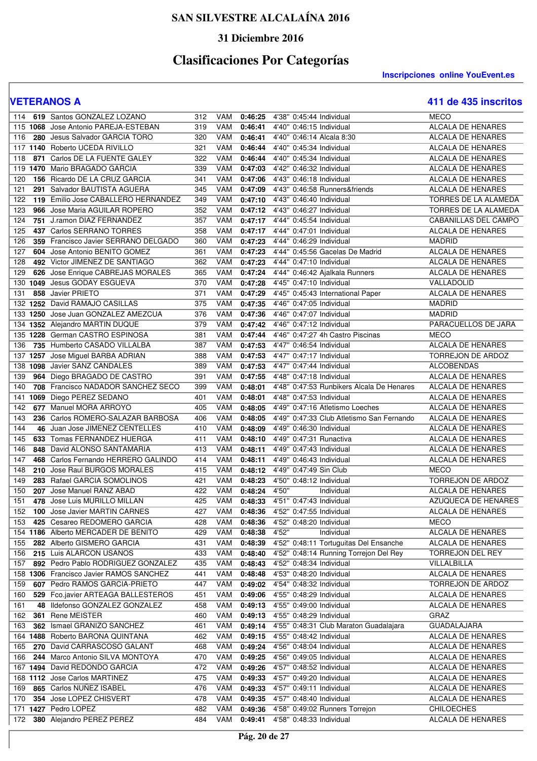# SAN SILVESTRE ALCALAÍNA 2016

## 31 Diciembre 2016

## Clasificaciones Por Categorías

**Inscripciones online YouEvent.es**

### VETERANOS A

**411 de 435 inscritos**

| Pos | Dorsal | Nombre | Gral | Cat | Tiempo | Ritmo | T. Neto | Club | Localidad |
|---|---|---|---|---|---|---|---|---|---|
| 114 | **619** | Santos GONZALEZ LOZANO | 312 | VAM | **0:46:25** | 4'38" | 0:45:44 | Individual | MECO |
| 115 | **1068** | Jose Antonio PAREJA-ESTEBAN | 319 | VAM | **0:46:41** | 4'40" | 0:46:15 | Individual | ALCALA DE HENARES |
| 116 | **280** | Jesus Salvador GARCIA TORO | 320 | VAM | **0:46:41** | 4'40" | 0:46:14 | Alcala 8:30 | ALCALA DE HENARES |
| 117 | **1140** | Roberto UCEDA RIVILLO | 321 | VAM | **0:46:44** | 4'40" | 0:45:34 | Individual | ALCALA DE HENARES |
| 118 | **871** | Carlos DE LA FUENTE GALEY | 322 | VAM | **0:46:44** | 4'40" | 0:45:34 | Individual | ALCALA DE HENARES |
| 119 | **1470** | Mario BRAGADO GARCIA | 339 | VAM | **0:47:03** | 4'42" | 0:46:32 | Individual | ALCALA DE HENARES |
| 120 | **156** | Ricardo DE LA CRUZ GARCIA | 341 | VAM | **0:47:06** | 4'43" | 0:46:18 | Individual | ALCALA DE HENARES |
| 121 | **291** | Salvador BAUTISTA AGUERA | 345 | VAM | **0:47:09** | 4'43" | 0:46:58 | Runners&friends | ALCALA DE HENARES |
| 122 | **119** | Emilio Jose CABALLERO HERNANDEZ | 349 | VAM | **0:47:10** | 4'43" | 0:46:40 | Individual | TORRES DE LA ALAMEDA |
| 123 | **966** | Jose Maria AGUILAR ROPERO | 352 | VAM | **0:47:12** | 4'43" | 0:46:27 | Individual | TORRES DE LA ALAMEDA |
| 124 | **751** | J.ramon DIAZ FERNANDEZ | 357 | VAM | **0:47:17** | 4'44" | 0:45:54 | Individual | CABANILLAS DEL CAMPO |
| 125 | **437** | Carlos SERRANO TORRES | 358 | VAM | **0:47:17** | 4'44" | 0:47:01 | Individual | ALCALA DE HENARES |
| 126 | **359** | Francisco Javier SERRANO DELGADO | 360 | VAM | **0:47:23** | 4'44" | 0:46:29 | Individual | MADRID |
| 127 | **604** | Jose Antonio BENITO GOMEZ | 361 | VAM | **0:47:23** | 4'44" | 0:45:56 | Gacelas De Madrid | ALCALA DE HENARES |
| 128 | **492** | Victor JIMENEZ DE SANTIAGO | 362 | VAM | **0:47:23** | 4'44" | 0:47:10 | Individual | ALCALA DE HENARES |
| 129 | **626** | Jose Enrique CABREJAS MORALES | 365 | VAM | **0:47:24** | 4'44" | 0:46:42 | Ajalkala Runners | ALCALA DE HENARES |
| 130 | **1049** | Jesus GODAY ESGUEVA | 370 | VAM | **0:47:28** | 4'45" | 0:47:10 | Individual | VALLADOLID |
| 131 | **858** | Javier PRIETO | 371 | VAM | **0:47:29** | 4'45" | 0:45:43 | International Paper | ALCALA DE HENARES |
| 132 | **1252** | David RAMAJO CASILLAS | 375 | VAM | **0:47:35** | 4'46" | 0:47:05 | Individual | MADRID |
| 133 | **1250** | Jose Juan GONZALEZ AMEZCUA | 376 | VAM | **0:47:36** | 4'46" | 0:47:07 | Individual | MADRID |
| 134 | **1352** | Alejandro MARTIN DUQUE | 379 | VAM | **0:47:42** | 4'46" | 0:47:12 | Individual | PARACUELLOS DE JARA |
| 135 | **1228** | German CASTRO ESPINOSA | 381 | VAM | **0:47:44** | 4'46" | 0:47:27 | 4h Castro Piscinas | MECO |
| 136 | **735** | Humberto CASADO VILLALBA | 387 | VAM | **0:47:53** | 4'47" | 0:46:54 | Individual | ALCALA DE HENARES |
| 137 | **1257** | Jose Miguel BARBA ADRIAN | 388 | VAM | **0:47:53** | 4'47" | 0:47:17 | Individual | TORREJON DE ARDOZ |
| 138 | **1098** | Javier SANZ CANDALES | 389 | VAM | **0:47:53** | 4'47" | 0:47:44 | Individual | ALCOBENDAS |
| 139 | **964** | Diego BRAGADO DE CASTRO | 391 | VAM | **0:47:55** | 4'48" | 0:47:18 | Individual | ALCALA DE HENARES |
| 140 | **708** | Francisco NADADOR SANCHEZ SECO | 399 | VAM | **0:48:01** | 4'48" | 0:47:53 | Runbikers Alcala De Henares | ALCALA DE HENARES |
| 141 | **1069** | Diego PEREZ SEDANO | 401 | VAM | **0:48:01** | 4'48" | 0:47:53 | Individual | ALCALA DE HENARES |
| 142 | **677** | Manuel MORA ARROYO | 405 | VAM | **0:48:05** | 4'49" | 0:47:16 | Atletismo Loeches | ALCALA DE HENARES |
| 143 | **236** | Carlos ROMERO-SALAZAR BARBOSA | 406 | VAM | **0:48:05** | 4'49" | 0:47:33 | Club Atletismo San Fernando | ALCALA DE HENARES |
| 144 | **46** | Juan Jose JIMENEZ CENTELLES | 410 | VAM | **0:48:09** | 4'49" | 0:46:30 | Individual | ALCALA DE HENARES |
| 145 | **633** | Tomas FERNANDEZ HUERGA | 411 | VAM | **0:48:10** | 4'49" | 0:47:31 | Runactiva | ALCALA DE HENARES |
| 146 | **848** | David ALONSO SANTAMARIA | 413 | VAM | **0:48:11** | 4'49" | 0:47:43 | Individual | ALCALA DE HENARES |
| 147 | **468** | Carlos Fernando HERRERO GALINDO | 414 | VAM | **0:48:11** | 4'49" | 0:46:43 | Individual | ALCALA DE HENARES |
| 148 | **210** | Jose Raul BURGOS MORALES | 415 | VAM | **0:48:12** | 4'49" | 0:47:49 | Sin Club | MECO |
| 149 | **283** | Rafael GARCIA SOMOLINOS | 421 | VAM | **0:48:23** | 4'50" | 0:48:12 | Individual | TORREJON DE ARDOZ |
| 150 | **207** | Jose Manuel RANZ ABAD | 422 | VAM | **0:48:24** | 4'50" | | Individual | ALCALA DE HENARES |
| 151 | **478** | Jose Luis MURILLO MILLAN | 425 | VAM | **0:48:33** | 4'51" | 0:47:43 | Individual | AZUQUECA DE HENARES |
| 152 | **100** | Jose Javier MARTIN CARNES | 427 | VAM | **0:48:36** | 4'52" | 0:47:55 | Individual | ALCALA DE HENARES |
| 153 | **425** | Cesareo REDOMERO GARCIA | 428 | VAM | **0:48:36** | 4'52" | 0:48:20 | Individual | MECO |
| 154 | **1186** | Alberto MERCADER DE BENITO | 429 | VAM | **0:48:38** | 4'52" | | Individual | ALCALA DE HENARES |
| 155 | **282** | Alberto GISMERO GARCIA | 431 | VAM | **0:48:39** | 4'52" | 0:48:11 | Tortuguitas Del Ensanche | ALCALA DE HENARES |
| 156 | **215** | Luis ALARCON USANOS | 433 | VAM | **0:48:40** | 4'52" | 0:48:14 | Running Torrejon Del Rey | TORREJON DEL REY |
| 157 | **892** | Pedro Pablo RODRIGUEZ GONZALEZ | 435 | VAM | **0:48:43** | 4'52" | 0:48:34 | Individual | VILLALBILLA |
| 158 | **1306** | Francisco Javier RAMOS SANCHEZ | 441 | VAM | **0:48:48** | 4'53" | 0:48:20 | Individual | ALCALA DE HENARES |
| 159 | **607** | Pedro RAMOS GARCIA-PRIETO | 447 | VAM | **0:49:02** | 4'54" | 0:48:32 | Individual | TORREJON DE ARDOZ |
| 160 | **529** | Fco.javier ARTEAGA BALLESTEROS | 451 | VAM | **0:49:06** | 4'55" | 0:48:29 | Individual | ALCALA DE HENARES |
| 161 | **48** | Ildefonso GONZALEZ GONZALEZ | 458 | VAM | **0:49:13** | 4'55" | 0:49:00 | Individual | ALCALA DE HENARES |
| 162 | **361** | Rene MEISTER | 460 | VAM | **0:49:13** | 4'55" | 0:48:29 | Individual | GRAZ |
| 163 | **362** | Ismael GRANIZO SANCHEZ | 461 | VAM | **0:49:14** | 4'55" | 0:48:31 | Club Maraton Guadalajara | GUADALAJARA |
| 164 | **1488** | Roberto BARONA QUINTANA | 462 | VAM | **0:49:15** | 4'55" | 0:48:42 | Individual | ALCALA DE HENARES |
| 165 | **270** | David CARRASCOSO GALANT | 468 | VAM | **0:49:24** | 4'56" | 0:48:04 | Individual | ALCALA DE HENARES |
| 166 | **244** | Marco Antonio SILVA MONTOYA | 470 | VAM | **0:49:25** | 4'56" | 0:49:05 | Individual | ALCALA DE HENARES |
| 167 | **1494** | David REDONDO GARCIA | 472 | VAM | **0:49:26** | 4'57" | 0:48:52 | Individual | ALCALA DE HENARES |
| 168 | **1112** | Jose Carlos MARTINEZ | 475 | VAM | **0:49:33** | 4'57" | 0:49:20 | Individual | ALCALA DE HENARES |
| 169 | **865** | Carlos NUÑEZ ISABEL | 476 | VAM | **0:49:33** | 4'57" | 0:49:11 | Individual | ALCALA DE HENARES |
| 170 | **354** | Jose LOPEZ CHISVERT | 478 | VAM | **0:49:35** | 4'57" | 0:48:40 | Individual | ALCALA DE HENARES |
| 171 | **1427** | Pedro LOPEZ | 482 | VAM | **0:49:36** | 4'58" | 0:49:02 | Runners Torrejon | CHILOECHES |
| 172 | **380** | Alejandro PEREZ PEREZ | 484 | VAM | **0:49:41** | 4'58" | 0:48:33 | Individual | ALCALA DE HENARES |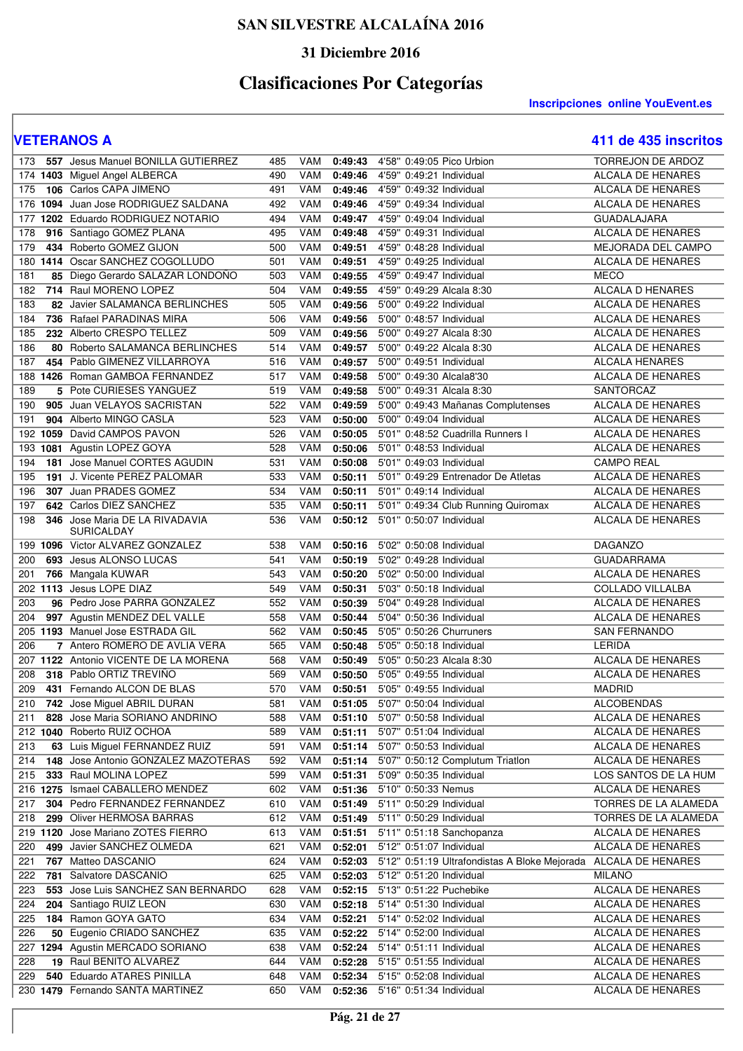# SAN SILVESTRE ALCALAÍNA 2016

## 31 Diciembre 2016

## Clasificaciones Por Categorías

**Inscripciones online YouEvent.es**

### VETERANOS A

**411 de 435 inscritos**

| Pos | Dorsal | Nombre | Pos. Gral | Cat | Tiempo | Ritmo | T. Real | Club | Localidad |
|---|---|---|---|---|---|---|---|---|---|
| 173 | **557** | Jesus Manuel BONILLA GUTIERREZ | 485 | VAM | **0:49:43** | 4'58" | 0:49:05 | Pico Urbion | TORREJON DE ARDOZ |
| 174 | **1403** | Miguel Angel ALBERCA | 490 | VAM | **0:49:46** | 4'59" | 0:49:21 | Individual | ALCALA DE HENARES |
| 175 | **106** | Carlos CAPA JIMENO | 491 | VAM | **0:49:46** | 4'59" | 0:49:32 | Individual | ALCALA DE HENARES |
| 176 | **1094** | Juan Jose RODRIGUEZ SALDANA | 492 | VAM | **0:49:46** | 4'59" | 0:49:34 | Individual | ALCALA DE HENARES |
| 177 | **1202** | Eduardo RODRIGUEZ NOTARIO | 494 | VAM | **0:49:47** | 4'59" | 0:49:04 | Individual | GUADALAJARA |
| 178 | **916** | Santiago GOMEZ PLANA | 495 | VAM | **0:49:48** | 4'59" | 0:49:31 | Individual | ALCALA DE HENARES |
| 179 | **434** | Roberto GOMEZ GIJON | 500 | VAM | **0:49:51** | 4'59" | 0:48:28 | Individual | MEJORADA DEL CAMPO |
| 180 | **1414** | Oscar SANCHEZ COGOLLUDO | 501 | VAM | **0:49:51** | 4'59" | 0:49:25 | Individual | ALCALA DE HENARES |
| 181 | **85** | Diego Gerardo SALAZAR LONDOÑO | 503 | VAM | **0:49:55** | 4'59" | 0:49:47 | Individual | MECO |
| 182 | **714** | Raul MORENO LOPEZ | 504 | VAM | **0:49:55** | 4'59" | 0:49:29 | Alcala 8:30 | ALCALA D HENARES |
| 183 | **82** | Javier SALAMANCA BERLINCHES | 505 | VAM | **0:49:56** | 5'00" | 0:49:22 | Individual | ALCALA DE HENARES |
| 184 | **736** | Rafael PARADINAS MIRA | 506 | VAM | **0:49:56** | 5'00" | 0:48:57 | Individual | ALCALA DE HENARES |
| 185 | **232** | Alberto CRESPO TELLEZ | 509 | VAM | **0:49:56** | 5'00" | 0:49:27 | Alcala 8:30 | ALCALA DE HENARES |
| 186 | **80** | Roberto SALAMANCA BERLINCHES | 514 | VAM | **0:49:57** | 5'00" | 0:49:22 | Alcala 8:30 | ALCALA DE HENARES |
| 187 | **454** | Pablo GIMENEZ VILLARROYA | 516 | VAM | **0:49:57** | 5'00" | 0:49:51 | Individual | ALCALA HENARES |
| 188 | **1426** | Roman GAMBOA FERNANDEZ | 517 | VAM | **0:49:58** | 5'00" | 0:49:30 | Alcala8'30 | ALCALA DE HENARES |
| 189 | **5** | Pote CURIESES YANGUEZ | 519 | VAM | **0:49:58** | 5'00" | 0:49:31 | Alcala 8:30 | SANTORCAZ |
| 190 | **905** | Juan VELAYOS SACRISTAN | 522 | VAM | **0:49:59** | 5'00" | 0:49:43 | Mañanas Complutenses | ALCALA DE HENARES |
| 191 | **904** | Alberto MINGO CASLA | 523 | VAM | **0:50:00** | 5'00" | 0:49:04 | Individual | ALCALA DE HENARES |
| 192 | **1059** | David CAMPOS PAVON | 526 | VAM | **0:50:05** | 5'01" | 0:48:52 | Cuadrilla Runners I | ALCALA DE HENARES |
| 193 | **1081** | Agustin LOPEZ GOYA | 528 | VAM | **0:50:06** | 5'01" | 0:48:53 | Individual | ALCALA DE HENARES |
| 194 | **181** | Jose Manuel CORTES AGUDIN | 531 | VAM | **0:50:08** | 5'01" | 0:49:03 | Individual | CAMPO REAL |
| 195 | **191** | J. Vicente PEREZ PALOMAR | 533 | VAM | **0:50:11** | 5'01" | 0:49:29 | Entrenador De Atletas | ALCALA DE HENARES |
| 196 | **307** | Juan PRADES GOMEZ | 534 | VAM | **0:50:11** | 5'01" | 0:49:14 | Individual | ALCALA DE HENARES |
| 197 | **642** | Carlos DIEZ SANCHEZ | 535 | VAM | **0:50:11** | 5'01" | 0:49:34 | Club Running Quiromax | ALCALA DE HENARES |
| 198 | **346** | Jose Maria DE LA RIVADAVIA SURICALDAY | 536 | VAM | **0:50:12** | 5'01" | 0:50:07 | Individual | ALCALA DE HENARES |
| 199 | **1096** | Victor ALVAREZ GONZALEZ | 538 | VAM | **0:50:16** | 5'02" | 0:50:08 | Individual | DAGANZO |
| 200 | **693** | Jesus ALONSO LUCAS | 541 | VAM | **0:50:19** | 5'02" | 0:49:28 | Individual | GUADARRAMA |
| 201 | **766** | Mangala KUWAR | 543 | VAM | **0:50:20** | 5'02" | 0:50:00 | Individual | ALCALA DE HENARES |
| 202 | **1113** | Jesus LOPE DIAZ | 549 | VAM | **0:50:31** | 5'03" | 0:50:18 | Individual | COLLADO VILLALBA |
| 203 | **96** | Pedro Jose PARRA GONZALEZ | 552 | VAM | **0:50:39** | 5'04" | 0:49:28 | Individual | ALCALA DE HENARES |
| 204 | **997** | Agustin MENDEZ DEL VALLE | 558 | VAM | **0:50:44** | 5'04" | 0:50:36 | Individual | ALCALA DE HENARES |
| 205 | **1193** | Manuel Jose ESTRADA GIL | 562 | VAM | **0:50:45** | 5'05" | 0:50:26 | Churruners | SAN FERNANDO |
| 206 | **7** | Antero ROMERO DE AVLIA VERA | 565 | VAM | **0:50:48** | 5'05" | 0:50:18 | Individual | LERIDA |
| 207 | **1122** | Antonio VICENTE DE LA MORENA | 568 | VAM | **0:50:49** | 5'05" | 0:50:23 | Alcala 8:30 | ALCALA DE HENARES |
| 208 | **318** | Pablo ORTIZ TREVIÑO | 569 | VAM | **0:50:50** | 5'05" | 0:49:55 | Individual | ALCALA DE HENARES |
| 209 | **431** | Fernando ALCON DE BLAS | 570 | VAM | **0:50:51** | 5'05" | 0:49:55 | Individual | MADRID |
| 210 | **742** | Jose Miguel ABRIL DURAN | 581 | VAM | **0:51:05** | 5'07" | 0:50:04 | Individual | ALCOBENDAS |
| 211 | **828** | Jose Maria SORIANO ANDRINO | 588 | VAM | **0:51:10** | 5'07" | 0:50:58 | Individual | ALCALA DE HENARES |
| 212 | **1040** | Roberto RUIZ OCHOA | 589 | VAM | **0:51:11** | 5'07" | 0:51:04 | Individual | ALCALA DE HENARES |
| 213 | **63** | Luis Miguel FERNANDEZ RUIZ | 591 | VAM | **0:51:14** | 5'07" | 0:50:53 | Individual | ALCALA DE HENARES |
| 214 | **148** | Jose Antonio GONZALEZ MAZOTERAS | 592 | VAM | **0:51:14** | 5'07" | 0:50:12 | Complutum Triatlon | ALCALA DE HENARES |
| 215 | **333** | Raul MOLINA LOPEZ | 599 | VAM | **0:51:31** | 5'09" | 0:50:35 | Individual | LOS SANTOS DE LA HUM |
| 216 | **1275** | Ismael CABALLERO MENDEZ | 602 | VAM | **0:51:36** | 5'10" | 0:50:33 | Nemus | ALCALA DE HENARES |
| 217 | **304** | Pedro FERNANDEZ FERNANDEZ | 610 | VAM | **0:51:49** | 5'11" | 0:50:29 | Individual | TORRES DE LA ALAMEDA |
| 218 | **299** | Oliver HERMOSA BARRAS | 612 | VAM | **0:51:49** | 5'11" | 0:50:29 | Individual | TORRES DE LA ALAMEDA |
| 219 | **1120** | Jose Mariano ZOTES FIERRO | 613 | VAM | **0:51:51** | 5'11" | 0:51:18 | Sanchopanza | ALCALA DE HENARES |
| 220 | **499** | Javier SANCHEZ OLMEDA | 621 | VAM | **0:52:01** | 5'12" | 0:51:07 | Individual | ALCALA DE HENARES |
| 221 | **767** | Matteo DASCANIO | 624 | VAM | **0:52:03** | 5'12" | 0:51:19 | Ultrafondistas A Bloke Mejorada | ALCALA DE HENARES |
| 222 | **781** | Salvatore DASCANIO | 625 | VAM | **0:52:03** | 5'12" | 0:51:20 | Individual | MILANO |
| 223 | **553** | Jose Luis SANCHEZ SAN BERNARDO | 628 | VAM | **0:52:15** | 5'13" | 0:51:22 | Puchebike | ALCALA DE HENARES |
| 224 | **204** | Santiago RUIZ LEON | 630 | VAM | **0:52:18** | 5'14" | 0:51:30 | Individual | ALCALA DE HENARES |
| 225 | **184** | Ramon GOYA GATO | 634 | VAM | **0:52:21** | 5'14" | 0:52:02 | Individual | ALCALA DE HENARES |
| 226 | **50** | Eugenio CRIADO SANCHEZ | 635 | VAM | **0:52:22** | 5'14" | 0:52:00 | Individual | ALCALA DE HENARES |
| 227 | **1294** | Agustin MERCADO SORIANO | 638 | VAM | **0:52:24** | 5'14" | 0:51:11 | Individual | ALCALA DE HENARES |
| 228 | **19** | Raul BENITO ALVAREZ | 644 | VAM | **0:52:28** | 5'15" | 0:51:55 | Individual | ALCALA DE HENARES |
| 229 | **540** | Eduardo ATARES PINILLA | 648 | VAM | **0:52:34** | 5'15" | 0:52:08 | Individual | ALCALA DE HENARES |
| 230 | **1479** | Fernando SANTA MARTINEZ | 650 | VAM | **0:52:36** | 5'16" | 0:51:34 | Individual | ALCALA DE HENARES |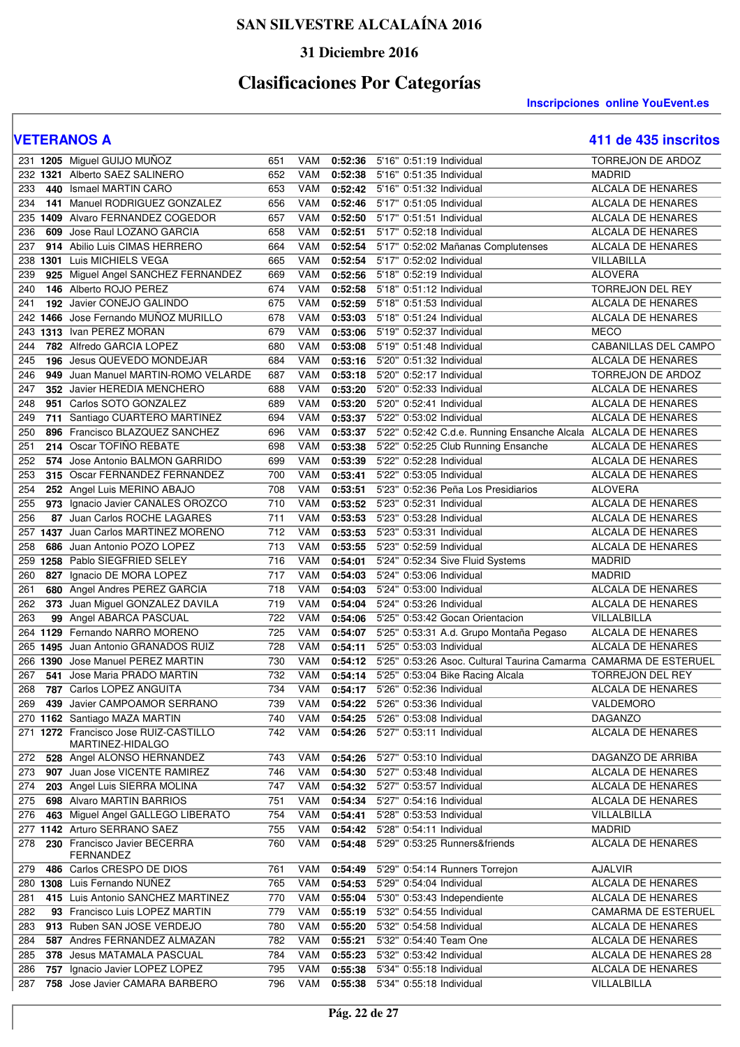# SAN SILVESTRE ALCALAÍNA 2016

## 31 Diciembre 2016

## Clasificaciones Por Categorías

**Inscripciones online YouEvent.es**

### VETERANOS A

**411 de 435 inscritos**

| Pos. | Dorsal | Nombre | Gral. | Cat. | Tiempo | Ritmo | T. Neto | Club | Localidad |
|---|---|---|---|---|---|---|---|---|---|
| 231 | 1205 | Miguel GUIJO MUÑOZ | 651 | VAM | 0:52:36 | 5'16" | 0:51:19 | Individual | TORREJON DE ARDOZ |
| 232 | 1321 | Alberto SAEZ SALINERO | 652 | VAM | 0:52:38 | 5'16" | 0:51:35 | Individual | MADRID |
| 233 | 440 | Ismael MARTIN CARO | 653 | VAM | 0:52:42 | 5'16" | 0:51:32 | Individual | ALCALA DE HENARES |
| 234 | 141 | Manuel RODRIGUEZ GONZALEZ | 656 | VAM | 0:52:46 | 5'17" | 0:51:05 | Individual | ALCALA DE HENARES |
| 235 | 1409 | Alvaro FERNANDEZ COGEDOR | 657 | VAM | 0:52:50 | 5'17" | 0:51:51 | Individual | ALCALA DE HENARES |
| 236 | 609 | Jose Raul LOZANO GARCIA | 658 | VAM | 0:52:51 | 5'17" | 0:52:18 | Individual | ALCALA DE HENARES |
| 237 | 914 | Abilio Luis CIMAS HERRERO | 664 | VAM | 0:52:54 | 5'17" | 0:52:02 | Mañanas Complutenses | ALCALA DE HENARES |
| 238 | 1301 | Luis MICHIELS VEGA | 665 | VAM | 0:52:54 | 5'17" | 0:52:02 | Individual | VILLABILLA |
| 239 | 925 | Miguel Angel SANCHEZ FERNANDEZ | 669 | VAM | 0:52:56 | 5'18" | 0:52:19 | Individual | ALOVERA |
| 240 | 146 | Alberto ROJO PEREZ | 674 | VAM | 0:52:58 | 5'18" | 0:51:12 | Individual | TORREJON DEL REY |
| 241 | 192 | Javier CONEJO GALINDO | 675 | VAM | 0:52:59 | 5'18" | 0:51:53 | Individual | ALCALA DE HENARES |
| 242 | 1466 | Jose Fernando MUÑOZ MURILLO | 678 | VAM | 0:53:03 | 5'18" | 0:51:24 | Individual | ALCALA DE HENARES |
| 243 | 1313 | Ivan PEREZ MORAN | 679 | VAM | 0:53:06 | 5'19" | 0:52:37 | Individual | MECO |
| 244 | 782 | Alfredo GARCIA LOPEZ | 680 | VAM | 0:53:08 | 5'19" | 0:51:48 | Individual | CABANILLAS DEL CAMPO |
| 245 | 196 | Jesus QUEVEDO MONDEJAR | 684 | VAM | 0:53:16 | 5'20" | 0:51:32 | Individual | ALCALA DE HENARES |
| 246 | 949 | Juan Manuel MARTIN-ROMO VELARDE | 687 | VAM | 0:53:18 | 5'20" | 0:52:17 | Individual | TORREJON DE ARDOZ |
| 247 | 352 | Javier HEREDIA MENCHERO | 688 | VAM | 0:53:20 | 5'20" | 0:52:33 | Individual | ALCALA DE HENARES |
| 248 | 951 | Carlos SOTO GONZALEZ | 689 | VAM | 0:53:20 | 5'20" | 0:52:41 | Individual | ALCALA DE HENARES |
| 249 | 711 | Santiago CUARTERO MARTINEZ | 694 | VAM | 0:53:37 | 5'22" | 0:53:02 | Individual | ALCALA DE HENARES |
| 250 | 896 | Francisco BLAZQUEZ SANCHEZ | 696 | VAM | 0:53:37 | 5'22" | 0:52:42 | C.d.e. Running Ensanche Alcala | ALCALA DE HENARES |
| 251 | 214 | Oscar TOFIÑO REBATE | 698 | VAM | 0:53:38 | 5'22" | 0:52:25 | Club Running Ensanche | ALCALA DE HENARES |
| 252 | 574 | Jose Antonio BALMON GARRIDO | 699 | VAM | 0:53:39 | 5'22" | 0:52:28 | Individual | ALCALA DE HENARES |
| 253 | 315 | Oscar FERNANDEZ FERNANDEZ | 700 | VAM | 0:53:41 | 5'22" | 0:53:05 | Individual | ALCALA DE HENARES |
| 254 | 252 | Angel Luis MERINO ABAJO | 708 | VAM | 0:53:51 | 5'23" | 0:52:36 | Peña Los Presidiarios | ALOVERA |
| 255 | 973 | Ignacio Javier CANALES OROZCO | 710 | VAM | 0:53:52 | 5'23" | 0:52:31 | Individual | ALCALA DE HENARES |
| 256 | 87 | Juan Carlos ROCHE LAGARES | 711 | VAM | 0:53:53 | 5'23" | 0:53:28 | Individual | ALCALA DE HENARES |
| 257 | 1437 | Juan Carlos MARTINEZ MORENO | 712 | VAM | 0:53:53 | 5'23" | 0:53:31 | Individual | ALCALA DE HENARES |
| 258 | 686 | Juan Antonio POZO LOPEZ | 713 | VAM | 0:53:55 | 5'23" | 0:52:59 | Individual | ALCALA DE HENARES |
| 259 | 1258 | Pablo SIEGFRIED SELEY | 716 | VAM | 0:54:01 | 5'24" | 0:52:34 | Sive Fluid Systems | MADRID |
| 260 | 827 | Ignacio DE MORA LOPEZ | 717 | VAM | 0:54:03 | 5'24" | 0:53:06 | Individual | MADRID |
| 261 | 680 | Angel Andres PEREZ GARCIA | 718 | VAM | 0:54:03 | 5'24" | 0:53:00 | Individual | ALCALA DE HENARES |
| 262 | 373 | Juan Miguel GONZALEZ DAVILA | 719 | VAM | 0:54:04 | 5'24" | 0:53:26 | Individual | ALCALA DE HENARES |
| 263 | 99 | Angel ABARCA PASCUAL | 722 | VAM | 0:54:06 | 5'25" | 0:53:42 | Gocan Orientacion | VILLALBILLA |
| 264 | 1129 | Fernando NARRO MORENO | 725 | VAM | 0:54:07 | 5'25" | 0:53:31 | A.d. Grupo Montaña Pegaso | ALCALA DE HENARES |
| 265 | 1495 | Juan Antonio GRANADOS RUIZ | 728 | VAM | 0:54:11 | 5'25" | 0:53:03 | Individual | ALCALA DE HENARES |
| 266 | 1390 | Jose Manuel PEREZ MARTIN | 730 | VAM | 0:54:12 | 5'25" | 0:53:26 | Asoc. Cultural Taurina Camarma | CAMARMA DE ESTERUEL |
| 267 | 541 | Jose Maria PRADO MARTIN | 732 | VAM | 0:54:14 | 5'25" | 0:53:04 | Bike Racing Alcala | TORREJON DEL REY |
| 268 | 787 | Carlos LOPEZ ANGUITA | 734 | VAM | 0:54:17 | 5'26" | 0:52:36 | Individual | ALCALA DE HENARES |
| 269 | 439 | Javier CAMPOAMOR SERRANO | 739 | VAM | 0:54:22 | 5'26" | 0:53:36 | Individual | VALDEMORO |
| 270 | 1162 | Santiago MAZA MARTIN | 740 | VAM | 0:54:25 | 5'26" | 0:53:08 | Individual | DAGANZO |
| 271 | 1272 | Francisco Jose RUIZ-CASTILLO MARTINEZ-HIDALGO | 742 | VAM | 0:54:26 | 5'27" | 0:53:11 | Individual | ALCALA DE HENARES |
| 272 | 528 | Angel ALONSO HERNANDEZ | 743 | VAM | 0:54:26 | 5'27" | 0:53:10 | Individual | DAGANZO DE ARRIBA |
| 273 | 907 | Juan Jose VICENTE RAMIREZ | 746 | VAM | 0:54:30 | 5'27" | 0:53:48 | Individual | ALCALA DE HENARES |
| 274 | 203 | Angel Luis SIERRA MOLINA | 747 | VAM | 0:54:32 | 5'27" | 0:53:57 | Individual | ALCALA DE HENARES |
| 275 | 698 | Alvaro MARTIN BARRIOS | 751 | VAM | 0:54:34 | 5'27" | 0:54:16 | Individual | ALCALA DE HENARES |
| 276 | 463 | Miguel Angel GALLEGO LIBERATO | 754 | VAM | 0:54:41 | 5'28" | 0:53:53 | Individual | VILLALBILLA |
| 277 | 1142 | Arturo SERRANO SAEZ | 755 | VAM | 0:54:42 | 5'28" | 0:54:11 | Individual | MADRID |
| 278 | 230 | Francisco Javier BECERRA FERNANDEZ | 760 | VAM | 0:54:48 | 5'29" | 0:53:25 | Runners&friends | ALCALA DE HENARES |
| 279 | 486 | Carlos CRESPO DE DIOS | 761 | VAM | 0:54:49 | 5'29" | 0:54:14 | Runners Torrejon | AJALVIR |
| 280 | 1308 | Luis Fernando NUÑEZ | 765 | VAM | 0:54:53 | 5'29" | 0:54:04 | Individual | ALCALA DE HENARES |
| 281 | 415 | Luis Antonio SANCHEZ MARTINEZ | 770 | VAM | 0:55:04 | 5'30" | 0:53:43 | Independiente | ALCALA DE HENARES |
| 282 | 93 | Francisco Luis LOPEZ MARTIN | 779 | VAM | 0:55:19 | 5'32" | 0:54:55 | Individual | CAMARMA DE ESTERUEL |
| 283 | 913 | Ruben SAN JOSE VERDEJO | 780 | VAM | 0:55:20 | 5'32" | 0:54:58 | Individual | ALCALA DE HENARES |
| 284 | 587 | Andres FERNANDEZ ALMAZAN | 782 | VAM | 0:55:21 | 5'32" | 0:54:40 | Team One | ALCALA DE HENARES |
| 285 | 378 | Jesus MATAMALA PASCUAL | 784 | VAM | 0:55:23 | 5'32" | 0:53:42 | Individual | ALCALA DE HENARES 28 |
| 286 | 757 | Ignacio Javier LOPEZ LOPEZ | 795 | VAM | 0:55:38 | 5'34" | 0:55:18 | Individual | ALCALA DE HENARES |
| 287 | 758 | Jose Javier CAMARA BARBERO | 796 | VAM | 0:55:38 | 5'34" | 0:55:18 | Individual | VILLALBILLA |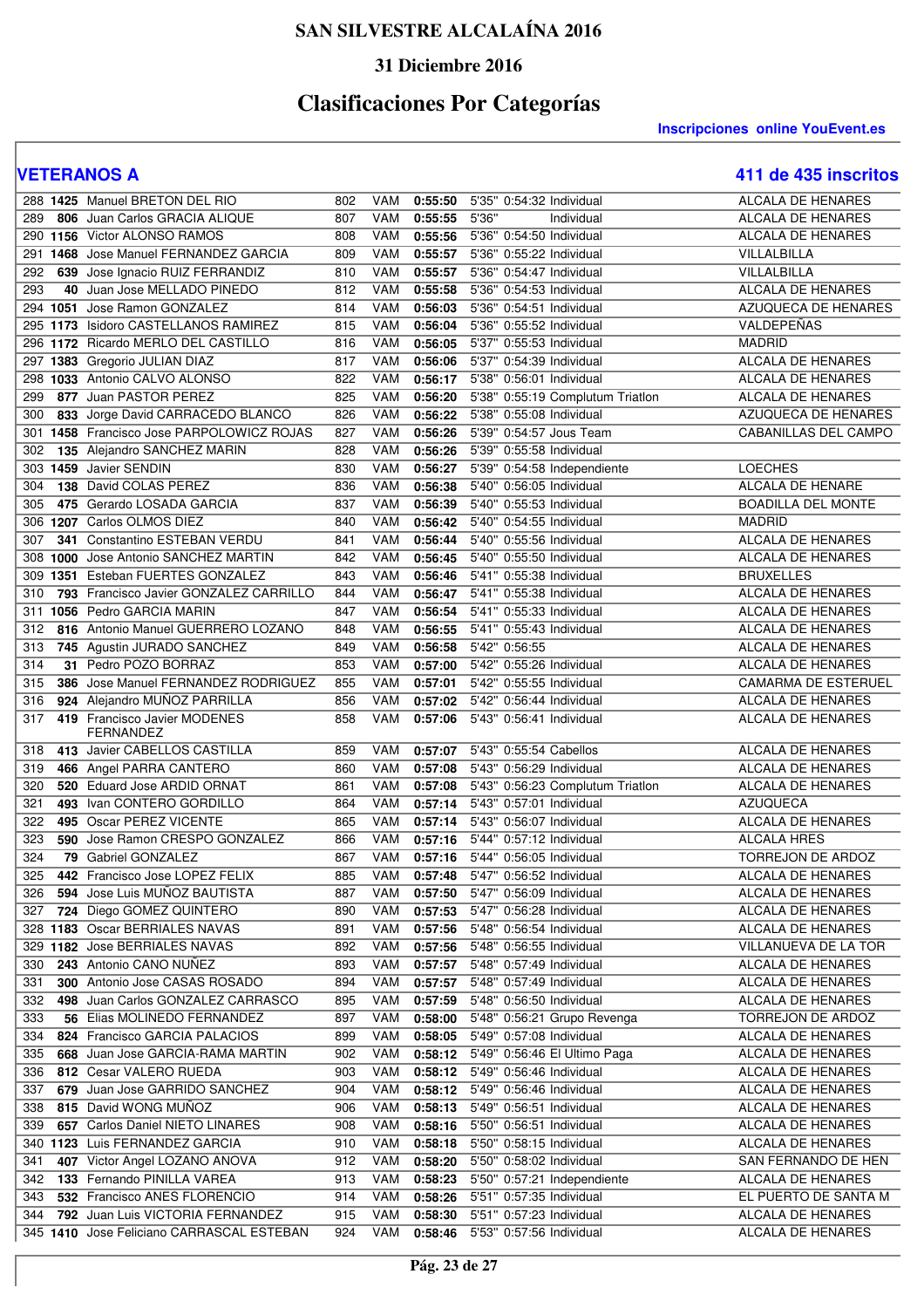# SAN SILVESTRE ALCALAÍNA 2016

### 31 Diciembre 2016

## Clasificaciones Por Categorías

**Inscripciones online YouEvent.es**

### VETERANOS A

**411 de 435 inscritos**

| Pos | Dorsal | Nombre | Gral | Cat | Tiempo | Ritmo | T. Neto | Club | Localidad |
|---|---|---|---|---|---|---|---|---|---|
| 288 | **1425** | Manuel BRETON DEL RIO | 802 | VAM | **0:55:50** | 5'35" | 0:54:32 | Individual | ALCALA DE HENARES |
| 289 | **806** | Juan Carlos GRACIA ALIQUE | 807 | VAM | **0:55:55** | 5'36" | | Individual | ALCALA DE HENARES |
| 290 | **1156** | Victor ALONSO RAMOS | 808 | VAM | **0:55:56** | 5'36" | 0:54:50 | Individual | ALCALA DE HENARES |
| 291 | **1468** | Jose Manuel FERNANDEZ GARCIA | 809 | VAM | **0:55:57** | 5'36" | 0:55:22 | Individual | VILLALBILLA |
| 292 | **639** | Jose Ignacio RUIZ FERRANDIZ | 810 | VAM | **0:55:57** | 5'36" | 0:54:47 | Individual | VILLALBILLA |
| 293 | **40** | Juan Jose MELLADO PINEDO | 812 | VAM | **0:55:58** | 5'36" | 0:54:53 | Individual | ALCALA DE HENARES |
| 294 | **1051** | Jose Ramon GONZALEZ | 814 | VAM | **0:56:03** | 5'36" | 0:54:51 | Individual | AZUQUECA DE HENARES |
| 295 | **1173** | Isidoro CASTELLANOS RAMIREZ | 815 | VAM | **0:56:04** | 5'36" | 0:55:52 | Individual | VALDEPEÑAS |
| 296 | **1172** | Ricardo MERLO DEL CASTILLO | 816 | VAM | **0:56:05** | 5'37" | 0:55:53 | Individual | MADRID |
| 297 | **1383** | Gregorio JULIAN DIAZ | 817 | VAM | **0:56:06** | 5'37" | 0:54:39 | Individual | ALCALA DE HENARES |
| 298 | **1033** | Antonio CALVO ALONSO | 822 | VAM | **0:56:17** | 5'38" | 0:56:01 | Individual | ALCALA DE HENARES |
| 299 | **877** | Juan PASTOR PEREZ | 825 | VAM | **0:56:20** | 5'38" | 0:55:19 | Complutum Triatlon | ALCALA DE HENARES |
| 300 | **833** | Jorge David CARRACEDO BLANCO | 826 | VAM | **0:56:22** | 5'38" | 0:55:08 | Individual | AZUQUECA DE HENARES |
| 301 | **1458** | Francisco Jose PARPOLOWICZ ROJAS | 827 | VAM | **0:56:26** | 5'39" | 0:54:57 | Jous Team | CABANILLAS DEL CAMPO |
| 302 | **135** | Alejandro SANCHEZ MARIN | 828 | VAM | **0:56:26** | 5'39" | 0:55:58 | Individual | |
| 303 | **1459** | Javier SENDIN | 830 | VAM | **0:56:27** | 5'39" | 0:54:58 | Independiente | LOECHES |
| 304 | **138** | David COLAS PEREZ | 836 | VAM | **0:56:38** | 5'40" | 0:56:05 | Individual | ALCALA DE HENARE |
| 305 | **475** | Gerardo LOSADA GARCIA | 837 | VAM | **0:56:39** | 5'40" | 0:55:53 | Individual | BOADILLA DEL MONTE |
| 306 | **1207** | Carlos OLMOS DIEZ | 840 | VAM | **0:56:42** | 5'40" | 0:54:55 | Individual | MADRID |
| 307 | **341** | Constantino ESTEBAN VERDU | 841 | VAM | **0:56:44** | 5'40" | 0:55:56 | Individual | ALCALA DE HENARES |
| 308 | **1000** | Jose Antonio SANCHEZ MARTIN | 842 | VAM | **0:56:45** | 5'40" | 0:55:50 | Individual | ALCALA DE HENARES |
| 309 | **1351** | Esteban FUERTES GONZALEZ | 843 | VAM | **0:56:46** | 5'41" | 0:55:38 | Individual | BRUXELLES |
| 310 | **793** | Francisco Javier GONZALEZ CARRILLO | 844 | VAM | **0:56:47** | 5'41" | 0:55:38 | Individual | ALCALA DE HENARES |
| 311 | **1056** | Pedro GARCIA MARIN | 847 | VAM | **0:56:54** | 5'41" | 0:55:33 | Individual | ALCALA DE HENARES |
| 312 | **816** | Antonio Manuel GUERRERO LOZANO | 848 | VAM | **0:56:55** | 5'41" | 0:55:43 | Individual | ALCALA DE HENARES |
| 313 | **745** | Agustin JURADO SANCHEZ | 849 | VAM | **0:56:58** | 5'42" | 0:56:55 | | ALCALA DE HENARES |
| 314 | **31** | Pedro POZO BORRAZ | 853 | VAM | **0:57:00** | 5'42" | 0:55:26 | Individual | ALCALA DE HENARES |
| 315 | **386** | Jose Manuel FERNANDEZ RODRIGUEZ | 855 | VAM | **0:57:01** | 5'42" | 0:55:55 | Individual | CAMARMA DE ESTERUEL |
| 316 | **924** | Alejandro MUÑOZ PARRILLA | 856 | VAM | **0:57:02** | 5'42" | 0:56:44 | Individual | ALCALA DE HENARES |
| 317 | **419** | Francisco Javier MODENES FERNANDEZ | 858 | VAM | **0:57:06** | 5'43" | 0:56:41 | Individual | ALCALA DE HENARES |
| 318 | **413** | Javier CABELLOS CASTILLA | 859 | VAM | **0:57:07** | 5'43" | 0:55:54 | Cabellos | ALCALA DE HENARES |
| 319 | **466** | Angel PARRA CANTERO | 860 | VAM | **0:57:08** | 5'43" | 0:56:29 | Individual | ALCALA DE HENARES |
| 320 | **520** | Eduard Jose ARDID ORNAT | 861 | VAM | **0:57:08** | 5'43" | 0:56:23 | Complutum Triatlon | ALCALA DE HENARES |
| 321 | **493** | Ivan CONTERO GORDILLO | 864 | VAM | **0:57:14** | 5'43" | 0:57:01 | Individual | AZUQUECA |
| 322 | **495** | Oscar PEREZ VICENTE | 865 | VAM | **0:57:14** | 5'43" | 0:56:07 | Individual | ALCALA DE HENARES |
| 323 | **590** | Jose Ramon CRESPO GONZALEZ | 866 | VAM | **0:57:16** | 5'44" | 0:57:12 | Individual | ALCALA HRES |
| 324 | **79** | Gabriel GONZALEZ | 867 | VAM | **0:57:16** | 5'44" | 0:56:05 | Individual | TORREJON DE ARDOZ |
| 325 | **442** | Francisco Jose LOPEZ FELIX | 885 | VAM | **0:57:48** | 5'47" | 0:56:52 | Individual | ALCALA DE HENARES |
| 326 | **594** | Jose Luis MUÑOZ BAUTISTA | 887 | VAM | **0:57:50** | 5'47" | 0:56:09 | Individual | ALCALA DE HENARES |
| 327 | **724** | Diego GOMEZ QUINTERO | 890 | VAM | **0:57:53** | 5'47" | 0:56:28 | Individual | ALCALA DE HENARES |
| 328 | **1183** | Oscar BERRIALES NAVAS | 891 | VAM | **0:57:56** | 5'48" | 0:56:54 | Individual | ALCALA DE HENARES |
| 329 | **1182** | Jose BERRIALES NAVAS | 892 | VAM | **0:57:56** | 5'48" | 0:56:55 | Individual | VILLANUEVA DE LA TOR |
| 330 | **243** | Antonio CANO NUÑEZ | 893 | VAM | **0:57:57** | 5'48" | 0:57:49 | Individual | ALCALA DE HENARES |
| 331 | **300** | Antonio Jose CASAS ROSADO | 894 | VAM | **0:57:57** | 5'48" | 0:57:49 | Individual | ALCALA DE HENARES |
| 332 | **498** | Juan Carlos GONZALEZ CARRASCO | 895 | VAM | **0:57:59** | 5'48" | 0:56:50 | Individual | ALCALA DE HENARES |
| 333 | **56** | Elias MOLINEDO FERNANDEZ | 897 | VAM | **0:58:00** | 5'48" | 0:56:21 | Grupo Revenga | TORREJON DE ARDOZ |
| 334 | **824** | Francisco GARCIA PALACIOS | 899 | VAM | **0:58:05** | 5'49" | 0:57:08 | Individual | ALCALA DE HENARES |
| 335 | **668** | Juan Jose GARCIA-RAMA MARTIN | 902 | VAM | **0:58:12** | 5'49" | 0:56:46 | El Ultimo Paga | ALCALA DE HENARES |
| 336 | **812** | Cesar VALERO RUEDA | 903 | VAM | **0:58:12** | 5'49" | 0:56:46 | Individual | ALCALA DE HENARES |
| 337 | **679** | Juan Jose GARRIDO SANCHEZ | 904 | VAM | **0:58:12** | 5'49" | 0:56:46 | Individual | ALCALA DE HENARES |
| 338 | **815** | David WONG MUÑOZ | 906 | VAM | **0:58:13** | 5'49" | 0:56:51 | Individual | ALCALA DE HENARES |
| 339 | **657** | Carlos Daniel NIETO LINARES | 908 | VAM | **0:58:16** | 5'50" | 0:56:51 | Individual | ALCALA DE HENARES |
| 340 | **1123** | Luis FERNANDEZ GARCIA | 910 | VAM | **0:58:18** | 5'50" | 0:58:15 | Individual | ALCALA DE HENARES |
| 341 | **407** | Victor Angel LOZANO ANOVA | 912 | VAM | **0:58:20** | 5'50" | 0:58:02 | Individual | SAN FERNANDO DE HEN |
| 342 | **133** | Fernando PINILLA VAREA | 913 | VAM | **0:58:23** | 5'50" | 0:57:21 | Independiente | ALCALA DE HENARES |
| 343 | **532** | Francisco ANES FLORENCIO | 914 | VAM | **0:58:26** | 5'51" | 0:57:35 | Individual | EL PUERTO DE SANTA M |
| 344 | **792** | Juan Luis VICTORIA FERNANDEZ | 915 | VAM | **0:58:30** | 5'51" | 0:57:23 | Individual | ALCALA DE HENARES |
| 345 | **1410** | Jose Feliciano CARRASCAL ESTEBAN | 924 | VAM | **0:58:46** | 5'53" | 0:57:56 | Individual | ALCALA DE HENARES |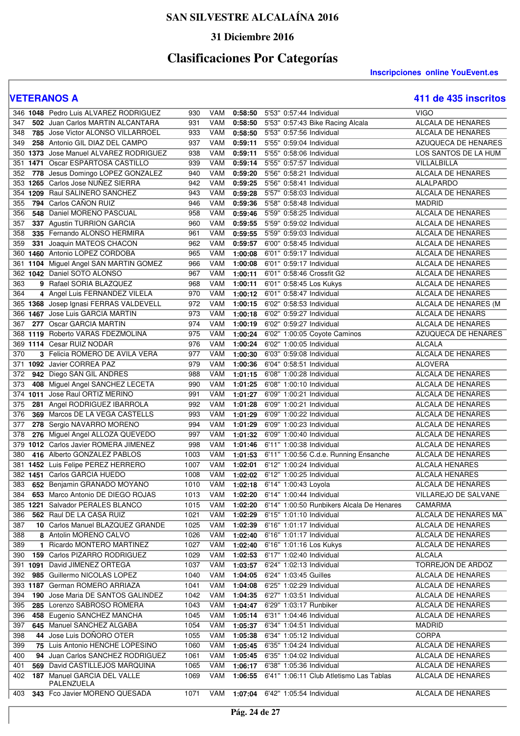# SAN SILVESTRE ALCALAÍNA 2016

### 31 Diciembre 2016

## Clasificaciones Por Categorías

**Inscripciones online YouEvent.es**

## VETERANOS A

**411 de 435 inscritos**

| Pos | Dorsal | Nombre | Gral | Cat | Tiempo | Ritmo | T. Real | Club | Localidad |
|---|---|---|---|---|---|---|---|---|---|
| 346 | **1048** | Pedro Luis ALVAREZ RODRIGUEZ | 930 | VAM | **0:58:50** | 5'53" | 0:57:44 | Individual | VIGO |
| 347 | **502** | Juan Carlos MARTIN ALCANTARA | 931 | VAM | **0:58:50** | 5'53" | 0:57:43 | Bike Racing Alcala | ALCALA DE HENARES |
| 348 | **785** | Jose Victor ALONSO VILLARROEL | 933 | VAM | **0:58:50** | 5'53" | 0:57:56 | Individual | ALCALA DE HENARES |
| 349 | **258** | Antonio GIL DIAZ DEL CAMPO | 937 | VAM | **0:59:11** | 5'55" | 0:59:04 | Individual | AZUQUECA DE HENARES |
| 350 | **1373** | Jose Manuel ALVAREZ RODRIGUEZ | 938 | VAM | **0:59:11** | 5'55" | 0:58:06 | Individual | LOS SANTOS DE LA HUM |
| 351 | **1471** | Oscar ESPARTOSA CASTILLO | 939 | VAM | **0:59:14** | 5'55" | 0:57:57 | Individual | VILLALBILLA |
| 352 | **778** | Jesus Domingo LOPEZ GONZALEZ | 940 | VAM | **0:59:20** | 5'56" | 0:58:21 | Individual | ALCALA DE HENARES |
| 353 | **1265** | Carlos Jose NUÑEZ SIERRA | 942 | VAM | **0:59:25** | 5'56" | 0:58:41 | Individual | ALALPARDO |
| 354 | **1209** | Raul SALINERO SANCHEZ | 943 | VAM | **0:59:28** | 5'57" | 0:58:03 | Individual | ALCALA DE HENARES |
| 355 | **794** | Carlos CAÑON RUIZ | 946 | VAM | **0:59:36** | 5'58" | 0:58:48 | Individual | MADRID |
| 356 | **548** | Daniel MORENO PASCUAL | 958 | VAM | **0:59:46** | 5'59" | 0:58:25 | Individual | ALCALA DE HENARES |
| 357 | **337** | Agustin TURRION GARCIA | 960 | VAM | **0:59:55** | 5'59" | 0:59:02 | Individual | ALCALA DE HENARES |
| 358 | **335** | Fernando ALONSO HERMIRA | 961 | VAM | **0:59:55** | 5'59" | 0:59:03 | Individual | ALCALA DE HENARES |
| 359 | **331** | Joaquin MATEOS CHACON | 962 | VAM | **0:59:57** | 6'00" | 0:58:45 | Individual | ALCALA DE HENARES |
| 360 | **1460** | Antonio LOPEZ CORDOBA | 965 | VAM | **1:00:08** | 6'01" | 0:59:17 | Individual | ALCALA DE HENARES |
| 361 | **1104** | Miguel Angel SAN MARTIN GOMEZ | 966 | VAM | **1:00:08** | 6'01" | 0:59:17 | Individual | ALCALA DE HENARES |
| 362 | **1042** | Daniel SOTO ALONSO | 967 | VAM | **1:00:11** | 6'01" | 0:58:46 | Crossfit G2 | ALCALA DE HENARES |
| 363 | **9** | Rafael SORIA BLAZQUEZ | 968 | VAM | **1:00:11** | 6'01" | 0:58:45 | Los Kukys | ALCALA DE HENARES |
| 364 | **4** | Angel Luis FERNANDEZ VILELA | 970 | VAM | **1:00:12** | 6'01" | 0:58:47 | Individual | ALCALA DE HENARES |
| 365 | **1368** | Josep Ignasi FERRAS VALDEVELL | 972 | VAM | **1:00:15** | 6'02" | 0:58:53 | Individual | ALCALA DE HENARES (M |
| 366 | **1467** | Jose Luis GARCIA MARTIN | 973 | VAM | **1:00:18** | 6'02" | 0:59:27 | Individual | ALCALA DE HENARS |
| 367 | **277** | Oscar GARCIA MARTIN | 974 | VAM | **1:00:19** | 6'02" | 0:59:27 | Individual | ALCALA DE HENARES |
| 368 | **1119** | Roberto VARAS FDEZMOLINA | 975 | VAM | **1:00:24** | 6'02" | 1:00:05 | Coyote Caminos | AZUQUECA DE HENARES |
| 369 | **1114** | Cesar RUIZ NODAR | 976 | VAM | **1:00:24** | 6'02" | 1:00:05 | Individual | ALCALA |
| 370 | **3** | Felicia ROMERO DE AVILA VERA | 977 | VAM | **1:00:30** | 6'03" | 0:59:08 | Individual | ALCALA DE HENARES |
| 371 | **1092** | Javier CORREA PAZ | 979 | VAM | **1:00:36** | 6'04" | 0:58:51 | Individual | ALOVERA |
| 372 | **942** | Diego SAN GIL ANDRES | 988 | VAM | **1:01:15** | 6'08" | 1:00:28 | Individual | ALCALA DE HENARES |
| 373 | **408** | Miguel Angel SANCHEZ LECETA | 990 | VAM | **1:01:25** | 6'08" | 1:00:10 | Individual | ALCALA DE HENARES |
| 374 | **1011** | Jose Raul ORTIZ MERINO | 991 | VAM | **1:01:27** | 6'09" | 1:00:21 | Individual | ALCALA DE HENARES |
| 375 | **281** | Angel RODRIGUEZ IBARROLA | 992 | VAM | **1:01:28** | 6'09" | 1:00:21 | Individual | ALCALA DE HENARES |
| 376 | **369** | Marcos DE LA VEGA CASTELLS | 993 | VAM | **1:01:29** | 6'09" | 1:00:22 | Individual | ALCALA DE HENARES |
| 377 | **278** | Sergio NAVARRO MORENO | 994 | VAM | **1:01:29** | 6'09" | 1:00:23 | Individual | ALCALA DE HENARES |
| 378 | **276** | Miguel Angel ALLOZA QUEVEDO | 997 | VAM | **1:01:32** | 6'09" | 1:00:40 | Individual | ALCALA DE HENARES |
| 379 | **1012** | Carlos Javier ROMERA JIMENEZ | 998 | VAM | **1:01:46** | 6'11" | 1:00:38 | Individual | ALCALA DE HENARES |
| 380 | **416** | Alberto GONZALEZ PABLOS | 1003 | VAM | **1:01:53** | 6'11" | 1:00:56 | C.d.e. Running Ensanche | ALCALA DE HENARES |
| 381 | **1452** | Luis Felipe PEREZ HERRERO | 1007 | VAM | **1:02:01** | 6'12" | 1:00:24 | Individual | ALCALA HENARES |
| 382 | **1451** | Carlos GARCIA HUEDO | 1008 | VAM | **1:02:02** | 6'12" | 1:00:25 | Individual | ALCALA HENARES |
| 383 | **652** | Benjamin GRANADO MOYANO | 1010 | VAM | **1:02:18** | 6'14" | 1:00:43 | Loyola | ALCALA DE HENARES |
| 384 | **653** | Marco Antonio DE DIEGO ROJAS | 1013 | VAM | **1:02:20** | 6'14" | 1:00:44 | Individual | VILLAREJO DE SALVANE |
| 385 | **1221** | Salvador PERALES BLANCO | 1015 | VAM | **1:02:20** | 6'14" | 1:00:50 | Runbikers Alcala De Henares | CAMARMA |
| 386 | **562** | Raul DE LA CASA RUIZ | 1021 | VAM | **1:02:29** | 6'15" | 1:01:10 | Individual | ALCALA DE HENARES MA |
| 387 | **10** | Carlos Manuel BLAZQUEZ GRANDE | 1025 | VAM | **1:02:39** | 6'16" | 1:01:17 | Individual | ALCALA DE HENARES |
| 388 | **8** | Antolin MORENO CALVO | 1026 | VAM | **1:02:40** | 6'16" | 1:01:17 | Individual | ALCALA DE HENARES |
| 389 | **1** | Ricardo MONTERO MARTINEZ | 1027 | VAM | **1:02:40** | 6'16" | 1:01:16 | Los Kukys | ALCALA DE HENARES |
| 390 | **159** | Carlos PIZARRO RODRIGUEZ | 1029 | VAM | **1:02:53** | 6'17" | 1:02:40 | Individual | ALCALA |
| 391 | **1091** | David JIMENEZ ORTEGA | 1037 | VAM | **1:03:57** | 6'24" | 1:02:13 | Individual | TORREJON DE ARDOZ |
| 392 | **985** | Guillermo NICOLAS LOPEZ | 1040 | VAM | **1:04:05** | 6'24" | 1:03:45 | Guilles | ALCALA DE HENARES |
| 393 | **1187** | German ROMERO ARRIAZA | 1041 | VAM | **1:04:08** | 6'25" | 1:02:29 | Individual | ALCALA DE HENARES |
| 394 | **190** | Jose Maria DE SANTOS GALINDEZ | 1042 | VAM | **1:04:35** | 6'27" | 1:03:51 | Individual | ALCALA DE HENARES |
| 395 | **285** | Lorenzo SABROSO ROMERA | 1043 | VAM | **1:04:47** | 6'29" | 1:03:17 | Runbiker | ALCALA DE HENARES |
| 396 | **458** | Eugenio SANCHEZ MANCHA | 1045 | VAM | **1:05:14** | 6'31" | 1:04:46 | Individual | ALCALA DE HENARES |
| 397 | **645** | Manuel SANCHEZ ALGABA | 1054 | VAM | **1:05:37** | 6'34" | 1:04:51 | Individual | MADRID |
| 398 | **44** | Jose Luis DOÑORO OTER | 1055 | VAM | **1:05:38** | 6'34" | 1:05:12 | Individual | CORPA |
| 399 | **75** | Luis Antonio HENCHE LOPESINO | 1060 | VAM | **1:05:45** | 6'35" | 1:04:24 | Individual | ALCALA DE HENARES |
| 400 | **94** | Juan Carlos SANCHEZ RODRIGUEZ | 1061 | VAM | **1:05:45** | 6'35" | 1:04:02 | Individual | ALCALA DE HENARES |
| 401 | **569** | David CASTILLEJOS MARQUINA | 1065 | VAM | **1:06:17** | 6'38" | 1:05:36 | Individual | ALCALA DE HENARES |
| 402 | **187** | Manuel GARCIA DEL VALLE PALENZUELA | 1069 | VAM | **1:06:55** | 6'41" | 1:06:11 | Club Atletismo Las Tablas | ALCALA DE HENARES |
| 403 | **343** | Fco Javier MORENO QUESADA | 1071 | VAM | **1:07:04** | 6'42" | 1:05:54 | Individual | ALCALA DE HENARES |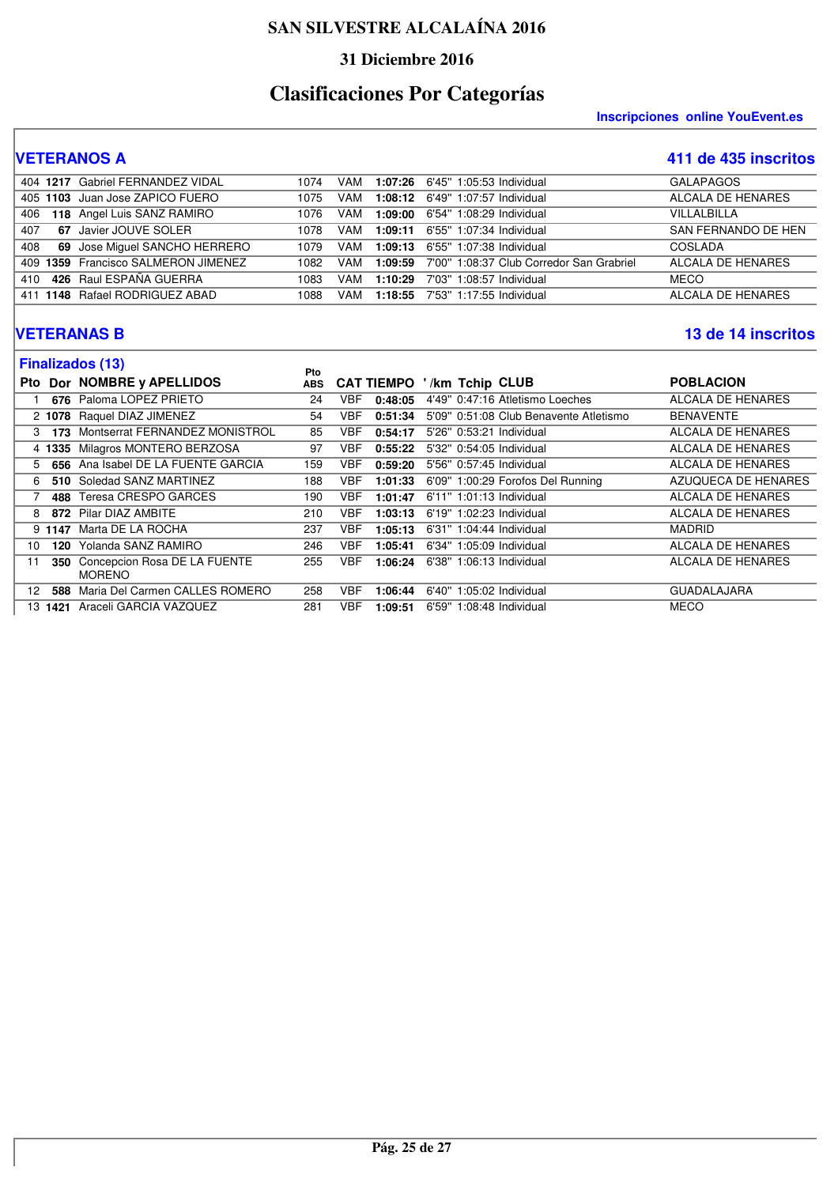# SAN SILVESTRE ALCALAÍNA 2016

### 31 Diciembre 2016

## Clasificaciones Por Categorías

**Inscripciones online YouEvent.es**

## VETERANOS A

**411 de 435 inscritos**

| Pto | Dor | NOMBRE y APELLIDOS | Pto ABS | CAT | TIEMPO | '/km | Tchip | CLUB | POBLACION |
|---|---|---|---|---|---|---|---|---|---|
| 404 | **1217** | Gabriel FERNANDEZ VIDAL | 1074 | VAM | **1:07:26** | 6'45" | 1:05:53 | Individual | GALAPAGOS |
| 405 | **1103** | Juan Jose ZAPICO FUERO | 1075 | VAM | **1:08:12** | 6'49" | 1:07:57 | Individual | ALCALA DE HENARES |
| 406 | **118** | Angel Luis SANZ RAMIRO | 1076 | VAM | **1:09:00** | 6'54" | 1:08:29 | Individual | VILLALBILLA |
| 407 | **67** | Javier JOUVE SOLER | 1078 | VAM | **1:09:11** | 6'55" | 1:07:34 | Individual | SAN FERNANDO DE HEN |
| 408 | **69** | Jose Miguel SANCHO HERRERO | 1079 | VAM | **1:09:13** | 6'55" | 1:07:38 | Individual | COSLADA |
| 409 | **1359** | Francisco SALMERON JIMENEZ | 1082 | VAM | **1:09:59** | 7'00" | 1:08:37 | Club Corredor San Grabriel | ALCALA DE HENARES |
| 410 | **426** | Raul ESPAÑA GUERRA | 1083 | VAM | **1:10:29** | 7'03" | 1:08:57 | Individual | MECO |
| 411 | **1148** | Rafael RODRIGUEZ ABAD | 1088 | VAM | **1:18:55** | 7'53" | 1:17:55 | Individual | ALCALA DE HENARES |

## VETERANAS B

**13 de 14 inscritos**

### Finalizados (13)

| Pto | Dor | NOMBRE y APELLIDOS | Pto ABS | CAT | TIEMPO | '/km | Tchip | CLUB | POBLACION |
|---|---|---|---|---|---|---|---|---|---|
| 1 | **676** | Paloma LOPEZ PRIETO | 24 | VBF | **0:48:05** | 4'49" | 0:47:16 | Atletismo Loeches | ALCALA DE HENARES |
| 2 | **1078** | Raquel DIAZ JIMENEZ | 54 | VBF | **0:51:34** | 5'09" | 0:51:08 | Club Benavente Atletismo | BENAVENTE |
| 3 | **173** | Montserrat FERNANDEZ MONISTROL | 85 | VBF | **0:54:17** | 5'26" | 0:53:21 | Individual | ALCALA DE HENARES |
| 4 | **1335** | Milagros MONTERO BERZOSA | 97 | VBF | **0:55:22** | 5'32" | 0:54:05 | Individual | ALCALA DE HENARES |
| 5 | **656** | Ana Isabel DE LA FUENTE GARCIA | 159 | VBF | **0:59:20** | 5'56" | 0:57:45 | Individual | ALCALA DE HENARES |
| 6 | **510** | Soledad SANZ MARTINEZ | 188 | VBF | **1:01:33** | 6'09" | 1:00:29 | Forofos Del Running | AZUQUECA DE HENARES |
| 7 | **488** | Teresa CRESPO GARCES | 190 | VBF | **1:01:47** | 6'11" | 1:01:13 | Individual | ALCALA DE HENARES |
| 8 | **872** | Pilar DIAZ AMBITE | 210 | VBF | **1:03:13** | 6'19" | 1:02:23 | Individual | ALCALA DE HENARES |
| 9 | **1147** | Marta DE LA ROCHA | 237 | VBF | **1:05:13** | 6'31" | 1:04:44 | Individual | MADRID |
| 10 | **120** | Yolanda SANZ RAMIRO | 246 | VBF | **1:05:41** | 6'34" | 1:05:09 | Individual | ALCALA DE HENARES |
| 11 | **350** | Concepcion Rosa DE LA FUENTE MORENO | 255 | VBF | **1:06:24** | 6'38" | 1:06:13 | Individual | ALCALA DE HENARES |
| 12 | **588** | Maria Del Carmen CALLES ROMERO | 258 | VBF | **1:06:44** | 6'40" | 1:05:02 | Individual | GUADALAJARA |
| 13 | **1421** | Araceli GARCIA VAZQUEZ | 281 | VBF | **1:09:51** | 6'59" | 1:08:48 | Individual | MECO |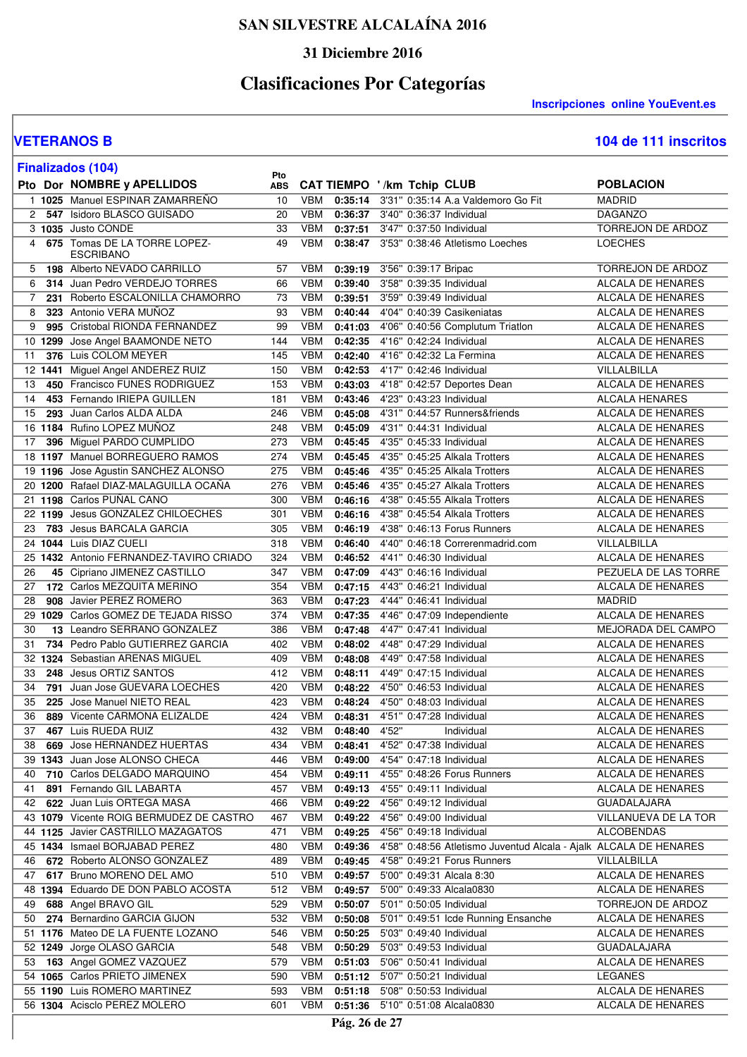# SAN SILVESTRE ALCALAÍNA 2016

## 31 Diciembre 2016

## Clasificaciones Por Categorías

**Inscripciones online YouEvent.es**

### VETERANOS B

**104 de 111 inscritos**

**Finalizados (104)**

| Pto | Dor | NOMBRE y APELLIDOS | Pto ABS | CAT | TIEMPO | '/km | Tchip | CLUB | POBLACION |
|---|---|---|---|---|---|---|---|---|---|
| 1 | 1025 | Manuel ESPINAR ZAMARREÑO | 10 | VBM | 0:35:14 | 3'31" | 0:35:14 | A.a Valdemoro Go Fit | MADRID |
| 2 | 547 | Isidoro BLASCO GUISADO | 20 | VBM | 0:36:37 | 3'40" | 0:36:37 | Individual | DAGANZO |
| 3 | 1035 | Justo CONDE | 33 | VBM | 0:37:51 | 3'47" | 0:37:50 | Individual | TORREJON DE ARDOZ |
| 4 | 675 | Tomas DE LA TORRE LOPEZ-ESCRIBANO | 49 | VBM | 0:38:47 | 3'53" | 0:38:46 | Atletismo Loeches | LOECHES |
| 5 | 198 | Alberto NEVADO CARRILLO | 57 | VBM | 0:39:19 | 3'56" | 0:39:17 | Bripac | TORREJON DE ARDOZ |
| 6 | 314 | Juan Pedro VERDEJO TORRES | 66 | VBM | 0:39:40 | 3'58" | 0:39:35 | Individual | ALCALA DE HENARES |
| 7 | 231 | Roberto ESCALONILLA CHAMORRO | 73 | VBM | 0:39:51 | 3'59" | 0:39:49 | Individual | ALCALA DE HENARES |
| 8 | 323 | Antonio VERA MUÑOZ | 93 | VBM | 0:40:44 | 4'04" | 0:40:39 | Casikeniatas | ALCALA DE HENARES |
| 9 | 995 | Cristobal RIONDA FERNANDEZ | 99 | VBM | 0:41:03 | 4'06" | 0:40:56 | Complutum Triatlon | ALCALA DE HENARES |
| 10 | 1299 | Jose Angel BAAMONDE NETO | 144 | VBM | 0:42:35 | 4'16" | 0:42:24 | Individual | ALCALA DE HENARES |
| 11 | 376 | Luis COLOM MEYER | 145 | VBM | 0:42:40 | 4'16" | 0:42:32 | La Fermina | ALCALA DE HENARES |
| 12 | 1441 | Miguel Angel ANDEREZ RUIZ | 150 | VBM | 0:42:53 | 4'17" | 0:42:46 | Individual | VILLALBILLA |
| 13 | 450 | Francisco FUNES RODRIGUEZ | 153 | VBM | 0:43:03 | 4'18" | 0:42:57 | Deportes Dean | ALCALA DE HENARES |
| 14 | 453 | Fernando IRIEPA GUILLEN | 181 | VBM | 0:43:46 | 4'23" | 0:43:23 | Individual | ALCALA HENARES |
| 15 | 293 | Juan Carlos ALDA ALDA | 246 | VBM | 0:45:08 | 4'31" | 0:44:57 | Runners&friends | ALCALA DE HENARES |
| 16 | 1184 | Rufino LOPEZ MUÑOZ | 248 | VBM | 0:45:09 | 4'31" | 0:44:31 | Individual | ALCALA DE HENARES |
| 17 | 396 | Miguel PARDO CUMPLIDO | 273 | VBM | 0:45:45 | 4'35" | 0:45:33 | Individual | ALCALA DE HENARES |
| 18 | 1197 | Manuel BORREGUERO RAMOS | 274 | VBM | 0:45:45 | 4'35" | 0:45:25 | Alkala Trotters | ALCALA DE HENARES |
| 19 | 1196 | Jose Agustin SANCHEZ ALONSO | 275 | VBM | 0:45:46 | 4'35" | 0:45:25 | Alkala Trotters | ALCALA DE HENARES |
| 20 | 1200 | Rafael DIAZ-MALAGUILLA OCAÑA | 276 | VBM | 0:45:46 | 4'35" | 0:45:27 | Alkala Trotters | ALCALA DE HENARES |
| 21 | 1198 | Carlos PUÑAL CANO | 300 | VBM | 0:46:16 | 4'38" | 0:45:55 | Alkala Trotters | ALCALA DE HENARES |
| 22 | 1199 | Jesus GONZALEZ CHILOECHES | 301 | VBM | 0:46:16 | 4'38" | 0:45:54 | Alkala Trotters | ALCALA DE HENARES |
| 23 | 783 | Jesus BARCALA GARCIA | 305 | VBM | 0:46:19 | 4'38" | 0:46:13 | Forus Runners | ALCALA DE HENARES |
| 24 | 1044 | Luis DIAZ CUELI | 318 | VBM | 0:46:40 | 4'40" | 0:46:18 | Correrenmadrid.com | VILLALBILLA |
| 25 | 1432 | Antonio FERNANDEZ-TAVIRO CRIADO | 324 | VBM | 0:46:52 | 4'41" | 0:46:30 | Individual | ALCALA DE HENARES |
| 26 | 45 | Cipriano JIMENEZ CASTILLO | 347 | VBM | 0:47:09 | 4'43" | 0:46:16 | Individual | PEZUELA DE LAS TORRE |
| 27 | 172 | Carlos MEZQUITA MERINO | 354 | VBM | 0:47:15 | 4'43" | 0:46:21 | Individual | ALCALA DE HENARES |
| 28 | 908 | Javier PEREZ ROMERO | 363 | VBM | 0:47:23 | 4'44" | 0:46:41 | Individual | MADRID |
| 29 | 1029 | Carlos GOMEZ DE TEJADA RISSO | 374 | VBM | 0:47:35 | 4'46" | 0:47:09 | Independiente | ALCALA DE HENARES |
| 30 | 13 | Leandro SERRANO GONZALEZ | 386 | VBM | 0:47:48 | 4'47" | 0:47:41 | Individual | MEJORADA DEL CAMPO |
| 31 | 734 | Pedro Pablo GUTIERREZ GARCIA | 402 | VBM | 0:48:02 | 4'48" | 0:47:29 | Individual | ALCALA DE HENARES |
| 32 | 1324 | Sebastian ARENAS MIGUEL | 409 | VBM | 0:48:08 | 4'49" | 0:47:58 | Individual | ALCALA DE HENARES |
| 33 | 248 | Jesus ORTIZ SANTOS | 412 | VBM | 0:48:11 | 4'49" | 0:47:15 | Individual | ALCALA DE HENARES |
| 34 | 791 | Juan Jose GUEVARA LOECHES | 420 | VBM | 0:48:22 | 4'50" | 0:46:53 | Individual | ALCALA DE HENARES |
| 35 | 225 | Jose Manuel NIETO REAL | 423 | VBM | 0:48:24 | 4'50" | 0:48:03 | Individual | ALCALA DE HENARES |
| 36 | 889 | Vicente CARMONA ELIZALDE | 424 | VBM | 0:48:31 | 4'51" | 0:47:28 | Individual | ALCALA DE HENARES |
| 37 | 467 | Luis RUEDA RUIZ | 432 | VBM | 0:48:40 | 4'52" | | Individual | ALCALA DE HENARES |
| 38 | 669 | Jose HERNANDEZ HUERTAS | 434 | VBM | 0:48:41 | 4'52" | 0:47:38 | Individual | ALCALA DE HENARES |
| 39 | 1343 | Juan Jose ALONSO CHECA | 446 | VBM | 0:49:00 | 4'54" | 0:47:18 | Individual | ALCALA DE HENARES |
| 40 | 710 | Carlos DELGADO MARQUINO | 454 | VBM | 0:49:11 | 4'55" | 0:48:26 | Forus Runners | ALCALA DE HENARES |
| 41 | 891 | Fernando GIL LABARTA | 457 | VBM | 0:49:13 | 4'55" | 0:49:11 | Individual | ALCALA DE HENARES |
| 42 | 622 | Juan Luis ORTEGA MASA | 466 | VBM | 0:49:22 | 4'56" | 0:49:12 | Individual | GUADALAJARA |
| 43 | 1079 | Vicente ROIG BERMUDEZ DE CASTRO | 467 | VBM | 0:49:22 | 4'56" | 0:49:00 | Individual | VILLANUEVA DE LA TOR |
| 44 | 1125 | Javier CASTRILLO MAZAGATOS | 471 | VBM | 0:49:25 | 4'56" | 0:49:18 | Individual | ALCOBENDAS |
| 45 | 1434 | Ismael BORJABAD PEREZ | 480 | VBM | 0:49:36 | 4'58" | 0:48:56 | Atletismo Juventud Alcala - Ajalk | ALCALA DE HENARES |
| 46 | 672 | Roberto ALONSO GONZALEZ | 489 | VBM | 0:49:45 | 4'58" | 0:49:21 | Forus Runners | VILLALBILLA |
| 47 | 617 | Bruno MORENO DEL AMO | 510 | VBM | 0:49:57 | 5'00" | 0:49:31 | Alcala 8:30 | ALCALA DE HENARES |
| 48 | 1394 | Eduardo DE DON PABLO ACOSTA | 512 | VBM | 0:49:57 | 5'00" | 0:49:33 | Alcala0830 | ALCALA DE HENARES |
| 49 | 688 | Angel BRAVO GIL | 529 | VBM | 0:50:07 | 5'01" | 0:50:05 | Individual | TORREJON DE ARDOZ |
| 50 | 274 | Bernardino GARCIA GIJON | 532 | VBM | 0:50:08 | 5'01" | 0:49:51 | Icde Running Ensanche | ALCALA DE HENARES |
| 51 | 1176 | Mateo DE LA FUENTE LOZANO | 546 | VBM | 0:50:25 | 5'03" | 0:49:40 | Individual | ALCALA DE HENARES |
| 52 | 1249 | Jorge OLASO GARCIA | 548 | VBM | 0:50:29 | 5'03" | 0:49:53 | Individual | GUADALAJARA |
| 53 | 163 | Angel GOMEZ VAZQUEZ | 579 | VBM | 0:51:03 | 5'06" | 0:50:41 | Individual | ALCALA DE HENARES |
| 54 | 1065 | Carlos PRIETO JIMENEX | 590 | VBM | 0:51:12 | 5'07" | 0:50:21 | Individual | LEGANES |
| 55 | 1190 | Luis ROMERO MARTINEZ | 593 | VBM | 0:51:18 | 5'08" | 0:50:53 | Individual | ALCALA DE HENARES |
| 56 | 1304 | Acisclo PEREZ MOLERO | 601 | VBM | 0:51:36 | 5'10" | 0:51:08 | Alcala0830 | ALCALA DE HENARES |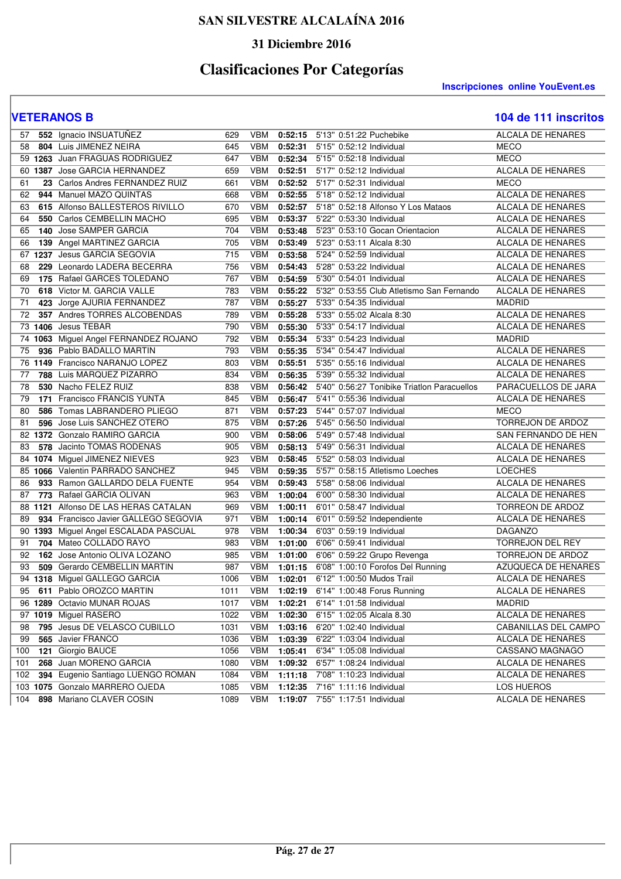# SAN SILVESTRE ALCALAÍNA 2016

## 31 Diciembre 2016

## Clasificaciones Por Categorías

**Inscripciones online YouEvent.es**

### VETERANOS B

**104 de 111 inscritos**

| | | | | | | | | | |
|---|---|---|---|---|---|---|---|---|---|
| 57 | **552** | Ignacio INSUATUÑEZ | 629 | VBM | **0:52:15** | 5'13" | 0:51:22 | Puchebike | ALCALA DE HENARES |
| 58 | **804** | Luis JIMENEZ NEIRA | 645 | VBM | **0:52:31** | 5'15" | 0:52:12 | Individual | MECO |
| 59 | **1263** | Juan FRAGUAS RODRIGUEZ | 647 | VBM | **0:52:34** | 5'15" | 0:52:18 | Individual | MECO |
| 60 | **1387** | Jose GARCIA HERNANDEZ | 659 | VBM | **0:52:51** | 5'17" | 0:52:12 | Individual | ALCALA DE HENARES |
| 61 | **23** | Carlos Andres FERNANDEZ RUIZ | 661 | VBM | **0:52:52** | 5'17" | 0:52:31 | Individual | MECO |
| 62 | **944** | Manuel MAZO QUINTAS | 668 | VBM | **0:52:55** | 5'18" | 0:52:12 | Individual | ALCALA DE HENARES |
| 63 | **615** | Alfonso BALLESTEROS RIVILLO | 670 | VBM | **0:52:57** | 5'18" | 0:52:18 | Alfonso Y Los Mataos | ALCALA DE HENARES |
| 64 | **550** | Carlos CEMBELLIN MACHO | 695 | VBM | **0:53:37** | 5'22" | 0:53:30 | Individual | ALCALA DE HENARES |
| 65 | **140** | Jose SAMPER GARCIA | 704 | VBM | **0:53:48** | 5'23" | 0:53:10 | Gocan Orientacion | ALCALA DE HENARES |
| 66 | **139** | Angel MARTINEZ GARCIA | 705 | VBM | **0:53:49** | 5'23" | 0:53:11 | Alcala 8:30 | ALCALA DE HENARES |
| 67 | **1237** | Jesus GARCIA SEGOVIA | 715 | VBM | **0:53:58** | 5'24" | 0:52:59 | Individual | ALCALA DE HENARES |
| 68 | **229** | Leonardo LADERA BECERRA | 756 | VBM | **0:54:43** | 5'28" | 0:53:22 | Individual | ALCALA DE HENARES |
| 69 | **175** | Rafael GARCES TOLEDANO | 767 | VBM | **0:54:59** | 5'30" | 0:54:01 | Individual | ALCALA DE HENARES |
| 70 | **618** | Victor M. GARCIA VALLE | 783 | VBM | **0:55:22** | 5'32" | 0:53:55 | Club Atletismo San Fernando | ALCALA DE HENARES |
| 71 | **423** | Jorge AJURIA FERNANDEZ | 787 | VBM | **0:55:27** | 5'33" | 0:54:35 | Individual | MADRID |
| 72 | **357** | Andres TORRES ALCOBENDAS | 789 | VBM | **0:55:28** | 5'33" | 0:55:02 | Alcala 8:30 | ALCALA DE HENARES |
| 73 | **1406** | Jesus TEBAR | 790 | VBM | **0:55:30** | 5'33" | 0:54:17 | Individual | ALCALA DE HENARES |
| 74 | **1063** | Miguel Angel FERNANDEZ ROJANO | 792 | VBM | **0:55:34** | 5'33" | 0:54:23 | Individual | MADRID |
| 75 | **936** | Pablo BADALLO MARTIN | 793 | VBM | **0:55:35** | 5'34" | 0:54:47 | Individual | ALCALA DE HENARES |
| 76 | **1149** | Francisco NARANJO LOPEZ | 803 | VBM | **0:55:51** | 5'35" | 0:55:16 | Individual | ALCALA DE HENARES |
| 77 | **788** | Luis MARQUEZ PIZARRO | 834 | VBM | **0:56:35** | 5'39" | 0:55:32 | Individual | ALCALA DE HENARES |
| 78 | **530** | Nacho FELEZ RUIZ | 838 | VBM | **0:56:42** | 5'40" | 0:56:27 | Tonibike Triatlon Paracuellos | PARACUELLOS DE JARA |
| 79 | **171** | Francisco FRANCIS YUNTA | 845 | VBM | **0:56:47** | 5'41" | 0:55:36 | Individual | ALCALA DE HENARES |
| 80 | **586** | Tomas LABRANDERO PLIEGO | 871 | VBM | **0:57:23** | 5'44" | 0:57:07 | Individual | MECO |
| 81 | **596** | Jose Luis SANCHEZ OTERO | 875 | VBM | **0:57:26** | 5'45" | 0:56:50 | Individual | TORREJON DE ARDOZ |
| 82 | **1372** | Gonzalo RAMIRO GARCIA | 900 | VBM | **0:58:06** | 5'49" | 0:57:48 | Individual | SAN FERNANDO DE HEN |
| 83 | **578** | Jacinto TOMAS RODENAS | 905 | VBM | **0:58:13** | 5'49" | 0:56:31 | Individual | ALCALA DE HENARES |
| 84 | **1074** | Miguel JIMENEZ NIEVES | 923 | VBM | **0:58:45** | 5'52" | 0:58:03 | Individual | ALCALA DE HENARES |
| 85 | **1066** | Valentin PARRADO SANCHEZ | 945 | VBM | **0:59:35** | 5'57" | 0:58:15 | Atletismo Loeches | LOECHES |
| 86 | **933** | Ramon GALLARDO DELA FUENTE | 954 | VBM | **0:59:43** | 5'58" | 0:58:06 | Individual | ALCALA DE HENARES |
| 87 | **773** | Rafael GARCIA OLIVAN | 963 | VBM | **1:00:04** | 6'00" | 0:58:30 | Individual | ALCALA DE HENARES |
| 88 | **1121** | Alfonso DE LAS HERAS CATALAN | 969 | VBM | **1:00:11** | 6'01" | 0:58:47 | Individual | TORREON DE ARDOZ |
| 89 | **934** | Francisco Javier GALLEGO SEGOVIA | 971 | VBM | **1:00:14** | 6'01" | 0:59:52 | Independiente | ALCALA DE HENARES |
| 90 | **1393** | Miguel Angel ESCALADA PASCUAL | 978 | VBM | **1:00:34** | 6'03" | 0:59:19 | Individual | DAGANZO |
| 91 | **704** | Mateo COLLADO RAYO | 983 | VBM | **1:01:00** | 6'06" | 0:59:41 | Individual | TORREJON DEL REY |
| 92 | **162** | Jose Antonio OLIVA LOZANO | 985 | VBM | **1:01:00** | 6'06" | 0:59:22 | Grupo Revenga | TORREJON DE ARDOZ |
| 93 | **509** | Gerardo CEMBELLIN MARTIN | 987 | VBM | **1:01:15** | 6'08" | 1:00:10 | Forofos Del Running | AZUQUECA DE HENARES |
| 94 | **1318** | Miguel GALLEGO GARCIA | 1006 | VBM | **1:02:01** | 6'12" | 1:00:50 | Mudos Trail | ALCALA DE HENARES |
| 95 | **611** | Pablo OROZCO MARTIN | 1011 | VBM | **1:02:19** | 6'14" | 1:00:48 | Forus Running | ALCALA DE HENARES |
| 96 | **1289** | Octavio MUNAR ROJAS | 1017 | VBM | **1:02:21** | 6'14" | 1:01:58 | Individual | MADRID |
| 97 | **1019** | Miguel RASERO | 1022 | VBM | **1:02:30** | 6'15" | 1:02:05 | Alcala 8.30 | ALCALA DE HENARES |
| 98 | **795** | Jesus DE VELASCO CUBILLO | 1031 | VBM | **1:03:16** | 6'20" | 1:02:40 | Individual | CABANILLAS DEL CAMPO |
| 99 | **565** | Javier FRANCO | 1036 | VBM | **1:03:39** | 6'22" | 1:03:04 | Individual | ALCALA DE HENARES |
| 100 | **121** | Giorgio BAUCE | 1056 | VBM | **1:05:41** | 6'34" | 1:05:08 | Individual | CASSANO MAGNAGO |
| 101 | **268** | Juan MORENO GARCIA | 1080 | VBM | **1:09:32** | 6'57" | 1:08:24 | Individual | ALCALA DE HENARES |
| 102 | **394** | Eugenio Santiago LUENGO ROMAN | 1084 | VBM | **1:11:18** | 7'08" | 1:10:23 | Individual | ALCALA DE HENARES |
| 103 | **1075** | Gonzalo MARRERO OJEDA | 1085 | VBM | **1:12:35** | 7'16" | 1:11:16 | Individual | LOS HUEROS |
| 104 | **898** | Mariano CLAVER COSIN | 1089 | VBM | **1:19:07** | 7'55" | 1:17:51 | Individual | ALCALA DE HENARES |